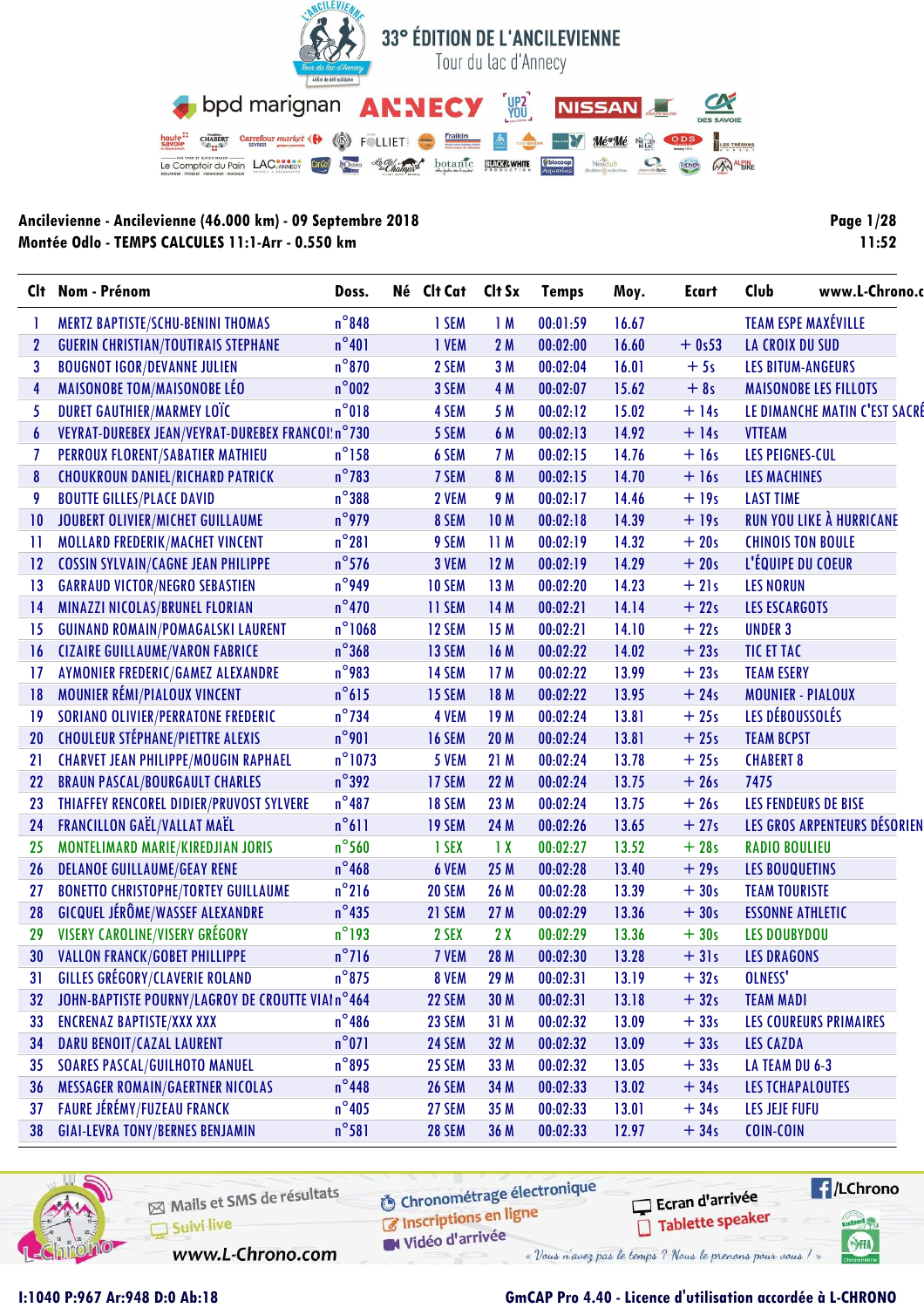# 33° ÉDITION DE L'ANCILEVIENNE

Tour du lac d'Annecy

**Ancilevienne - Ancilevienne (46.000 km) - 09 Septembre 2018**
**Montée Odlo - TEMPS CALCULES 11:1-Arr - 0.550 km**

11:52

| Clt | Nom - Prénom | Doss. | Né | Clt Cat | Clt Sx | Temps | Moy. | Ecart | Club |
|---|---|---|---|---|---|---|---|---|---|
| 1 | MERTZ BAPTISTE/SCHU-BENINI THOMAS | n°848 | | 1 SEM | 1 M | 00:01:59 | 16.67 | | TEAM ESPE MAXÉVILLE |
| 2 | GUERIN CHRISTIAN/TOUTIRAIS STEPHANE | n°401 | | 1 VEM | 2 M | 00:02:00 | 16.60 | + 0s53 | LA CROIX DU SUD |
| 3 | BOUGNOT IGOR/DEVANNE JULIEN | n°870 | | 2 SEM | 3 M | 00:02:04 | 16.01 | + 5s | LES BITUM-ANGEURS |
| 4 | MAISONOBE TOM/MAISONOBE LÉO | n°002 | | 3 SEM | 4 M | 00:02:07 | 15.62 | + 8s | MAISONOBE LES FILLOTS |
| 5 | DURET GAUTHIER/MARMEY LOÏC | n°018 | | 4 SEM | 5 M | 00:02:12 | 15.02 | + 14s | LE DIMANCHE MATIN C'EST SACRÉ |
| 6 | VEYRAT-DUREBEX JEAN/VEYRAT-DUREBEX FRANCOI | n°730 | | 5 SEM | 6 M | 00:02:13 | 14.92 | + 14s | VTTEAM |
| 7 | PERROUX FLORENT/SABATIER MATHIEU | n°158 | | 6 SEM | 7 M | 00:02:15 | 14.76 | + 16s | LES PEIGNES-CUL |
| 8 | CHOUKROUN DANIEL/RICHARD PATRICK | n°783 | | 7 SEM | 8 M | 00:02:15 | 14.70 | + 16s | LES MACHINES |
| 9 | BOUTTE GILLES/PLACE DAVID | n°388 | | 2 VEM | 9 M | 00:02:17 | 14.46 | + 19s | LAST TIME |
| 10 | JOUBERT OLIVIER/MICHET GUILLAUME | n°979 | | 8 SEM | 10 M | 00:02:18 | 14.39 | + 19s | RUN YOU LIKE À HURRICANE |
| 11 | MOLLARD FREDERIK/MACHET VINCENT | n°281 | | 9 SEM | 11 M | 00:02:19 | 14.32 | + 20s | CHINOIS TON BOULE |
| 12 | COSSIN SYLVAIN/CAGNE JEAN PHILIPPE | n°576 | | 3 VEM | 12 M | 00:02:19 | 14.29 | + 20s | L'ÉQUIPE DU COEUR |
| 13 | GARRAUD VICTOR/NEGRO SEBASTIEN | n°949 | | 10 SEM | 13 M | 00:02:20 | 14.23 | + 21s | LES NORUN |
| 14 | MINAZZI NICOLAS/BRUNEL FLORIAN | n°470 | | 11 SEM | 14 M | 00:02:21 | 14.14 | + 22s | LES ESCARGOTS |
| 15 | GUINAND ROMAIN/POMAGALSKI LAURENT | n°1068 | | 12 SEM | 15 M | 00:02:21 | 14.10 | + 22s | UNDER 3 |
| 16 | CIZAIRE GUILLAUME/VARON FABRICE | n°368 | | 13 SEM | 16 M | 00:02:22 | 14.02 | + 23s | TIC ET TAC |
| 17 | AYMONIER FREDERIC/GAMEZ ALEXANDRE | n°983 | | 14 SEM | 17 M | 00:02:22 | 13.99 | + 23s | TEAM ESERY |
| 18 | MOUNIER RÉMI/PIALOUX VINCENT | n°615 | | 15 SEM | 18 M | 00:02:22 | 13.95 | + 24s | MOUNIER - PIALOUX |
| 19 | SORIANO OLIVIER/PERRATONE FREDERIC | n°734 | | 4 VEM | 19 M | 00:02:24 | 13.81 | + 25s | LES DÉBOUSSOLÉS |
| 20 | CHOULEUR STÉPHANE/PIETTRE ALEXIS | n°901 | | 16 SEM | 20 M | 00:02:24 | 13.81 | + 25s | TEAM BCPST |
| 21 | CHARVET JEAN PHILIPPE/MOUGIN RAPHAEL | n°1073 | | 5 VEM | 21 M | 00:02:24 | 13.78 | + 25s | CHABERT 8 |
| 22 | BRAUN PASCAL/BOURGAULT CHARLES | n°392 | | 17 SEM | 22 M | 00:02:24 | 13.75 | + 26s | 7475 |
| 23 | THIAFFEY RENCOREL DIDIER/PRUVOST SYLVERE | n°487 | | 18 SEM | 23 M | 00:02:24 | 13.75 | + 26s | LES FENDEURS DE BISE |
| 24 | FRANCILLON GAËL/VALLAT MAËL | n°611 | | 19 SEM | 24 M | 00:02:26 | 13.65 | + 27s | LES GROS ARPENTEURS DÉSORIEN |
| 25 | MONTELIMARD MARIE/KIREDJIAN JORIS | n°560 | | 1 SEX | 1 X | 00:02:27 | 13.52 | + 28s | RADIO BOULIEU |
| 26 | DELANOE GUILLAUME/GEAY RENE | n°468 | | 6 VEM | 25 M | 00:02:28 | 13.40 | + 29s | LES BOUQUETINS |
| 27 | BONETTO CHRISTOPHE/TORTEY GUILLAUME | n°216 | | 20 SEM | 26 M | 00:02:28 | 13.39 | + 30s | TEAM TOURISTE |
| 28 | GICQUEL JÉRÔME/WASSEF ALEXANDRE | n°435 | | 21 SEM | 27 M | 00:02:29 | 13.36 | + 30s | ESSONNE ATHLETIC |
| 29 | VISERY CAROLINE/VISERY GRÉGORY | n°193 | | 2 SEX | 2 X | 00:02:29 | 13.36 | + 30s | LES DOUBYDOU |
| 30 | VALLON FRANCK/GOBET PHILLIPPE | n°716 | | 7 VEM | 28 M | 00:02:30 | 13.28 | + 31s | LES DRAGONS |
| 31 | GILLES GRÉGORY/CLAVERIE ROLAND | n°875 | | 8 VEM | 29 M | 00:02:31 | 13.19 | + 32s | OLNESS' |
| 32 | JOHN-BAPTISTE POURNY/LAGROY DE CROUTTE VIAI | n°464 | | 22 SEM | 30 M | 00:02:31 | 13.18 | + 32s | TEAM MADI |
| 33 | ENCRENAZ BAPTISTE/XXX XXX | n°486 | | 23 SEM | 31 M | 00:02:32 | 13.09 | + 33s | LES COUREURS PRIMAIRES |
| 34 | DARU BENOIT/CAZAL LAURENT | n°071 | | 24 SEM | 32 M | 00:02:32 | 13.09 | + 33s | LES CAZDA |
| 35 | SOARES PASCAL/GUILHOTO MANUEL | n°895 | | 25 SEM | 33 M | 00:02:32 | 13.05 | + 33s | LA TEAM DU 6-3 |
| 36 | MESSAGER ROMAIN/GAERTNER NICOLAS | n°448 | | 26 SEM | 34 M | 00:02:33 | 13.02 | + 34s | LES TCHAPALOUTES |
| 37 | FAURE JÉRÉMY/FUZEAU FRANCK | n°405 | | 27 SEM | 35 M | 00:02:33 | 13.01 | + 34s | LES JEJE FUFU |
| 38 | GIAI-LEVRA TONY/BERNES BENJAMIN | n°581 | | 28 SEM | 36 M | 00:02:33 | 12.97 | + 34s | COIN-COIN |

I:1040 P:967 Ar:948 D:0 Ab:18

GmCAP Pro 4.40 - Licence d'utilisation accordée à L-CHRONO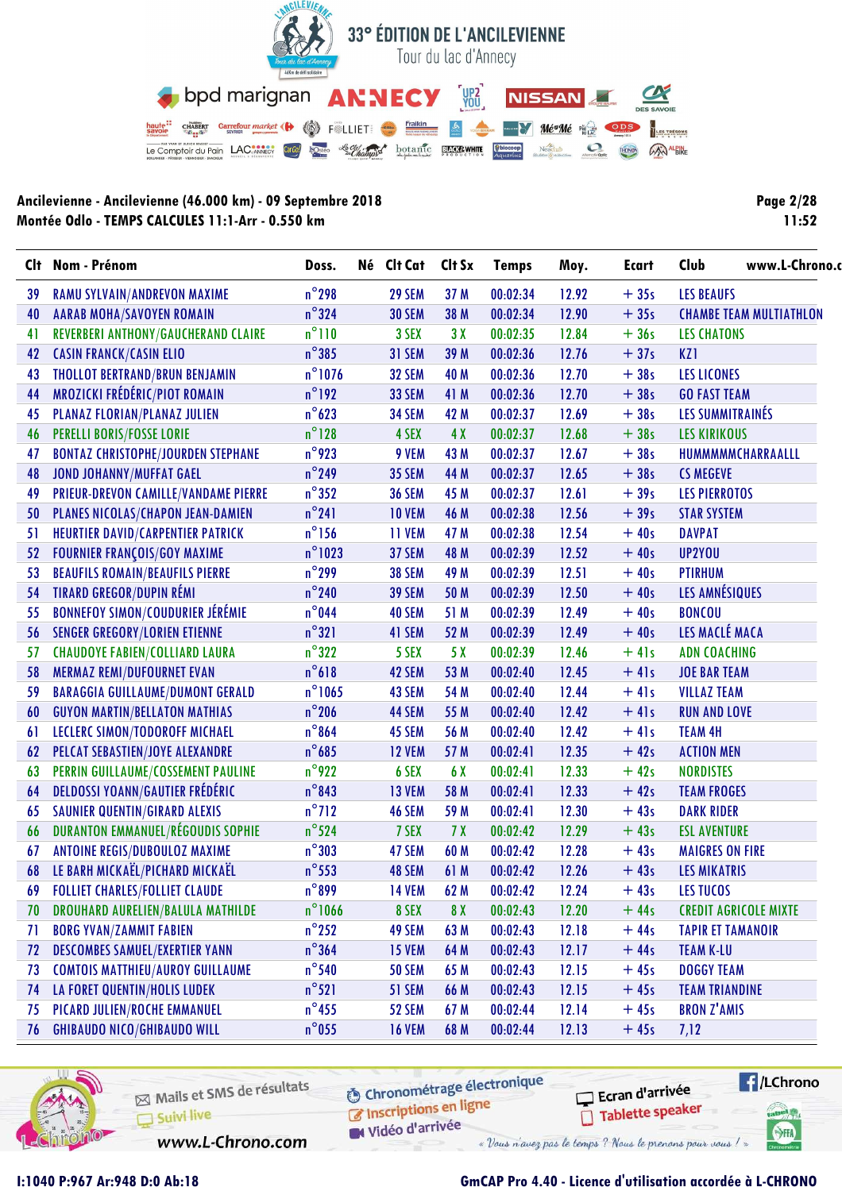# 33° ÉDITION DE L'ANCILEVIENNE

Tour du lac d'Annecy

**Ancilevienne - Ancilevienne (46.000 km) - 09 Septembre 2018**
**Montée Odlo - TEMPS CALCULES 11:1-Arr - 0.550 km**

| Clt | Nom - Prénom | Doss. | Né | Clt Cat | Clt Sx | Temps | Moy. | Ecart | Club |
|---|---|---|---|---|---|---|---|---|---|
| 39 | RAMU SYLVAIN/ANDREVON MAXIME | n°298 | | 29 SEM | 37 M | 00:02:34 | 12.92 | + 35s | LES BEAUFS |
| 40 | AARAB MOHA/SAVOYEN ROMAIN | n°324 | | 30 SEM | 38 M | 00:02:34 | 12.90 | + 35s | CHAMBE TEAM MULTIATHLON |
| 41 | REVERBERI ANTHONY/GAUCHERAND CLAIRE | n°110 | | 3 SEX | 3 X | 00:02:35 | 12.84 | + 36s | LES CHATONS |
| 42 | CASIN FRANCK/CASIN ELIO | n°385 | | 31 SEM | 39 M | 00:02:36 | 12.76 | + 37s | KZ1 |
| 43 | THOLLOT BERTRAND/BRUN BENJAMIN | n°1076 | | 32 SEM | 40 M | 00:02:36 | 12.70 | + 38s | LES LICONES |
| 44 | MROZICKI FRÉDÉRIC/PIOT ROMAIN | n°192 | | 33 SEM | 41 M | 00:02:36 | 12.70 | + 38s | GO FAST TEAM |
| 45 | PLANAZ FLORIAN/PLANAZ JULIEN | n°623 | | 34 SEM | 42 M | 00:02:37 | 12.69 | + 38s | LES SUMMITRAINÉS |
| 46 | PERELLI BORIS/FOSSE LORIE | n°128 | | 4 SEX | 4 X | 00:02:37 | 12.68 | + 38s | LES KIRIKOUS |
| 47 | BONTAZ CHRISTOPHE/JOURDEN STEPHANE | n°923 | | 9 VEM | 43 M | 00:02:37 | 12.67 | + 38s | HUMMMMMCHARRAALLL |
| 48 | JOND JOHANNY/MUFFAT GAEL | n°249 | | 35 SEM | 44 M | 00:02:37 | 12.65 | + 38s | CS MEGEVE |
| 49 | PRIEUR-DREVON CAMILLE/VANDAME PIERRE | n°352 | | 36 SEM | 45 M | 00:02:37 | 12.61 | + 39s | LES PIERROTOS |
| 50 | PLANES NICOLAS/CHAPON JEAN-DAMIEN | n°241 | | 10 VEM | 46 M | 00:02:38 | 12.56 | + 39s | STAR SYSTEM |
| 51 | HEURTIER DAVID/CARPENTIER PATRICK | n°156 | | 11 VEM | 47 M | 00:02:38 | 12.54 | + 40s | DAVPAT |
| 52 | FOURNIER FRANÇOIS/GOY MAXIME | n°1023 | | 37 SEM | 48 M | 00:02:39 | 12.52 | + 40s | UP2YOU |
| 53 | BEAUFILS ROMAIN/BEAUFILS PIERRE | n°299 | | 38 SEM | 49 M | 00:02:39 | 12.51 | + 40s | PTIRHUM |
| 54 | TIRARD GREGOR/DUPIN RÉMI | n°240 | | 39 SEM | 50 M | 00:02:39 | 12.50 | + 40s | LES AMNÉSIQUES |
| 55 | BONNEFOY SIMON/COUDURIER JÉRÉMIE | n°044 | | 40 SEM | 51 M | 00:02:39 | 12.49 | + 40s | BONCOU |
| 56 | SENGER GREGORY/LORIEN ETIENNE | n°321 | | 41 SEM | 52 M | 00:02:39 | 12.49 | + 40s | LES MACLÉ MACA |
| 57 | CHAUDOYE FABIEN/COLLIARD LAURA | n°322 | | 5 SEX | 5 X | 00:02:39 | 12.46 | + 41s | ADN COACHING |
| 58 | MERMAZ REMI/DUFOURNET EVAN | n°618 | | 42 SEM | 53 M | 00:02:40 | 12.45 | + 41s | JOE BAR TEAM |
| 59 | BARAGGIA GUILLAUME/DUMONT GERALD | n°1065 | | 43 SEM | 54 M | 00:02:40 | 12.44 | + 41s | VILLAZ TEAM |
| 60 | GUYON MARTIN/BELLATON MATHIAS | n°206 | | 44 SEM | 55 M | 00:02:40 | 12.42 | + 41s | RUN AND LOVE |
| 61 | LECLERC SIMON/TODOROFF MICHAEL | n°864 | | 45 SEM | 56 M | 00:02:40 | 12.42 | + 41s | TEAM 4H |
| 62 | PELCAT SEBASTIEN/JOYE ALEXANDRE | n°685 | | 12 VEM | 57 M | 00:02:41 | 12.35 | + 42s | ACTION MEN |
| 63 | PERRIN GUILLAUME/COSSEMENT PAULINE | n°922 | | 6 SEX | 6 X | 00:02:41 | 12.33 | + 42s | NORDISTES |
| 64 | DELDOSSI YOANN/GAUTIER FRÉDÉRIC | n°843 | | 13 VEM | 58 M | 00:02:41 | 12.33 | + 42s | TEAM FROGES |
| 65 | SAUNIER QUENTIN/GIRARD ALEXIS | n°712 | | 46 SEM | 59 M | 00:02:41 | 12.30 | + 43s | DARK RIDER |
| 66 | DURANTON EMMANUEL/RÉGOUDIS SOPHIE | n°524 | | 7 SEX | 7 X | 00:02:42 | 12.29 | + 43s | ESL AVENTURE |
| 67 | ANTOINE REGIS/DUBOULOZ MAXIME | n°303 | | 47 SEM | 60 M | 00:02:42 | 12.28 | + 43s | MAIGRES ON FIRE |
| 68 | LE BARH MICKAËL/PICHARD MICKAËL | n°553 | | 48 SEM | 61 M | 00:02:42 | 12.26 | + 43s | LES MIKATRIS |
| 69 | FOLLIET CHARLES/FOLLIET CLAUDE | n°899 | | 14 VEM | 62 M | 00:02:42 | 12.24 | + 43s | LES TUCOS |
| 70 | DROUHARD AURELIEN/BALULA MATHILDE | n°1066 | | 8 SEX | 8 X | 00:02:43 | 12.20 | + 44s | CREDIT AGRICOLE MIXTE |
| 71 | BORG YVAN/ZAMMIT FABIEN | n°252 | | 49 SEM | 63 M | 00:02:43 | 12.18 | + 44s | TAPIR ET TAMANOIR |
| 72 | DESCOMBES SAMUEL/EXERTIER YANN | n°364 | | 15 VEM | 64 M | 00:02:43 | 12.17 | + 44s | TEAM K-LU |
| 73 | COMTOIS MATTHIEU/AUROY GUILLAUME | n°540 | | 50 SEM | 65 M | 00:02:43 | 12.15 | + 45s | DOGGY TEAM |
| 74 | LA FORET QUENTIN/HOLIS LUDEK | n°521 | | 51 SEM | 66 M | 00:02:43 | 12.15 | + 45s | TEAM TRIANDINE |
| 75 | PICARD JULIEN/ROCHE EMMANUEL | n°455 | | 52 SEM | 67 M | 00:02:44 | 12.14 | + 45s | BRON Z'AMIS |
| 76 | GHIBAUDO NICO/GHIBAUDO WILL | n°055 | | 16 VEM | 68 M | 00:02:44 | 12.13 | + 45s | 7,12 |

I:1040 P:967 Ar:948 D:0 Ab:18

GmCAP Pro 4.40 - Licence d'utilisation accordée à L-CHRONO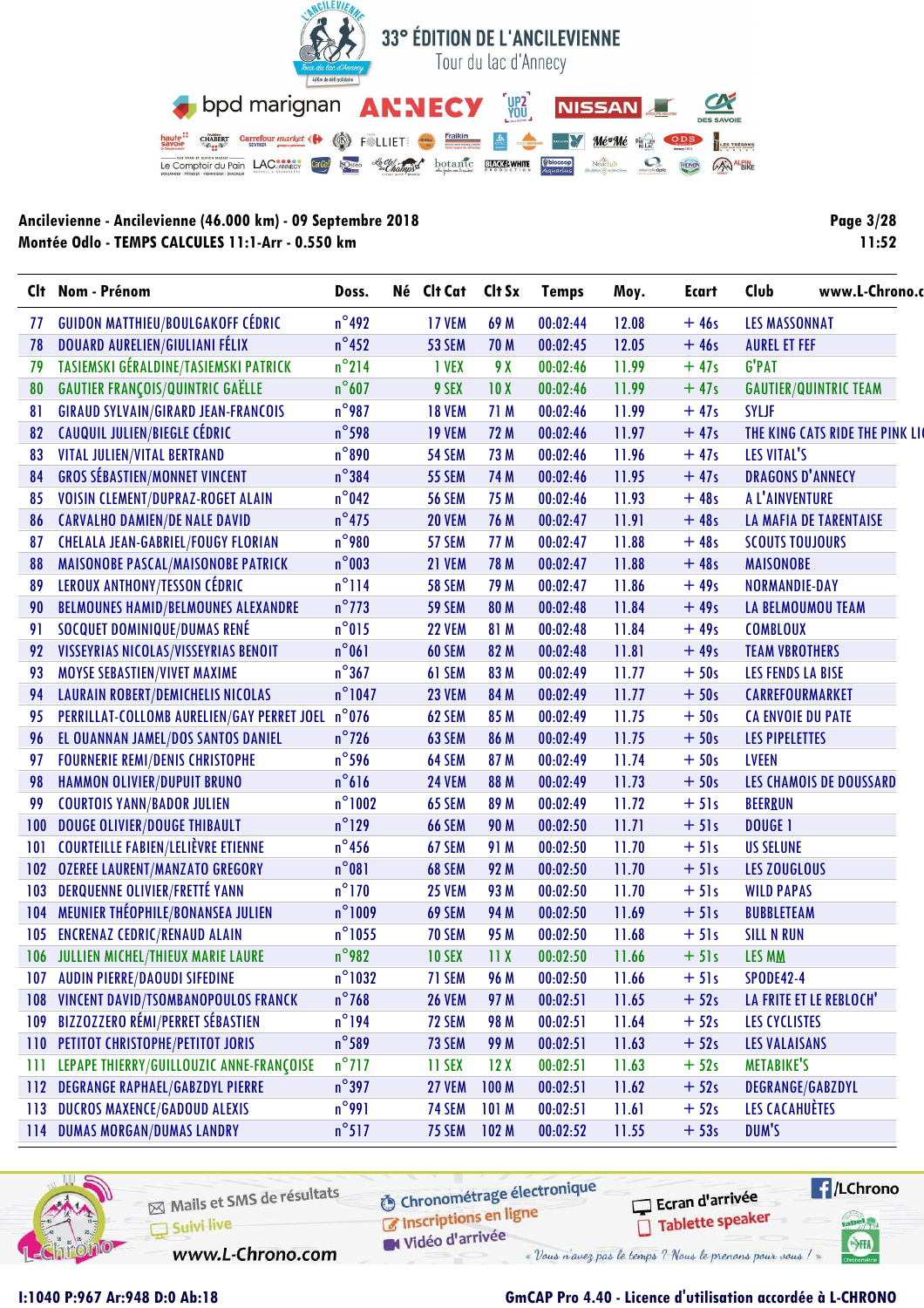## 33° ÉDITION DE L'ANCILEVIENNE
Tour du lac d'Annecy

**Ancilevienne - Ancilevienne (46.000 km) - 09 Septembre 2018**
**Montée Odlo - TEMPS CALCULES 11:1-Arr - 0.550 km**

11:52

| Clt | Nom - Prénom | Doss. | Né | Clt Cat | Clt Sx | Temps | Moy. | Ecart | Club |
|---|---|---|---|---|---|---|---|---|---|
| 77 | GUIDON MATTHIEU/BOULGAKOFF CÉDRIC | n°492 | | 17 VEM | 69 M | 00:02:44 | 12.08 | + 46s | LES MASSONNAT |
| 78 | DOUARD AURELIEN/GIULIANI FÉLIX | n°452 | | 53 SEM | 70 M | 00:02:45 | 12.05 | + 46s | AUREL ET FEF |
| 79 | TASIEMSKI GÉRALDINE/TASIEMSKI PATRICK | n°214 | | 1 VEX | 9 X | 00:02:46 | 11.99 | + 47s | G'PAT |
| 80 | GAUTIER FRANÇOIS/QUINTRIC GAËLLE | n°607 | | 9 SEX | 10 X | 00:02:46 | 11.99 | + 47s | GAUTIER/QUINTRIC TEAM |
| 81 | GIRAUD SYLVAIN/GIRARD JEAN-FRANCOIS | n°987 | | 18 VEM | 71 M | 00:02:46 | 11.99 | + 47s | SYLJF |
| 82 | CAUQUIL JULIEN/BIEGLE CÉDRIC | n°598 | | 19 VEM | 72 M | 00:02:46 | 11.97 | + 47s | THE KING CATS RIDE THE PINK LI |
| 83 | VITAL JULIEN/VITAL BERTRAND | n°890 | | 54 SEM | 73 M | 00:02:46 | 11.96 | + 47s | LES VITAL'S |
| 84 | GROS SÉBASTIEN/MONNET VINCENT | n°384 | | 55 SEM | 74 M | 00:02:46 | 11.95 | + 47s | DRAGONS D'ANNECY |
| 85 | VOISIN CLEMENT/DUPRAZ-ROGET ALAIN | n°042 | | 56 SEM | 75 M | 00:02:46 | 11.93 | + 48s | A L'AINVENTURE |
| 86 | CARVALHO DAMIEN/DE NALE DAVID | n°475 | | 20 VEM | 76 M | 00:02:47 | 11.91 | + 48s | LA MAFIA DE TARENTAISE |
| 87 | CHELALA JEAN-GABRIEL/FOUGY FLORIAN | n°980 | | 57 SEM | 77 M | 00:02:47 | 11.88 | + 48s | SCOUTS TOUJOURS |
| 88 | MAISONOBE PASCAL/MAISONOBE PATRICK | n°003 | | 21 VEM | 78 M | 00:02:47 | 11.88 | + 48s | MAISONOBE |
| 89 | LEROUX ANTHONY/TESSON CÉDRIC | n°114 | | 58 SEM | 79 M | 00:02:47 | 11.86 | + 49s | NORMANDIE-DAY |
| 90 | BELMOUNES HAMID/BELMOUNES ALEXANDRE | n°773 | | 59 SEM | 80 M | 00:02:48 | 11.84 | + 49s | LA BELMOUMOU TEAM |
| 91 | SOCQUET DOMINIQUE/DUMAS RENÉ | n°015 | | 22 VEM | 81 M | 00:02:48 | 11.84 | + 49s | COMBLOUX |
| 92 | VISSEYRIAS NICOLAS/VISSEYRIAS BENOIT | n°061 | | 60 SEM | 82 M | 00:02:48 | 11.81 | + 49s | TEAM VBROTHERS |
| 93 | MOYSE SEBASTIEN/VIVET MAXIME | n°367 | | 61 SEM | 83 M | 00:02:49 | 11.77 | + 50s | LES FENDS LA BISE |
| 94 | LAURAIN ROBERT/DEMICHELIS NICOLAS | n°1047 | | 23 VEM | 84 M | 00:02:49 | 11.77 | + 50s | CARREFOURMARKET |
| 95 | PERRILLAT-COLLOMB AURELIEN/GAY PERRET JOEL | n°076 | | 62 SEM | 85 M | 00:02:49 | 11.75 | + 50s | CA ENVOIE DU PATE |
| 96 | EL OUANNAN JAMEL/DOS SANTOS DANIEL | n°726 | | 63 SEM | 86 M | 00:02:49 | 11.75 | + 50s | LES PIPELETTES |
| 97 | FOURNERIE REMI/DENIS CHRISTOPHE | n°596 | | 64 SEM | 87 M | 00:02:49 | 11.74 | + 50s | LVEEN |
| 98 | HAMMON OLIVIER/DUPUIT BRUNO | n°616 | | 24 VEM | 88 M | 00:02:49 | 11.73 | + 50s | LES CHAMOIS DE DOUSSARD |
| 99 | COURTOIS YANN/BADOR JULIEN | n°1002 | | 65 SEM | 89 M | 00:02:49 | 11.72 | + 51s | BEERRUN |
| 100 | DOUGE OLIVIER/DOUGE THIBAULT | n°129 | | 66 SEM | 90 M | 00:02:50 | 11.71 | + 51s | DOUGE 1 |
| 101 | COURTEILLE FABIEN/LELIÈVRE ETIENNE | n°456 | | 67 SEM | 91 M | 00:02:50 | 11.70 | + 51s | US SELUNE |
| 102 | OZEREE LAURENT/MANZATO GREGORY | n°081 | | 68 SEM | 92 M | 00:02:50 | 11.70 | + 51s | LES ZOUGLOUS |
| 103 | DERQUENNE OLIVIER/FRETTÉ YANN | n°170 | | 25 VEM | 93 M | 00:02:50 | 11.70 | + 51s | WILD PAPAS |
| 104 | MEUNIER THÉOPHILE/BONANSEA JULIEN | n°1009 | | 69 SEM | 94 M | 00:02:50 | 11.69 | + 51s | BUBBLETEAM |
| 105 | ENCRENAZ CEDRIC/RENAUD ALAIN | n°1055 | | 70 SEM | 95 M | 00:02:50 | 11.68 | + 51s | SILL N RUN |
| 106 | JULLIEN MICHEL/THIEUX MARIE LAURE | n°982 | | 10 SEX | 11 X | 00:02:50 | 11.66 | + 51s | LES MM |
| 107 | AUDIN PIERRE/DAOUDI SIFEDINE | n°1032 | | 71 SEM | 96 M | 00:02:50 | 11.66 | + 51s | SPODE42-4 |
| 108 | VINCENT DAVID/TSOMBANOPOULOS FRANCK | n°768 | | 26 VEM | 97 M | 00:02:51 | 11.65 | + 52s | LA FRITE ET LE REBLOCH' |
| 109 | BIZZOZZERO RÉMI/PERRET SÉBASTIEN | n°194 | | 72 SEM | 98 M | 00:02:51 | 11.64 | + 52s | LES CYCLISTES |
| 110 | PETITOT CHRISTOPHE/PETITOT JORIS | n°589 | | 73 SEM | 99 M | 00:02:51 | 11.63 | + 52s | LES VALAISANS |
| 111 | LEPAPE THIERRY/GUILLOUZIC ANNE-FRANÇOISE | n°717 | | 11 SEX | 12 X | 00:02:51 | 11.63 | + 52s | METABIKE'S |
| 112 | DEGRANGE RAPHAEL/GABZDYL PIERRE | n°397 | | 27 VEM | 100 M | 00:02:51 | 11.62 | + 52s | DEGRANGE/GABZDYL |
| 113 | DUCROS MAXENCE/GADOUD ALEXIS | n°991 | | 74 SEM | 101 M | 00:02:51 | 11.61 | + 52s | LES CACAHUÈTES |
| 114 | DUMAS MORGAN/DUMAS LANDRY | n°517 | | 75 SEM | 102 M | 00:02:52 | 11.55 | + 53s | DUM'S |

I:1040 P:967 Ar:948 D:0 Ab:18

GmCAP Pro 4.40 - Licence d'utilisation accordée à L-CHRONO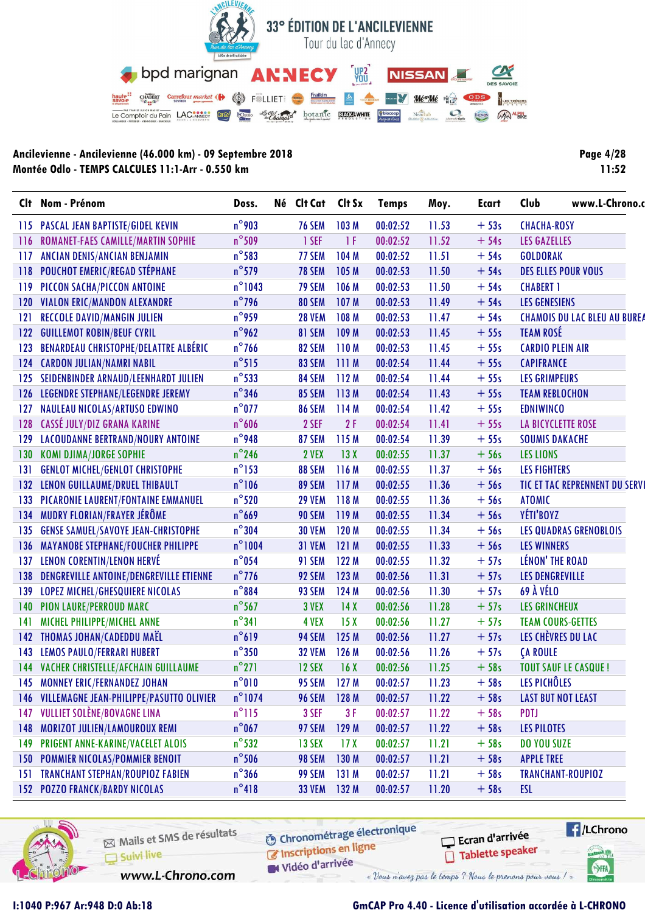# 33° ÉDITION DE L'ANCILEVIENNE

Tour du lac d'Annecy

**Ancilevienne - Ancilevienne (46.000 km) - 09 Septembre 2018**
**Montée Odlo - TEMPS CALCULES 11:1-Arr - 0.550 km**

11:52

| Clt | Nom - Prénom | Doss. | Né | Clt Cat | Clt Sx | Temps | Moy. | Ecart | Club |
|---|---|---|---|---|---|---|---|---|---|
| 115 | PASCAL JEAN BAPTISTE/GIDEL KEVIN | n°903 | | 76 SEM | 103 M | 00:02:52 | 11.53 | + 53s | CHACHA-ROSY |
| 116 | ROMANET-FAES CAMILLE/MARTIN SOPHIE | n°509 | | 1 SEF | 1 F | 00:02:52 | 11.52 | + 54s | LES GAZELLES |
| 117 | ANCIAN DENIS/ANCIAN BENJAMIN | n°583 | | 77 SEM | 104 M | 00:02:52 | 11.51 | + 54s | GOLDORAK |
| 118 | POUCHOT EMERIC/REGAD STÉPHANE | n°579 | | 78 SEM | 105 M | 00:02:53 | 11.50 | + 54s | DES ELLES POUR VOUS |
| 119 | PICCON SACHA/PICCON ANTOINE | n°1043 | | 79 SEM | 106 M | 00:02:53 | 11.50 | + 54s | CHABERT 1 |
| 120 | VIALON ERIC/MANDON ALEXANDRE | n°796 | | 80 SEM | 107 M | 00:02:53 | 11.49 | + 54s | LES GENESIENS |
| 121 | RECCOLE DAVID/MANGIN JULIEN | n°959 | | 28 VEM | 108 M | 00:02:53 | 11.47 | + 54s | CHAMOIS DU LAC BLEU AU BUREA |
| 122 | GUILLEMOT ROBIN/BEUF CYRIL | n°962 | | 81 SEM | 109 M | 00:02:53 | 11.45 | + 55s | TEAM ROSÉ |
| 123 | BENARDEAU CHRISTOPHE/DELATTRE ALBÉRIC | n°766 | | 82 SEM | 110 M | 00:02:53 | 11.45 | + 55s | CARDIO PLEIN AIR |
| 124 | CARDON JULIAN/NAMRI NABIL | n°515 | | 83 SEM | 111 M | 00:02:54 | 11.44 | + 55s | CAPIFRANCE |
| 125 | SEIDENBINDER ARNAUD/LEENHARDT JULIEN | n°533 | | 84 SEM | 112 M | 00:02:54 | 11.44 | + 55s | LES GRIMPEURS |
| 126 | LEGENDRE STEPHANE/LEGENDRE JEREMY | n°346 | | 85 SEM | 113 M | 00:02:54 | 11.43 | + 55s | TEAM REBLOCHON |
| 127 | NAULEAU NICOLAS/ARTUSO EDWINO | n°077 | | 86 SEM | 114 M | 00:02:54 | 11.42 | + 55s | EDNIWINCO |
| 128 | CASSÉ JULY/DIZ GRANA KARINE | n°606 | | 2 SEF | 2 F | 00:02:54 | 11.41 | + 55s | LA BICYCLETTE ROSE |
| 129 | LACOUDANNE BERTRAND/NOURY ANTOINE | n°948 | | 87 SEM | 115 M | 00:02:54 | 11.39 | + 55s | SOUMIS DAKACHE |
| 130 | KOMI DJIMA/JORGE SOPHIE | n°246 | | 2 VEX | 13 X | 00:02:55 | 11.37 | + 56s | LES LIONS |
| 131 | GENLOT MICHEL/GENLOT CHRISTOPHE | n°153 | | 88 SEM | 116 M | 00:02:55 | 11.37 | + 56s | LES FIGHTERS |
| 132 | LENON GUILLAUME/DRUEL THIBAULT | n°106 | | 89 SEM | 117 M | 00:02:55 | 11.36 | + 56s | TIC ET TAC REPRENNENT DU SERVI |
| 133 | PICARONIE LAURENT/FONTAINE EMMANUEL | n°520 | | 29 VEM | 118 M | 00:02:55 | 11.36 | + 56s | ATOMIC |
| 134 | MUDRY FLORIAN/FRAYER JÉRÔME | n°669 | | 90 SEM | 119 M | 00:02:55 | 11.34 | + 56s | YÉTI'BOYZ |
| 135 | GENSE SAMUEL/SAVOYE JEAN-CHRISTOPHE | n°304 | | 30 VEM | 120 M | 00:02:55 | 11.34 | + 56s | LES QUADRAS GRENOBLOIS |
| 136 | MAYANOBE STEPHANE/FOUCHER PHILIPPE | n°1004 | | 31 VEM | 121 M | 00:02:55 | 11.33 | + 56s | LES WINNERS |
| 137 | LENON CORENTIN/LENON HERVÉ | n°054 | | 91 SEM | 122 M | 00:02:55 | 11.32 | + 57s | LÉNON' THE ROAD |
| 138 | DENGREVILLE ANTOINE/DENGREVILLE ETIENNE | n°776 | | 92 SEM | 123 M | 00:02:56 | 11.31 | + 57s | LES DENGREVILLE |
| 139 | LOPEZ MICHEL/GHESQUIERE NICOLAS | n°884 | | 93 SEM | 124 M | 00:02:56 | 11.30 | + 57s | 69 À VÉLO |
| 140 | PION LAURE/PERROUD MARC | n°567 | | 3 VEX | 14 X | 00:02:56 | 11.28 | + 57s | LES GRINCHEUX |
| 141 | MICHEL PHILIPPE/MICHEL ANNE | n°341 | | 4 VEX | 15 X | 00:02:56 | 11.27 | + 57s | TEAM COURS-GETTES |
| 142 | THOMAS JOHAN/CADEDDU MAËL | n°619 | | 94 SEM | 125 M | 00:02:56 | 11.27 | + 57s | LES CHÈVRES DU LAC |
| 143 | LEMOS PAULO/FERRARI HUBERT | n°350 | | 32 VEM | 126 M | 00:02:56 | 11.26 | + 57s | ÇA ROULE |
| 144 | VACHER CHRISTELLE/AFCHAIN GUILLAUME | n°271 | | 12 SEX | 16 X | 00:02:56 | 11.25 | + 58s | TOUT SAUF LE CASQUE ! |
| 145 | MONNEY ERIC/FERNANDEZ JOHAN | n°010 | | 95 SEM | 127 M | 00:02:57 | 11.23 | + 58s | LES PICHÔLES |
| 146 | VILLEMAGNE JEAN-PHILIPPE/PASUTTO OLIVIER | n°1074 | | 96 SEM | 128 M | 00:02:57 | 11.22 | + 58s | LAST BUT NOT LEAST |
| 147 | VULLIET SOLÈNE/BOVAGNE LINA | n°115 | | 3 SEF | 3 F | 00:02:57 | 11.22 | + 58s | PDTJ |
| 148 | MORIZOT JULIEN/LAMOUROUX REMI | n°067 | | 97 SEM | 129 M | 00:02:57 | 11.22 | + 58s | LES PILOTES |
| 149 | PRIGENT ANNE-KARINE/VACELET ALOIS | n°532 | | 13 SEX | 17 X | 00:02:57 | 11.21 | + 58s | DO YOU SUZE |
| 150 | POMMIER NICOLAS/POMMIER BENOIT | n°506 | | 98 SEM | 130 M | 00:02:57 | 11.21 | + 58s | APPLE TREE |
| 151 | TRANCHANT STEPHAN/ROUPIOZ FABIEN | n°366 | | 99 SEM | 131 M | 00:02:57 | 11.21 | + 58s | TRANCHANT-ROUPIOZ |
| 152 | POZZO FRANCK/BARDY NICOLAS | n°418 | | 33 VEM | 132 M | 00:02:57 | 11.20 | + 58s | ESL |

I:1040 P:967 Ar:948 D:0 Ab:18

GmCAP Pro 4.40 - Licence d'utilisation accordée à L-CHRONO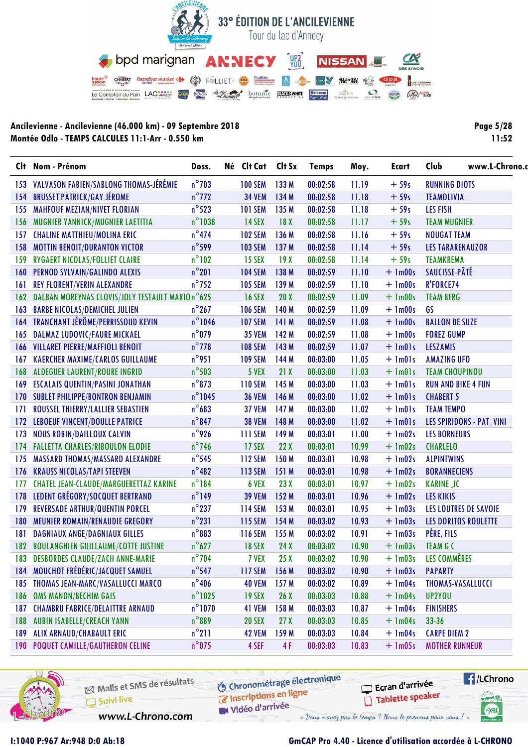# 33° ÉDITION DE L'ANCILEVIENNE

Tour du lac d'Annecy

**Ancilevienne - Ancilevienne (46.000 km) - 09 Septembre 2018**
**Montée Odlo - TEMPS CALCULES 11:1-Arr - 0.550 km**

Page 5/28
11:52

| Clt | Nom - Prénom | Doss. | Né | Clt Cat | Clt Sx | Temps | Moy. | Ecart | Club |
|---|---|---|---|---|---|---|---|---|---|
| 153 | VALVASON FABIEN/SABLONG THOMAS-JÉRÉMIE | n°703 | | 100 SEM | 133 M | 00:02:58 | 11.19 | + 59s | RUNNING DIOTS |
| 154 | BRUSSET PATRICK/GAY JÉROME | n°772 | | 34 VEM | 134 M | 00:02:58 | 11.18 | + 59s | TEAMOLIVIA |
| 155 | MAHFOUF MEZIAN/NIVET FLORIAN | n°523 | | 101 SEM | 135 M | 00:02:58 | 11.18 | + 59s | LES FISH |
| 156 | MUGNIER YANNICK/MUGNIER LAETITIA | n°1038 | | 14 SEX | 18 X | 00:02:58 | 11.17 | + 59s | TEAM MUGNIER |
| 157 | CHALINE MATTHIEU/MOLINA ERIC | n°474 | | 102 SEM | 136 M | 00:02:58 | 11.16 | + 59s | NOUGAT TEAM |
| 158 | MOTTIN BENOIT/DURANTON VICTOR | n°599 | | 103 SEM | 137 M | 00:02:58 | 11.14 | + 59s | LES TARARENAUZOR |
| 159 | RYGAERT NICOLAS/FOLLIET CLAIRE | n°102 | | 15 SEX | 19 X | 00:02:58 | 11.14 | + 59s | TEAMKREMA |
| 160 | PERNOD SYLVAIN/GALINDO ALEXIS | n°201 | | 104 SEM | 138 M | 00:02:59 | 11.10 | + 1m00s | SAUCISSE-PÂTÉ |
| 161 | REY FLORENT/VERIN ALEXANDRE | n°752 | | 105 SEM | 139 M | 00:02:59 | 11.10 | + 1m00s | R'FORCE74 |
| 162 | DALBAN MOREYNAS CLOVIS/JOLY TESTAULT MARIO | n°625 | | 16 SEX | 20 X | 00:02:59 | 11.09 | + 1m00s | TEAM BERG |
| 163 | BARBE NICOLAS/DEMICHEL JULIEN | n°267 | | 106 SEM | 140 M | 00:02:59 | 11.09 | + 1m00s | GS |
| 164 | TRANCHANT JÉRÔME/PERRISSOUD KEVIN | n°1046 | | 107 SEM | 141 M | 00:02:59 | 11.08 | + 1m00s | BALLON DE SUZE |
| 165 | DALMAZ LUDOVIC/FAURE MICKAEL | n°079 | | 35 VEM | 142 M | 00:02:59 | 11.08 | + 1m00s | FOREZ GUMP |
| 166 | VILLARET PIERRE/MAFFIOLI BENOIT | n°778 | | 108 SEM | 143 M | 00:02:59 | 11.07 | + 1m01s | LESZAMIS |
| 167 | KAERCHER MAXIME/CARLOS GUILLAUME | n°951 | | 109 SEM | 144 M | 00:03:00 | 11.05 | + 1m01s | AMAZING UFO |
| 168 | ALDEGUER LAURENT/ROURE INGRID | n°503 | | 5 VEX | 21 X | 00:03:00 | 11.03 | + 1m01s | TEAM CHOUPINOU |
| 169 | ESCALAIS QUENTIN/PASINI JONATHAN | n°873 | | 110 SEM | 145 M | 00:03:00 | 11.03 | + 1m01s | RUN AND BIKE 4 FUN |
| 170 | SUBLET PHILIPPE/BONTRON BENJAMIN | n°1045 | | 36 VEM | 146 M | 00:03:00 | 11.02 | + 1m01s | CHABERT 5 |
| 171 | ROUSSEL THIERRY/LALLIER SEBASTIEN | n°683 | | 37 VEM | 147 M | 00:03:00 | 11.02 | + 1m01s | TEAM TEMPO |
| 172 | LEBOEUF VINCENT/DOULLE PATRICE | n°847 | | 38 VEM | 148 M | 00:03:00 | 11.02 | + 1m01s | LES SPIRIDONS - PAT _VINI |
| 173 | NOUS ROBIN/DAILLOUX CALVIN | n°926 | | 111 SEM | 149 M | 00:03:01 | 11.00 | + 1m02s | LES BORNEURS |
| 174 | FALLETTA CHARLES/RIBOULON ELODIE | n°746 | | 17 SEX | 22 X | 00:03:01 | 10.99 | + 1m02s | CHARLELO |
| 175 | MASSARD THOMAS/MASSARD ALEXANDRE | n°545 | | 112 SEM | 150 M | 00:03:01 | 10.98 | + 1m02s | ALPINTWINS |
| 176 | KRAUSS NICOLAS/TAPI STEEVEN | n°482 | | 113 SEM | 151 M | 00:03:01 | 10.98 | + 1m02s | BORANNECIENS |
| 177 | CHATEL JEAN-CLAUDE/MARGUERETTAZ KARINE | n°184 | | 6 VEX | 23 X | 00:03:01 | 10.97 | + 1m02s | KARINE _JC |
| 178 | LEDENT GRÉGORY/SOCQUET BERTRAND | n°149 | | 39 VEM | 152 M | 00:03:01 | 10.96 | + 1m02s | LES KIKIS |
| 179 | REVERSADE ARTHUR/QUENTIN PORCEL | n°237 | | 114 SEM | 153 M | 00:03:01 | 10.95 | + 1m03s | LES LOUTRES DE SAVOIE |
| 180 | MEUNIER ROMAIN/RENAUDIE GREGORY | n°231 | | 115 SEM | 154 M | 00:03:02 | 10.93 | + 1m03s | LES DORITOS ROULETTE |
| 181 | DAGNIAUX ANGE/DAGNIAUX GILLES | n°883 | | 116 SEM | 155 M | 00:03:02 | 10.91 | + 1m03s | PÈRE, FILS |
| 182 | BOULANGHIEN GUILLAUME/COTTE JUSTINE | n°627 | | 18 SEX | 24 X | 00:03:02 | 10.90 | + 1m03s | TEAM G C |
| 183 | DESBORDES CLAUDE/ZACH ANNE-MARIE | n°704 | | 7 VEX | 25 X | 00:03:02 | 10.90 | + 1m03s | LES COMMÈRES |
| 184 | MOUCHOT FRÉDÉRIC/JACQUET SAMUEL | n°547 | | 117 SEM | 156 M | 00:03:02 | 10.90 | + 1m03s | PAPARTY |
| 185 | THOMAS JEAN-MARC/VASALLUCCI MARCO | n°406 | | 40 VEM | 157 M | 00:03:02 | 10.89 | + 1m04s | THOMAS-VASALLUCCI |
| 186 | OMS MANON/BECHIM GAIS | n°1025 | | 19 SEX | 26 X | 00:03:03 | 10.88 | + 1m04s | UP2YOU |
| 187 | CHAMBRU FABRICE/DELAITTRE ARNAUD | n°1070 | | 41 VEM | 158 M | 00:03:03 | 10.87 | + 1m04s | FINISHERS |
| 188 | AUBIN ISABELLE/CREACH YANN | n°889 | | 20 SEX | 27 X | 00:03:03 | 10.85 | + 1m04s | 33-36 |
| 189 | ALIX ARNAUD/CHABAULT ERIC | n°211 | | 42 VEM | 159 M | 00:03:03 | 10.84 | + 1m04s | CARPE DIEM 2 |
| 190 | POQUET CAMILLE/GAUTHERON CELINE | n°075 | | 4 SEF | 4 F | 00:03:03 | 10.83 | + 1m05s | MOTHER RUNNEUR |

I:1040 P:967 Ar:948 D:0 Ab:18

GmCAP Pro 4.40 - Licence d'utilisation accordée à L-CHRONO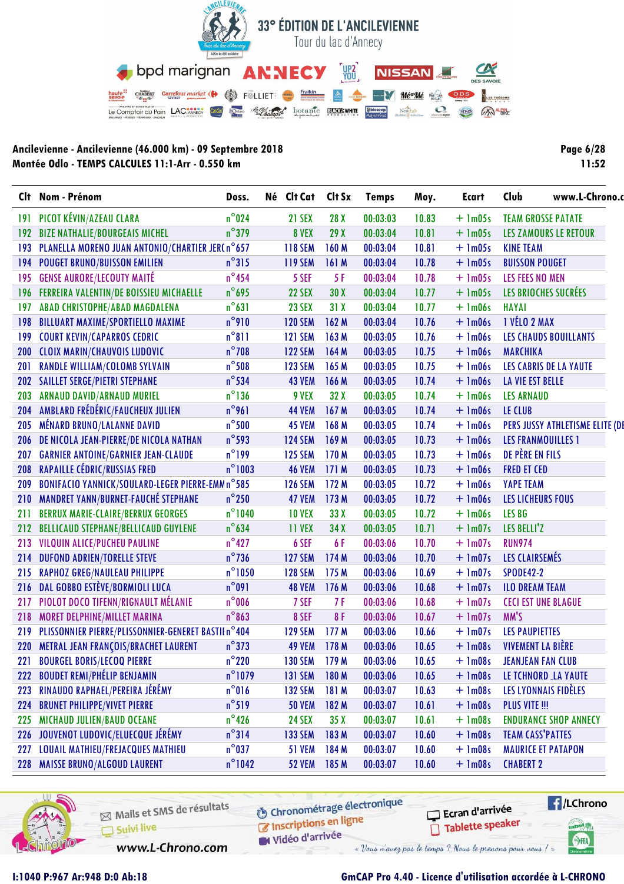# 33° ÉDITION DE L'ANCILEVIENNE

Tour du lac d'Annecy

**Ancilevienne - Ancilevienne (46.000 km) - 09 Septembre 2018**
**Montée Odlo - TEMPS CALCULES 11:1-Arr - 0.550 km**

| Clt | Nom - Prénom | Doss. | Né | Clt Cat | Clt Sx | Temps | Moy. | Ecart | Club |
|---|---|---|---|---|---|---|---|---|---|
| 191 | PICOT KÉVIN/AZEAU CLARA | n°024 | | 21 SEX | 28 X | 00:03:03 | 10.83 | + 1m05s | TEAM GROSSE PATATE |
| 192 | BIZE NATHALIE/BOURGEAIS MICHEL | n°379 | | 8 VEX | 29 X | 00:03:04 | 10.81 | + 1m05s | LES ZAMOURS LE RETOUR |
| 193 | PLANELLA MORENO JUAN ANTONIO/CHARTIER JER( | n°657 | | 118 SEM | 160 M | 00:03:04 | 10.81 | + 1m05s | KINE TEAM |
| 194 | POUGET BRUNO/BUISSON EMILIEN | n°315 | | 119 SEM | 161 M | 00:03:04 | 10.78 | + 1m05s | BUISSON POUGET |
| 195 | GENSE AURORE/LECOUTY MAITÉ | n°454 | | 5 SEF | 5 F | 00:03:04 | 10.78 | + 1m05s | LES FEES NO MEN |
| 196 | FERREIRA VALENTIN/DE BOISSIEU MICHAELLE | n°695 | | 22 SEX | 30 X | 00:03:04 | 10.77 | + 1m05s | LES BRIOCHES SUCRÉES |
| 197 | ABAD CHRISTOPHE/ABAD MAGDALENA | n°631 | | 23 SEX | 31 X | 00:03:04 | 10.77 | + 1m06s | HAYAI |
| 198 | BILLUART MAXIME/SPORTIELLO MAXIME | n°910 | | 120 SEM | 162 M | 00:03:04 | 10.76 | + 1m06s | 1 VÉLO 2 MAX |
| 199 | COURT KEVIN/CAPARROS CEDRIC | n°811 | | 121 SEM | 163 M | 00:03:05 | 10.76 | + 1m06s | LES CHAUDS BOUILLANTS |
| 200 | CLOIX MARIN/CHAUVOIS LUDOVIC | n°708 | | 122 SEM | 164 M | 00:03:05 | 10.75 | + 1m06s | MARCHIKA |
| 201 | RANDLE WILLIAM/COLOMB SYLVAIN | n°508 | | 123 SEM | 165 M | 00:03:05 | 10.75 | + 1m06s | LES CABRIS DE LA YAUTE |
| 202 | SAILLET SERGE/PIETRI STEPHANE | n°534 | | 43 VEM | 166 M | 00:03:05 | 10.74 | + 1m06s | LA VIE EST BELLE |
| 203 | ARNAUD DAVID/ARNAUD MURIEL | n°136 | | 9 VEX | 32 X | 00:03:05 | 10.74 | + 1m06s | LES ARNAUD |
| 204 | AMBLARD FRÉDÉRIC/FAUCHEUX JULIEN | n°961 | | 44 VEM | 167 M | 00:03:05 | 10.74 | + 1m06s | LE CLUB |
| 205 | MÉNARD BRUNO/LALANNE DAVID | n°500 | | 45 VEM | 168 M | 00:03:05 | 10.74 | + 1m06s | PERS JUSSY ATHLETISME ELITE (DE |
| 206 | DE NICOLA JEAN-PIERRE/DE NICOLA NATHAN | n°593 | | 124 SEM | 169 M | 00:03:05 | 10.73 | + 1m06s | LES FRANMOUILLES 1 |
| 207 | GARNIER ANTOINE/GARNIER JEAN-CLAUDE | n°199 | | 125 SEM | 170 M | 00:03:05 | 10.73 | + 1m06s | DE PÈRE EN FILS |
| 208 | RAPAILLE CÉDRIC/RUSSIAS FRED | n°1003 | | 46 VEM | 171 M | 00:03:05 | 10.73 | + 1m06s | FRED ET CED |
| 209 | BONIFACIO YANNICK/SOULARD-LEGER PIERRE-EMM | n°585 | | 126 SEM | 172 M | 00:03:05 | 10.72 | + 1m06s | YAPE TEAM |
| 210 | MANDRET YANN/BURNET-FAUCHÉ STEPHANE | n°250 | | 47 VEM | 173 M | 00:03:05 | 10.72 | + 1m06s | LES LICHEURS FOUS |
| 211 | BERRUX MARIE-CLAIRE/BERRUX GEORGES | n°1040 | | 10 VEX | 33 X | 00:03:05 | 10.72 | + 1m06s | LES BG |
| 212 | BELLICAUD STEPHANE/BELLICAUD GUYLENE | n°634 | | 11 VEX | 34 X | 00:03:05 | 10.71 | + 1m07s | LES BELLI'Z |
| 213 | VILQUIN ALICE/PUCHEU PAULINE | n°427 | | 6 SEF | 6 F | 00:03:06 | 10.70 | + 1m07s | RUN974 |
| 214 | DUFOND ADRIEN/TORELLE STEVE | n°736 | | 127 SEM | 174 M | 00:03:06 | 10.70 | + 1m07s | LES CLAIRSEMÉS |
| 215 | RAPHOZ GREG/NAULEAU PHILIPPE | n°1050 | | 128 SEM | 175 M | 00:03:06 | 10.69 | + 1m07s | SPODE42-2 |
| 216 | DAL GOBBO ESTÈVE/BORMIOLI LUCA | n°091 | | 48 VEM | 176 M | 00:03:06 | 10.68 | + 1m07s | ILO DREAM TEAM |
| 217 | PIOLOT DOCO TIFENN/RIGNAULT MÉLANIE | n°006 | | 7 SEF | 7 F | 00:03:06 | 10.68 | + 1m07s | CECI EST UNE BLAGUE |
| 218 | MORET DELPHINE/MILLET MARINA | n°863 | | 8 SEF | 8 F | 00:03:06 | 10.67 | + 1m07s | MM'S |
| 219 | PLISSONNIER PIERRE/PLISSONNIER-GENERET BASTII | n°404 | | 129 SEM | 177 M | 00:03:06 | 10.66 | + 1m07s | LES PAUPIETTES |
| 220 | METRAL JEAN FRANÇOIS/BRACHET LAURENT | n°373 | | 49 VEM | 178 M | 00:03:06 | 10.65 | + 1m08s | VIVEMENT LA BIÈRE |
| 221 | BOURGEL BORIS/LECOQ PIERRE | n°220 | | 130 SEM | 179 M | 00:03:06 | 10.65 | + 1m08s | JEANJEAN FAN CLUB |
| 222 | BOUDET REMI/PHÉLIP BENJAMIN | n°1079 | | 131 SEM | 180 M | 00:03:06 | 10.65 | + 1m08s | LE TCHNORD _LA YAUTE |
| 223 | RINAUDO RAPHAEL/PEREIRA JÉRÉMY | n°016 | | 132 SEM | 181 M | 00:03:07 | 10.63 | + 1m08s | LES LYONNAIS FIDÈLES |
| 224 | BRUNET PHILIPPE/VIVET PIERRE | n°519 | | 50 VEM | 182 M | 00:03:07 | 10.61 | + 1m08s | PLUS VITE !!! |
| 225 | MICHAUD JULIEN/BAUD OCEANE | n°426 | | 24 SEX | 35 X | 00:03:07 | 10.61 | + 1m08s | ENDURANCE SHOP ANNECY |
| 226 | JOUVENOT LUDOVIC/ELUECQUE JÉRÉMY | n°314 | | 133 SEM | 183 M | 00:03:07 | 10.60 | + 1m08s | TEAM CASS'PATTES |
| 227 | LOUAIL MATHIEU/FREJACQUES MATHIEU | n°037 | | 51 VEM | 184 M | 00:03:07 | 10.60 | + 1m08s | MAURICE ET PATAPON |
| 228 | MAISSE BRUNO/ALGOUD LAURENT | n°1042 | | 52 VEM | 185 M | 00:03:07 | 10.60 | + 1m08s | CHABERT 2 |

I:1040 P:967 Ar:948 D:0 Ab:18

GmCAP Pro 4.40 - Licence d'utilisation accordée à L-CHRONO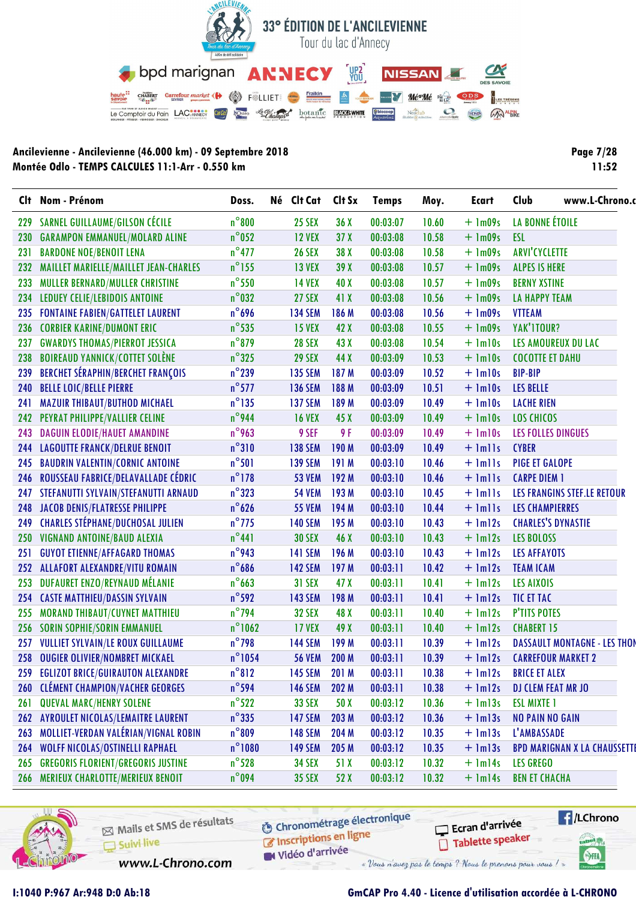# 33° ÉDITION DE L'ANCILEVIENNE

Tour du lac d'Annecy

**Ancilevienne - Ancilevienne (46.000 km) - 09 Septembre 2018**
**Montée Odlo - TEMPS CALCULES 11:1-Arr - 0.550 km**

11:52

| Clt | Nom - Prénom | Doss. | Né | Clt Cat | Clt Sx | Temps | Moy. | Ecart | Club |
|---|---|---|---|---|---|---|---|---|---|
| 229 | SARNEL GUILLAUME/GILSON CÉCILE | n°800 | | 25 SEX | 36 X | 00:03:07 | 10.60 | + 1m09s | LA BONNE ÉTOILE |
| 230 | GARAMPON EMMANUEL/MOLARD ALINE | n°052 | | 12 VEX | 37 X | 00:03:08 | 10.58 | + 1m09s | ESL |
| 231 | BARDONE NOE/BENOIT LENA | n°477 | | 26 SEX | 38 X | 00:03:08 | 10.58 | + 1m09s | ARVI'CYCLETTE |
| 232 | MAILLET MARIELLE/MAILLET JEAN-CHARLES | n°155 | | 13 VEX | 39 X | 00:03:08 | 10.57 | + 1m09s | ALPES IS HERE |
| 233 | MULLER BERNARD/MULLER CHRISTINE | n°550 | | 14 VEX | 40 X | 00:03:08 | 10.57 | + 1m09s | BERNY XSTINE |
| 234 | LEDUEY CELIE/LEBIDOIS ANTOINE | n°032 | | 27 SEX | 41 X | 00:03:08 | 10.56 | + 1m09s | LA HAPPY TEAM |
| 235 | FONTAINE FABIEN/GATTELET LAURENT | n°696 | | 134 SEM | 186 M | 00:03:08 | 10.56 | + 1m09s | VTTEAM |
| 236 | CORBIER KARINE/DUMONT ERIC | n°535 | | 15 VEX | 42 X | 00:03:08 | 10.55 | + 1m09s | YAK'1TOUR? |
| 237 | GWARDYS THOMAS/PIERROT JESSICA | n°879 | | 28 SEX | 43 X | 00:03:08 | 10.54 | + 1m10s | LES AMOUREUX DU LAC |
| 238 | BOIREAUD YANNICK/COTTET SOLÈNE | n°325 | | 29 SEX | 44 X | 00:03:09 | 10.53 | + 1m10s | COCOTTE ET DAHU |
| 239 | BERCHET SÉRAPHIN/BERCHET FRANÇOIS | n°239 | | 135 SEM | 187 M | 00:03:09 | 10.52 | + 1m10s | BIP-BIP |
| 240 | BELLE LOIC/BELLE PIERRE | n°577 | | 136 SEM | 188 M | 00:03:09 | 10.51 | + 1m10s | LES BELLE |
| 241 | MAZUIR THIBAUT/BUTHOD MICHAEL | n°135 | | 137 SEM | 189 M | 00:03:09 | 10.49 | + 1m10s | LACHE RIEN |
| 242 | PEYRAT PHILIPPE/VALLIER CELINE | n°944 | | 16 VEX | 45 X | 00:03:09 | 10.49 | + 1m10s | LOS CHICOS |
| 243 | DAGUIN ELODIE/HAUET AMANDINE | n°963 | | 9 SEF | 9 F | 00:03:09 | 10.49 | + 1m10s | LES FOLLES DINGUES |
| 244 | LAGOUTTE FRANCK/DELRUE BENOIT | n°310 | | 138 SEM | 190 M | 00:03:09 | 10.49 | + 1m11s | CYBER |
| 245 | BAUDRIN VALENTIN/CORNIC ANTOINE | n°501 | | 139 SEM | 191 M | 00:03:10 | 10.46 | + 1m11s | PIGE ET GALOPE |
| 246 | ROUSSEAU FABRICE/DELAVALLADE CÉDRIC | n°178 | | 53 VEM | 192 M | 00:03:10 | 10.46 | + 1m11s | CARPE DIEM 1 |
| 247 | STEFANUTTI SYLVAIN/STEFANUTTI ARNAUD | n°323 | | 54 VEM | 193 M | 00:03:10 | 10.45 | + 1m11s | LES FRANGINS STEF.LE RETOUR |
| 248 | JACOB DENIS/FLATRESSE PHILIPPE | n°626 | | 55 VEM | 194 M | 00:03:10 | 10.44 | + 1m11s | LES CHAMPIERRES |
| 249 | CHARLES STÉPHANE/DUCHOSAL JULIEN | n°775 | | 140 SEM | 195 M | 00:03:10 | 10.43 | + 1m12s | CHARLES'S DYNASTIE |
| 250 | VIGNAND ANTOINE/BAUD ALEXIA | n°441 | | 30 SEX | 46 X | 00:03:10 | 10.43 | + 1m12s | LES BOLOSS |
| 251 | GUYOT ETIENNE/AFFAGARD THOMAS | n°943 | | 141 SEM | 196 M | 00:03:10 | 10.43 | + 1m12s | LES AFFAYOTS |
| 252 | ALLAFORT ALEXANDRE/VITU ROMAIN | n°686 | | 142 SEM | 197 M | 00:03:11 | 10.42 | + 1m12s | TEAM ICAM |
| 253 | DUFAURET ENZO/REYNAUD MÉLANIE | n°663 | | 31 SEX | 47 X | 00:03:11 | 10.41 | + 1m12s | LES AIXOIS |
| 254 | CASTE MATTHIEU/DASSIN SYLVAIN | n°592 | | 143 SEM | 198 M | 00:03:11 | 10.41 | + 1m12s | TIC ET TAC |
| 255 | MORAND THIBAUT/CUYNET MATTHIEU | n°794 | | 32 SEX | 48 X | 00:03:11 | 10.40 | + 1m12s | P'TITS POTES |
| 256 | SORIN SOPHIE/SORIN EMMANUEL | n°1062 | | 17 VEX | 49 X | 00:03:11 | 10.40 | + 1m12s | CHABERT 15 |
| 257 | VULLIET SYLVAIN/LE ROUX GUILLAUME | n°798 | | 144 SEM | 199 M | 00:03:11 | 10.39 | + 1m12s | DASSAULT MONTAGNE - LES THON |
| 258 | OUGIER OLIVIER/NOMBRET MICKAEL | n°1054 | | 56 VEM | 200 M | 00:03:11 | 10.39 | + 1m12s | CARREFOUR MARKET 2 |
| 259 | EGLIZOT BRICE/GUIRAUTON ALEXANDRE | n°812 | | 145 SEM | 201 M | 00:03:11 | 10.38 | + 1m12s | BRICE ET ALEX |
| 260 | CLÉMENT CHAMPION/VACHER GEORGES | n°594 | | 146 SEM | 202 M | 00:03:11 | 10.38 | + 1m12s | DJ CLEM FEAT MR JO |
| 261 | QUEVAL MARC/HENRY SOLENE | n°522 | | 33 SEX | 50 X | 00:03:12 | 10.36 | + 1m13s | ESL MIXTE 1 |
| 262 | AYROULET NICOLAS/LEMAITRE LAURENT | n°335 | | 147 SEM | 203 M | 00:03:12 | 10.36 | + 1m13s | NO PAIN NO GAIN |
| 263 | MOLLIET-VERDAN VALÉRIAN/VIGNAL ROBIN | n°809 | | 148 SEM | 204 M | 00:03:12 | 10.35 | + 1m13s | L'AMBASSADE |
| 264 | WOLFF NICOLAS/OSTINELLI RAPHAEL | n°1080 | | 149 SEM | 205 M | 00:03:12 | 10.35 | + 1m13s | BPD MARIGNAN X LA CHAUSSETTE |
| 265 | GREGORIS FLORIENT/GREGORIS JUSTINE | n°528 | | 34 SEX | 51 X | 00:03:12 | 10.32 | + 1m14s | LES GREGO |
| 266 | MERIEUX CHARLOTTE/MERIEUX BENOIT | n°094 | | 35 SEX | 52 X | 00:03:12 | 10.32 | + 1m14s | BEN ET CHACHA |

Mails et SMS de résultats · Suivi live · www.L-Chrono.com · Chronométrage électronique · Inscriptions en ligne · Vidéo d'arrivée · Ecran d'arrivée · Tablette speaker · /LChrono

*« Vous n'avez pas le temps ? Nous le prenons pour vous ! »*

I:1040 P:967 Ar:948 D:0 Ab:18 — GmCAP Pro 4.40 - Licence d'utilisation accordée à L-CHRONO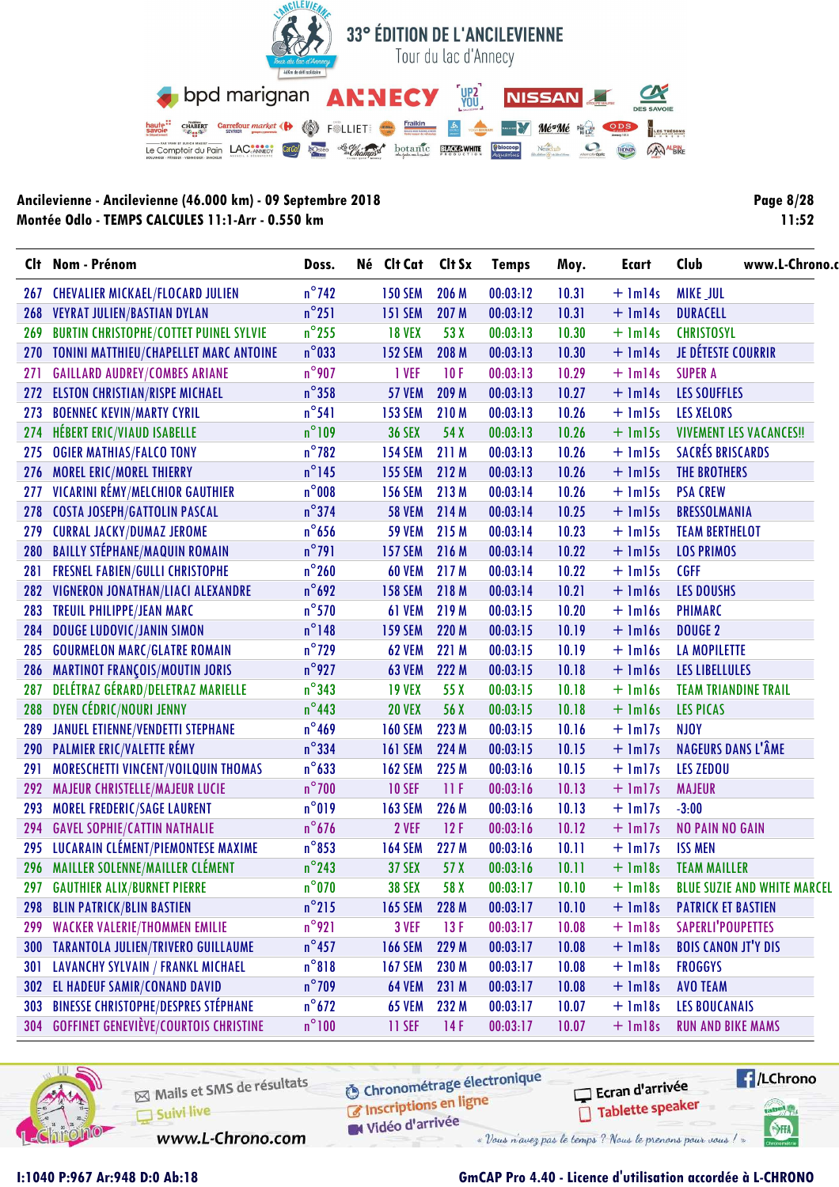# 33° ÉDITION DE L'ANCILEVIENNE

Tour du lac d'Annecy

**Ancilevienne - Ancilevienne (46.000 km) - 09 Septembre 2018**
**Montée Odlo - TEMPS CALCULES 11:1-Arr - 0.550 km**

| Clt | Nom - Prénom | Doss. | Né | Clt Cat | Clt Sx | Temps | Moy. | Ecart | Club |
|---|---|---|---|---|---|---|---|---|---|
| 267 | CHEVALIER MICKAEL/FLOCARD JULIEN | n°742 | | 150 SEM | 206 M | 00:03:12 | 10.31 | + 1m14s | MIKE_JUL |
| 268 | VEYRAT JULIEN/BASTIAN DYLAN | n°251 | | 151 SEM | 207 M | 00:03:12 | 10.31 | + 1m14s | DURACELL |
| 269 | BURTIN CHRISTOPHE/COTTET PUINEL SYLVIE | n°255 | | 18 VEX | 53 X | 00:03:13 | 10.30 | + 1m14s | CHRISTOSYL |
| 270 | TONINI MATTHIEU/CHAPELLET MARC ANTOINE | n°033 | | 152 SEM | 208 M | 00:03:13 | 10.30 | + 1m14s | JE DÉTESTE COURRIR |
| 271 | GAILLARD AUDREY/COMBES ARIANE | n°907 | | 1 VEF | 10 F | 00:03:13 | 10.29 | + 1m14s | SUPER A |
| 272 | ELSTON CHRISTIAN/RISPE MICHAEL | n°358 | | 57 VEM | 209 M | 00:03:13 | 10.27 | + 1m14s | LES SOUFFLES |
| 273 | BOENNEC KEVIN/MARTY CYRIL | n°541 | | 153 SEM | 210 M | 00:03:13 | 10.26 | + 1m15s | LES XELORS |
| 274 | HÉBERT ERIC/VIAUD ISABELLE | n°109 | | 36 SEX | 54 X | 00:03:13 | 10.26 | + 1m15s | VIVEMENT LES VACANCES!! |
| 275 | OGIER MATHIAS/FALCO TONY | n°782 | | 154 SEM | 211 M | 00:03:13 | 10.26 | + 1m15s | SACRÉS BRISCARDS |
| 276 | MOREL ERIC/MOREL THIERRY | n°145 | | 155 SEM | 212 M | 00:03:13 | 10.26 | + 1m15s | THE BROTHERS |
| 277 | VICARINI RÉMY/MELCHIOR GAUTHIER | n°008 | | 156 SEM | 213 M | 00:03:14 | 10.26 | + 1m15s | PSA CREW |
| 278 | COSTA JOSEPH/GATTOLIN PASCAL | n°374 | | 58 VEM | 214 M | 00:03:14 | 10.25 | + 1m15s | BRESSOLMANIA |
| 279 | CURRAL JACKY/DUMAZ JEROME | n°656 | | 59 VEM | 215 M | 00:03:14 | 10.23 | + 1m15s | TEAM BERTHELOT |
| 280 | BAILLY STÉPHANE/MAQUIN ROMAIN | n°791 | | 157 SEM | 216 M | 00:03:14 | 10.22 | + 1m15s | LOS PRIMOS |
| 281 | FRESNEL FABIEN/GULLI CHRISTOPHE | n°260 | | 60 VEM | 217 M | 00:03:14 | 10.22 | + 1m15s | CGFF |
| 282 | VIGNERON JONATHAN/LIACI ALEXANDRE | n°692 | | 158 SEM | 218 M | 00:03:14 | 10.21 | + 1m16s | LES DOUSHS |
| 283 | TREUIL PHILIPPE/JEAN MARC | n°570 | | 61 VEM | 219 M | 00:03:15 | 10.20 | + 1m16s | PHIMARC |
| 284 | DOUGE LUDOVIC/JANIN SIMON | n°148 | | 159 SEM | 220 M | 00:03:15 | 10.19 | + 1m16s | DOUGE 2 |
| 285 | GOURMELON MARC/GLATRE ROMAIN | n°729 | | 62 VEM | 221 M | 00:03:15 | 10.19 | + 1m16s | LA MOPILETTE |
| 286 | MARTINOT FRANÇOIS/MOUTIN JORIS | n°927 | | 63 VEM | 222 M | 00:03:15 | 10.18 | + 1m16s | LES LIBELLULES |
| 287 | DELÉTRAZ GÉRARD/DELETRAZ MARIELLE | n°343 | | 19 VEX | 55 X | 00:03:15 | 10.18 | + 1m16s | TEAM TRIANDINE TRAIL |
| 288 | DYEN CÉDRIC/NOURI JENNY | n°443 | | 20 VEX | 56 X | 00:03:15 | 10.18 | + 1m16s | LES PICAS |
| 289 | JANUEL ETIENNE/VENDETTI STEPHANE | n°469 | | 160 SEM | 223 M | 00:03:15 | 10.16 | + 1m17s | NJOY |
| 290 | PALMIER ERIC/VALETTE RÉMY | n°334 | | 161 SEM | 224 M | 00:03:15 | 10.15 | + 1m17s | NAGEURS DANS L'ÂME |
| 291 | MORESCHETTI VINCENT/VOILQUIN THOMAS | n°633 | | 162 SEM | 225 M | 00:03:16 | 10.15 | + 1m17s | LES ZEDOU |
| 292 | MAJEUR CHRISTELLE/MAJEUR LUCIE | n°700 | | 10 SEF | 11 F | 00:03:16 | 10.13 | + 1m17s | MAJEUR |
| 293 | MOREL FREDERIC/SAGE LAURENT | n°019 | | 163 SEM | 226 M | 00:03:16 | 10.13 | + 1m17s | -3:00 |
| 294 | GAVEL SOPHIE/CATTIN NATHALIE | n°676 | | 2 VEF | 12 F | 00:03:16 | 10.12 | + 1m17s | NO PAIN NO GAIN |
| 295 | LUCARAIN CLÉMENT/PIEMONTESE MAXIME | n°853 | | 164 SEM | 227 M | 00:03:16 | 10.11 | + 1m17s | ISS MEN |
| 296 | MAILLER SOLENNE/MAILLER CLÉMENT | n°243 | | 37 SEX | 57 X | 00:03:16 | 10.11 | + 1m18s | TEAM MAILLER |
| 297 | GAUTHIER ALIX/BURNET PIERRE | n°070 | | 38 SEX | 58 X | 00:03:17 | 10.10 | + 1m18s | BLUE SUZIE AND WHITE MARCEL |
| 298 | BLIN PATRICK/BLIN BASTIEN | n°215 | | 165 SEM | 228 M | 00:03:17 | 10.10 | + 1m18s | PATRICK ET BASTIEN |
| 299 | WACKER VALERIE/THOMMEN EMILIE | n°921 | | 3 VEF | 13 F | 00:03:17 | 10.08 | + 1m18s | SAPERLI'POUPETTES |
| 300 | TARANTOLA JULIEN/TRIVERO GUILLAUME | n°457 | | 166 SEM | 229 M | 00:03:17 | 10.08 | + 1m18s | BOIS CANON JT'Y DIS |
| 301 | LAVANCHY SYLVAIN / FRANKL MICHAEL | n°818 | | 167 SEM | 230 M | 00:03:17 | 10.08 | + 1m18s | FROGGYS |
| 302 | EL HADEUF SAMIR/CONAND DAVID | n°709 | | 64 VEM | 231 M | 00:03:17 | 10.08 | + 1m18s | AVO TEAM |
| 303 | BINESSE CHRISTOPHE/DESPRES STÉPHANE | n°672 | | 65 VEM | 232 M | 00:03:17 | 10.07 | + 1m18s | LES BOUCANAIS |
| 304 | GOFFINET GENEVIÈVE/COURTOIS CHRISTINE | n°100 | | 11 SEF | 14 F | 00:03:17 | 10.07 | + 1m18s | RUN AND BIKE MAMS |

I:1040 P:967 Ar:948 D:0 Ab:18

GmCAP Pro 4.40 - Licence d'utilisation accordée à L-CHRONO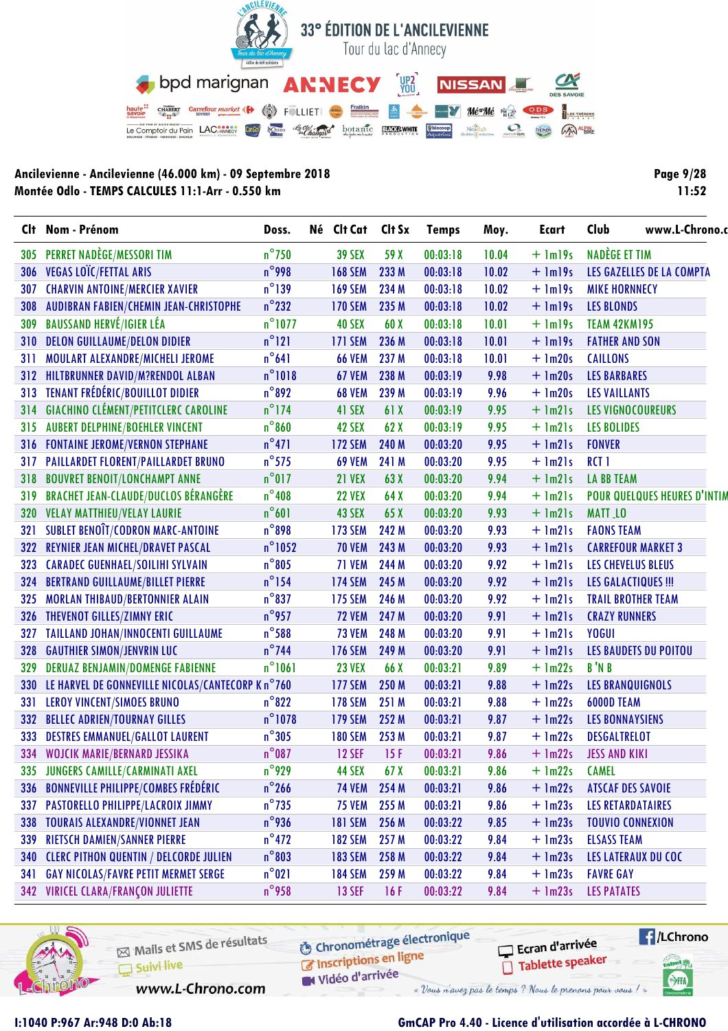## 33° ÉDITION DE L'ANCILEVIENNE

Tour du lac d'Annecy

**Ancilevienne - Ancilevienne (46.000 km) - 09 Septembre 2018**
**Montée Odlo - TEMPS CALCULES 11:1-Arr - 0.550 km**

| Clt | Nom - Prénom | Doss. | Né | Clt Cat | Clt Sx | Temps | Moy. | Ecart | Club |
|---|---|---|---|---|---|---|---|---|---|
| 305 | PERRET NADÈGE/MESSORI TIM | n°750 | | 39 SEX | 59 X | 00:03:18 | 10.04 | + 1m19s | NADÈGE ET TIM |
| 306 | VEGAS LOÏC/FETTAL ARIS | n°998 | | 168 SEM | 233 M | 00:03:18 | 10.02 | + 1m19s | LES GAZELLES DE LA COMPTA |
| 307 | CHARVIN ANTOINE/MERCIER XAVIER | n°139 | | 169 SEM | 234 M | 00:03:18 | 10.02 | + 1m19s | MIKE HORNNECY |
| 308 | AUDIBRAN FABIEN/CHEMIN JEAN-CHRISTOPHE | n°232 | | 170 SEM | 235 M | 00:03:18 | 10.02 | + 1m19s | LES BLONDS |
| 309 | BAUSSAND HERVÉ/IGIER LÉA | n°1077 | | 40 SEX | 60 X | 00:03:18 | 10.01 | + 1m19s | TEAM 42KM195 |
| 310 | DELON GUILLAUME/DELON DIDIER | n°121 | | 171 SEM | 236 M | 00:03:18 | 10.01 | + 1m19s | FATHER AND SON |
| 311 | MOULART ALEXANDRE/MICHELI JEROME | n°641 | | 66 VEM | 237 M | 00:03:18 | 10.01 | + 1m20s | CAILLONS |
| 312 | HILTBRUNNER DAVID/M?RENDOL ALBAN | n°1018 | | 67 VEM | 238 M | 00:03:19 | 9.98 | + 1m20s | LES BARBARES |
| 313 | TENANT FRÉDÉRIC/BOUILLOT DIDIER | n°892 | | 68 VEM | 239 M | 00:03:19 | 9.96 | + 1m20s | LES VAILLANTS |
| 314 | GIACHINO CLÉMENT/PETITCLERC CAROLINE | n°174 | | 41 SEX | 61 X | 00:03:19 | 9.95 | + 1m21s | LES VIGNOCOUREURS |
| 315 | AUBERT DELPHINE/BOEHLER VINCENT | n°860 | | 42 SEX | 62 X | 00:03:19 | 9.95 | + 1m21s | LES BOLIDES |
| 316 | FONTAINE JEROME/VERNON STEPHANE | n°471 | | 172 SEM | 240 M | 00:03:20 | 9.95 | + 1m21s | FONVER |
| 317 | PAILLARDET FLORENT/PAILLARDET BRUNO | n°575 | | 69 VEM | 241 M | 00:03:20 | 9.95 | + 1m21s | RCT 1 |
| 318 | BOUVRET BENOIT/LONCHAMPT ANNE | n°017 | | 21 VEX | 63 X | 00:03:20 | 9.94 | + 1m21s | LA BB TEAM |
| 319 | BRACHET JEAN-CLAUDE/DUCLOS BÉRANGÈRE | n°408 | | 22 VEX | 64 X | 00:03:20 | 9.94 | + 1m21s | POUR QUELQUES HEURES D'INTIM |
| 320 | VELAY MATTHIEU/VELAY LAURIE | n°601 | | 43 SEX | 65 X | 00:03:20 | 9.93 | + 1m21s | MATT_LO |
| 321 | SUBLET BENOÎT/CODRON MARC-ANTOINE | n°898 | | 173 SEM | 242 M | 00:03:20 | 9.93 | + 1m21s | FAONS TEAM |
| 322 | REYNIER JEAN MICHEL/DRAVET PASCAL | n°1052 | | 70 VEM | 243 M | 00:03:20 | 9.93 | + 1m21s | CARREFOUR MARKET 3 |
| 323 | CARADEC GUENHAEL/SOILIHI SYLVAIN | n°805 | | 71 VEM | 244 M | 00:03:20 | 9.92 | + 1m21s | LES CHEVELUS BLEUS |
| 324 | BERTRAND GUILLAUME/BILLET PIERRE | n°154 | | 174 SEM | 245 M | 00:03:20 | 9.92 | + 1m21s | LES GALACTIQUES !!! |
| 325 | MORLAN THIBAUD/BERTONNIER ALAIN | n°837 | | 175 SEM | 246 M | 00:03:20 | 9.92 | + 1m21s | TRAIL BROTHER TEAM |
| 326 | THEVENOT GILLES/ZIMNY ERIC | n°957 | | 72 VEM | 247 M | 00:03:20 | 9.91 | + 1m21s | CRAZY RUNNERS |
| 327 | TAILLAND JOHAN/INNOCENTI GUILLAUME | n°588 | | 73 VEM | 248 M | 00:03:20 | 9.91 | + 1m21s | YOGUI |
| 328 | GAUTHIER SIMON/JENVRIN LUC | n°744 | | 176 SEM | 249 M | 00:03:20 | 9.91 | + 1m21s | LES BAUDETS DU POITOU |
| 329 | DERUAZ BENJAMIN/DOMENGE FABIENNE | n°1061 | | 23 VEX | 66 X | 00:03:21 | 9.89 | + 1m22s | B 'N B |
| 330 | LE HARVEL DE GONNEVILLE NICOLAS/CANTECORP K | n°760 | | 177 SEM | 250 M | 00:03:21 | 9.88 | + 1m22s | LES BRANQUIGNOLS |
| 331 | LEROY VINCENT/SIMOES BRUNO | n°822 | | 178 SEM | 251 M | 00:03:21 | 9.88 | + 1m22s | 6000D TEAM |
| 332 | BELLEC ADRIEN/TOURNAY GILLES | n°1078 | | 179 SEM | 252 M | 00:03:21 | 9.87 | + 1m22s | LES BONNAYSIENS |
| 333 | DESTRES EMMANUEL/GALLOT LAURENT | n°305 | | 180 SEM | 253 M | 00:03:21 | 9.87 | + 1m22s | DESGALTRELOT |
| 334 | WOJCIK MARIE/BERNARD JESSIKA | n°087 | | 12 SEF | 15 F | 00:03:21 | 9.86 | + 1m22s | JESS AND KIKI |
| 335 | JUNGERS CAMILLE/CARMINATI AXEL | n°929 | | 44 SEX | 67 X | 00:03:21 | 9.86 | + 1m22s | CAMEL |
| 336 | BONNEVILLE PHILIPPE/COMBES FRÉDÉRIC | n°266 | | 74 VEM | 254 M | 00:03:21 | 9.86 | + 1m22s | ATSCAF DES SAVOIE |
| 337 | PASTORELLO PHILIPPE/LACROIX JIMMY | n°735 | | 75 VEM | 255 M | 00:03:21 | 9.86 | + 1m23s | LES RETARDATAIRES |
| 338 | TOURAIS ALEXANDRE/VIONNET JEAN | n°936 | | 181 SEM | 256 M | 00:03:22 | 9.85 | + 1m23s | TOUVIO CONNEXION |
| 339 | RIETSCH DAMIEN/SANNER PIERRE | n°472 | | 182 SEM | 257 M | 00:03:22 | 9.84 | + 1m23s | ELSASS TEAM |
| 340 | CLERC PITHON QUENTIN / DELCORDE JULIEN | n°803 | | 183 SEM | 258 M | 00:03:22 | 9.84 | + 1m23s | LES LATERAUX DU COC |
| 341 | GAY NICOLAS/FAVRE PETIT MERMET SERGE | n°021 | | 184 SEM | 259 M | 00:03:22 | 9.84 | + 1m23s | FAVRE GAY |
| 342 | VIRICEL CLARA/FRANÇON JULIETTE | n°958 | | 13 SEF | 16 F | 00:03:22 | 9.84 | + 1m23s | LES PATATES |

I:1040 P:967 Ar:948 D:0 Ab:18

GmCAP Pro 4.40 - Licence d'utilisation accordée à L-CHRONO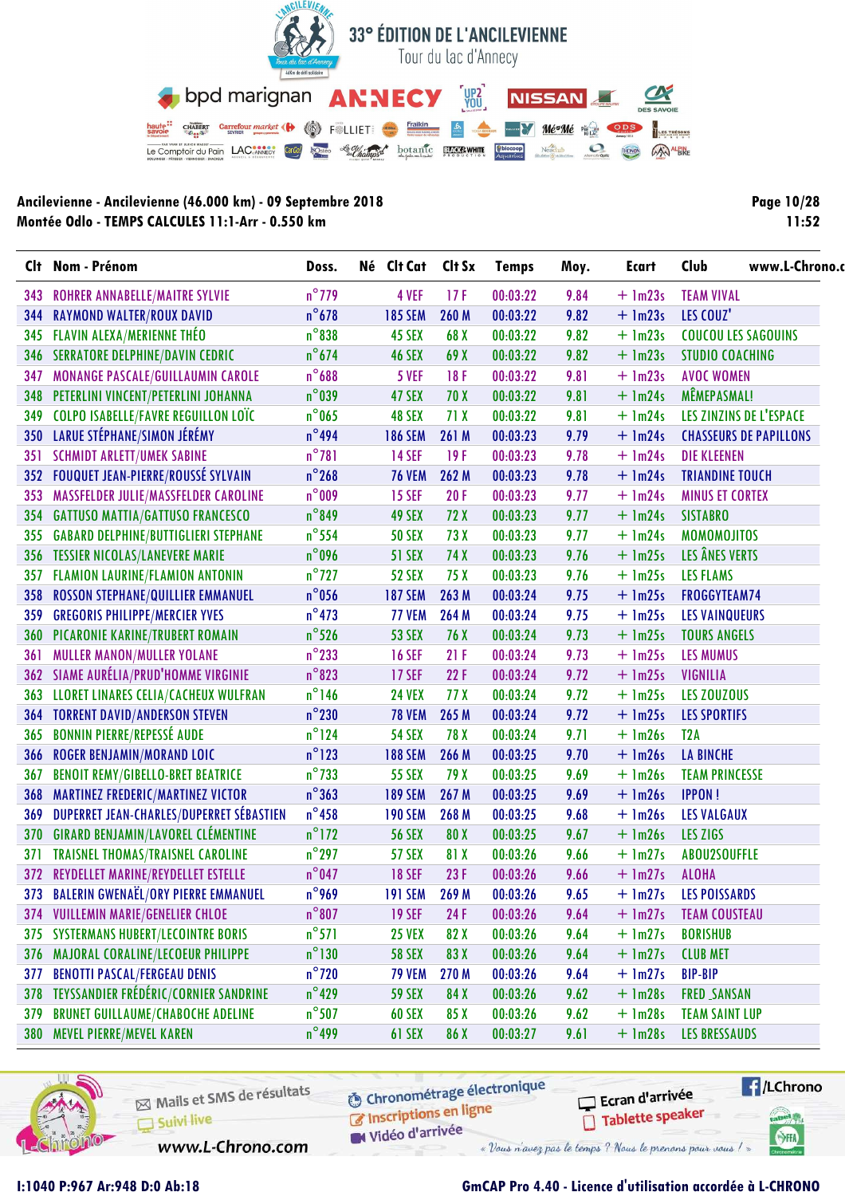# 33° ÉDITION DE L'ANCILEVIENNE

Tour du lac d'Annecy

**Ancilevienne - Ancilevienne (46.000 km) - 09 Septembre 2018**
**Montée Odlo - TEMPS CALCULES 11:1-Arr - 0.550 km**

Page 10/28
11:52

| Clt | Nom - Prénom | Doss. | Né | Clt Cat | Clt Sx | Temps | Moy. | Ecart | Club |
|---|---|---|---|---|---|---|---|---|---|
| 343 | ROHRER ANNABELLE/MAITRE SYLVIE | n°779 | | 4 VEF | 17 F | 00:03:22 | 9.84 | + 1m23s | TEAM VIVAL |
| 344 | RAYMOND WALTER/ROUX DAVID | n°678 | | 185 SEM | 260 M | 00:03:22 | 9.82 | + 1m23s | LES COUZ' |
| 345 | FLAVIN ALEXA/MERIENNE THÉO | n°838 | | 45 SEX | 68 X | 00:03:22 | 9.82 | + 1m23s | COUCOU LES SAGOUINS |
| 346 | SERRATORE DELPHINE/DAVIN CEDRIC | n°674 | | 46 SEX | 69 X | 00:03:22 | 9.82 | + 1m23s | STUDIO COACHING |
| 347 | MONANGE PASCALE/GUILLAUMIN CAROLE | n°688 | | 5 VEF | 18 F | 00:03:22 | 9.81 | + 1m23s | AVOC WOMEN |
| 348 | PETERLINI VINCENT/PETERLINI JOHANNA | n°039 | | 47 SEX | 70 X | 00:03:22 | 9.81 | + 1m24s | MÊMEPASMAL! |
| 349 | COLPO ISABELLE/FAVRE REGUILLON LOÏC | n°065 | | 48 SEX | 71 X | 00:03:22 | 9.81 | + 1m24s | LES ZINZINS DE L'ESPACE |
| 350 | LARUE STÉPHANE/SIMON JÉRÉMY | n°494 | | 186 SEM | 261 M | 00:03:23 | 9.79 | + 1m24s | CHASSEURS DE PAPILLONS |
| 351 | SCHMIDT ARLETT/UMEK SABINE | n°781 | | 14 SEF | 19 F | 00:03:23 | 9.78 | + 1m24s | DIE KLEENEN |
| 352 | FOUQUET JEAN-PIERRE/ROUSSÉ SYLVAIN | n°268 | | 76 VEM | 262 M | 00:03:23 | 9.78 | + 1m24s | TRIANDINE TOUCH |
| 353 | MASSFELDER JULIE/MASSFELDER CAROLINE | n°009 | | 15 SEF | 20 F | 00:03:23 | 9.77 | + 1m24s | MINUS ET CORTEX |
| 354 | GATTUSO MATTIA/GATTUSO FRANCESCO | n°849 | | 49 SEX | 72 X | 00:03:23 | 9.77 | + 1m24s | SISTABRO |
| 355 | GABARD DELPHINE/BUTTIGLIERI STEPHANE | n°554 | | 50 SEX | 73 X | 00:03:23 | 9.77 | + 1m24s | MOMOMOJITOS |
| 356 | TESSIER NICOLAS/LANEVERE MARIE | n°096 | | 51 SEX | 74 X | 00:03:23 | 9.76 | + 1m25s | LES ÂNES VERTS |
| 357 | FLAMION LAURINE/FLAMION ANTONIN | n°727 | | 52 SEX | 75 X | 00:03:23 | 9.76 | + 1m25s | LES FLAMS |
| 358 | ROSSON STEPHANE/QUILLIER EMMANUEL | n°056 | | 187 SEM | 263 M | 00:03:24 | 9.75 | + 1m25s | FROGGYTEAM74 |
| 359 | GREGORIS PHILIPPE/MERCIER YVES | n°473 | | 77 VEM | 264 M | 00:03:24 | 9.75 | + 1m25s | LES VAINQUEURS |
| 360 | PICARONIE KARINE/TRUBERT ROMAIN | n°526 | | 53 SEX | 76 X | 00:03:24 | 9.73 | + 1m25s | TOURS ANGELS |
| 361 | MULLER MANON/MULLER YOLANE | n°233 | | 16 SEF | 21 F | 00:03:24 | 9.73 | + 1m25s | LES MUMUS |
| 362 | SIAME AURÉLIA/PRUD'HOMME VIRGINIE | n°823 | | 17 SEF | 22 F | 00:03:24 | 9.72 | + 1m25s | VIGNILIA |
| 363 | LLORET LINARES CELIA/CACHEUX WULFRAN | n°146 | | 24 VEX | 77 X | 00:03:24 | 9.72 | + 1m25s | LES ZOUZOUS |
| 364 | TORRENT DAVID/ANDERSON STEVEN | n°230 | | 78 VEM | 265 M | 00:03:24 | 9.72 | + 1m25s | LES SPORTIFS |
| 365 | BONNIN PIERRE/REPESSÉ AUDE | n°124 | | 54 SEX | 78 X | 00:03:24 | 9.71 | + 1m26s | T2A |
| 366 | ROGER BENJAMIN/MORAND LOIC | n°123 | | 188 SEM | 266 M | 00:03:25 | 9.70 | + 1m26s | LA BINCHE |
| 367 | BENOIT REMY/GIBELLO-BRET BEATRICE | n°733 | | 55 SEX | 79 X | 00:03:25 | 9.69 | + 1m26s | TEAM PRINCESSE |
| 368 | MARTINEZ FREDERIC/MARTINEZ VICTOR | n°363 | | 189 SEM | 267 M | 00:03:25 | 9.69 | + 1m26s | IPPON ! |
| 369 | DUPERRET JEAN-CHARLES/DUPERRET SÉBASTIEN | n°458 | | 190 SEM | 268 M | 00:03:25 | 9.68 | + 1m26s | LES VALGAUX |
| 370 | GIRARD BENJAMIN/LAVOREL CLÉMENTINE | n°172 | | 56 SEX | 80 X | 00:03:25 | 9.67 | + 1m26s | LES ZIGS |
| 371 | TRAISNEL THOMAS/TRAISNEL CAROLINE | n°297 | | 57 SEX | 81 X | 00:03:26 | 9.66 | + 1m27s | ABOU2SOUFFLE |
| 372 | REYDELLET MARINE/REYDELLET ESTELLE | n°047 | | 18 SEF | 23 F | 00:03:26 | 9.66 | + 1m27s | ALOHA |
| 373 | BALERIN GWENAËL/ORY PIERRE EMMANUEL | n°969 | | 191 SEM | 269 M | 00:03:26 | 9.65 | + 1m27s | LES POISSARDS |
| 374 | VUILLEMIN MARIE/GENELIER CHLOE | n°807 | | 19 SEF | 24 F | 00:03:26 | 9.64 | + 1m27s | TEAM COUSTEAU |
| 375 | SYSTERMANS HUBERT/LECOINTRE BORIS | n°571 | | 25 VEX | 82 X | 00:03:26 | 9.64 | + 1m27s | BORISHUB |
| 376 | MAJORAL CORALINE/LECOEUR PHILIPPE | n°130 | | 58 SEX | 83 X | 00:03:26 | 9.64 | + 1m27s | CLUB MET |
| 377 | BENOTTI PASCAL/FERGEAU DENIS | n°720 | | 79 VEM | 270 M | 00:03:26 | 9.64 | + 1m27s | BIP-BIP |
| 378 | TEYSSANDIER FRÉDÉRIC/CORNIER SANDRINE | n°429 | | 59 SEX | 84 X | 00:03:26 | 9.62 | + 1m28s | FRED_SANSAN |
| 379 | BRUNET GUILLAUME/CHABOCHE ADELINE | n°507 | | 60 SEX | 85 X | 00:03:26 | 9.62 | + 1m28s | TEAM SAINT LUP |
| 380 | MEVEL PIERRE/MEVEL KAREN | n°499 | | 61 SEX | 86 X | 00:03:27 | 9.61 | + 1m28s | LES BRESSAUDS |

I:1040 P:967 Ar:948 D:0 Ab:18

GmCAP Pro 4.40 - Licence d'utilisation accordée à L-CHRONO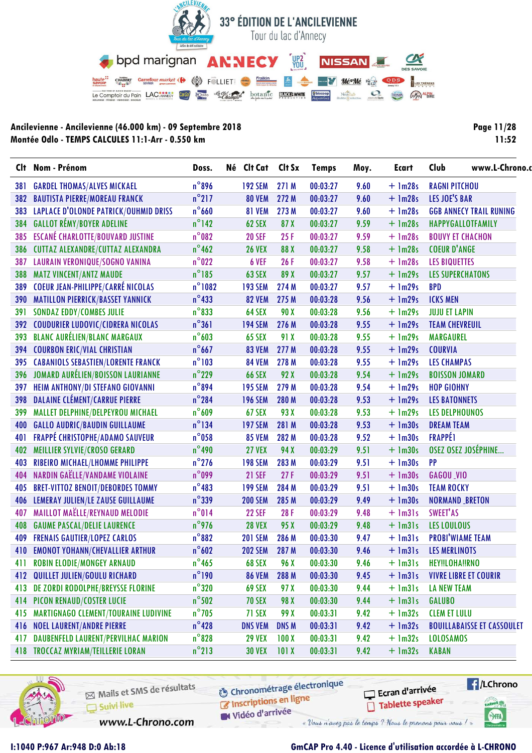# 33° ÉDITION DE L'ANCILEVIENNE

Tour du lac d'Annecy

**Ancilevienne - Ancilevienne (46.000 km) - 09 Septembre 2018**
**Montée Odlo - TEMPS CALCULES 11:1-Arr - 0.550 km**

11:52

| Clt | Nom - Prénom | Doss. | Né | Clt Cat | Clt Sx | Temps | Moy. | Ecart | Club |
|---|---|---|---|---|---|---|---|---|---|
| 381 | GARDEL THOMAS/ALVES MICKAEL | n°896 | | 192 SEM | 271 M | 00:03:27 | 9.60 | + 1m28s | RAGNI PITCHOU |
| 382 | BAUTISTA PIERRE/MOREAU FRANCK | n°217 | | 80 VEM | 272 M | 00:03:27 | 9.60 | + 1m28s | LES JOE'S BAR |
| 383 | LAPLACE D'OLONDE PATRICK/OUHMID DRISS | n°660 | | 81 VEM | 273 M | 00:03:27 | 9.60 | + 1m28s | GGB ANNECY TRAIL RUNING |
| 384 | GALLOT RÉMY/BOYER ADELINE | n°142 | | 62 SEX | 87 X | 00:03:27 | 9.59 | + 1m28s | HAPPYGALLOTFAMILY |
| 385 | ESCANÉ CHARLOTTE/BOUVARD JUSTINE | n°082 | | 20 SEF | 25 F | 00:03:27 | 9.59 | + 1m28s | BOUVY ET CHACHON |
| 386 | CUTTAZ ALEXANDRE/CUTTAZ ALEXANDRA | n°462 | | 26 VEX | 88 X | 00:03:27 | 9.58 | + 1m28s | COEUR D'ANGE |
| 387 | LAURAIN VERONIQUE/SOGNO VANINA | n°022 | | 6 VEF | 26 F | 00:03:27 | 9.58 | + 1m28s | LES BIQUETTES |
| 388 | MATZ VINCENT/ANTZ MAUDE | n°185 | | 63 SEX | 89 X | 00:03:27 | 9.57 | + 1m29s | LES SUPERCHATONS |
| 389 | COEUR JEAN-PHILIPPE/CARRÉ NICOLAS | n°1082 | | 193 SEM | 274 M | 00:03:27 | 9.57 | + 1m29s | BPD |
| 390 | MATILLON PIERRICK/BASSET YANNICK | n°433 | | 82 VEM | 275 M | 00:03:28 | 9.56 | + 1m29s | ICKS MEN |
| 391 | SONDAZ EDDY/COMBES JULIE | n°833 | | 64 SEX | 90 X | 00:03:28 | 9.56 | + 1m29s | JUJU ET LAPIN |
| 392 | COUDURIER LUDOVIC/CIDRERA NICOLAS | n°361 | | 194 SEM | 276 M | 00:03:28 | 9.55 | + 1m29s | TEAM CHEVREUIL |
| 393 | BLANC AURÉLIEN/BLANC MARGAUX | n°603 | | 65 SEX | 91 X | 00:03:28 | 9.55 | + 1m29s | MARGAUREL |
| 394 | COURBON ERIC/VIAL CHRISTIAN | n°667 | | 83 VEM | 277 M | 00:03:28 | 9.55 | + 1m29s | COURVIA |
| 395 | CABANIOLS SEBASTIEN/LORENTE FRANCK | n°103 | | 84 VEM | 278 M | 00:03:28 | 9.55 | + 1m29s | LES CHAMPAS |
| 396 | JOMARD AURÉLIEN/BOISSON LAURIANNE | n°229 | | 66 SEX | 92 X | 00:03:28 | 9.54 | + 1m29s | BOISSON JOMARD |
| 397 | HEIM ANTHONY/DI STEFANO GIOVANNI | n°894 | | 195 SEM | 279 M | 00:03:28 | 9.54 | + 1m29s | HOP GIOHNY |
| 398 | DALAINE CLÉMENT/CARRUE PIERRE | n°284 | | 196 SEM | 280 M | 00:03:28 | 9.53 | + 1m29s | LES BATONNETS |
| 399 | MALLET DELPHINE/DELPEYROU MICHAEL | n°609 | | 67 SEX | 93 X | 00:03:28 | 9.53 | + 1m29s | LES DELPHOUNOS |
| 400 | GALLO AUDRIC/BAUDIN GUILLAUME | n°134 | | 197 SEM | 281 M | 00:03:28 | 9.53 | + 1m30s | DREAM TEAM |
| 401 | FRAPPÉ CHRISTOPHE/ADAMO SAUVEUR | n°058 | | 85 VEM | 282 M | 00:03:28 | 9.52 | + 1m30s | FRAPPÉ1 |
| 402 | MEILLIER SYLVIE/CROSO GERARD | n°490 | | 27 VEX | 94 X | 00:03:29 | 9.51 | + 1m30s | OSEZ OSEZ JOSÉPHINE... |
| 403 | RIBEIRO MICHAEL/LHOMME PHILIPPE | n°276 | | 198 SEM | 283 M | 00:03:29 | 9.51 | + 1m30s | PP |
| 404 | NARDIN GAËLLE/VANDAME VIOLAINE | n°099 | | 21 SEF | 27 F | 00:03:29 | 9.51 | + 1m30s | GAGOU _VIO |
| 405 | BRET-VITTOZ BENOIT/DEBORDES TOMMY | n°483 | | 199 SEM | 284 M | 00:03:29 | 9.51 | + 1m30s | TEAM ROCKY |
| 406 | LEMERAY JULIEN/LE ZAUSE GUILLAUME | n°339 | | 200 SEM | 285 M | 00:03:29 | 9.49 | + 1m30s | NORMAND _BRETON |
| 407 | MAILLOT MAËLLE/REYNAUD MELODIE | n°014 | | 22 SEF | 28 F | 00:03:29 | 9.48 | + 1m31s | SWEET'AS |
| 408 | GAUME PASCAL/DELIE LAURENCE | n°976 | | 28 VEX | 95 X | 00:03:29 | 9.48 | + 1m31s | LES LOULOUS |
| 409 | FRENAIS GAUTIER/LOPEZ CARLOS | n°882 | | 201 SEM | 286 M | 00:03:30 | 9.47 | + 1m31s | PROBI'WIAME TEAM |
| 410 | EMONOT YOHANN/CHEVALLIER ARTHUR | n°602 | | 202 SEM | 287 M | 00:03:30 | 9.46 | + 1m31s | LES MERLINOTS |
| 411 | ROBIN ELODIE/MONGEY ARNAUD | n°465 | | 68 SEX | 96 X | 00:03:30 | 9.46 | + 1m31s | HEY!!LOHA!!RNO |
| 412 | QUILLET JULIEN/GOULU RICHARD | n°190 | | 86 VEM | 288 M | 00:03:30 | 9.45 | + 1m31s | VIVRE LIBRE ET COURIR |
| 413 | DE ZORDI RODOLPHE/BREYSSE FLORINE | n°320 | | 69 SEX | 97 X | 00:03:30 | 9.44 | + 1m31s | LA NEW TEAM |
| 414 | PICON RENAUD/COSTER LUCIE | n°502 | | 70 SEX | 98 X | 00:03:30 | 9.44 | + 1m31s | GALUBO |
| 415 | MARTIGNAGO CLEMENT/TOURAINE LUDIVINE | n°705 | | 71 SEX | 99 X | 00:03:31 | 9.42 | + 1m32s | CLEM ET LULU |
| 416 | NOEL LAURENT/ANDRE PIERRE | n°428 | | DNS VEM | DNS M | 00:03:31 | 9.42 | + 1m32s | BOUILLABAISSE ET CASSOULET |
| 417 | DAUBENFELD LAURENT/PERVILHAC MARION | n°828 | | 29 VEX | 100 X | 00:03:31 | 9.42 | + 1m32s | LOLOSAMOS |
| 418 | TROCCAZ MYRIAM/TEILLERIE LORAN | n°213 | | 30 VEX | 101 X | 00:03:31 | 9.42 | + 1m32s | KABAN |

I:1040 P:967 Ar:948 D:0 Ab:18

GmCAP Pro 4.40 - Licence d'utilisation accordée à L-CHRONO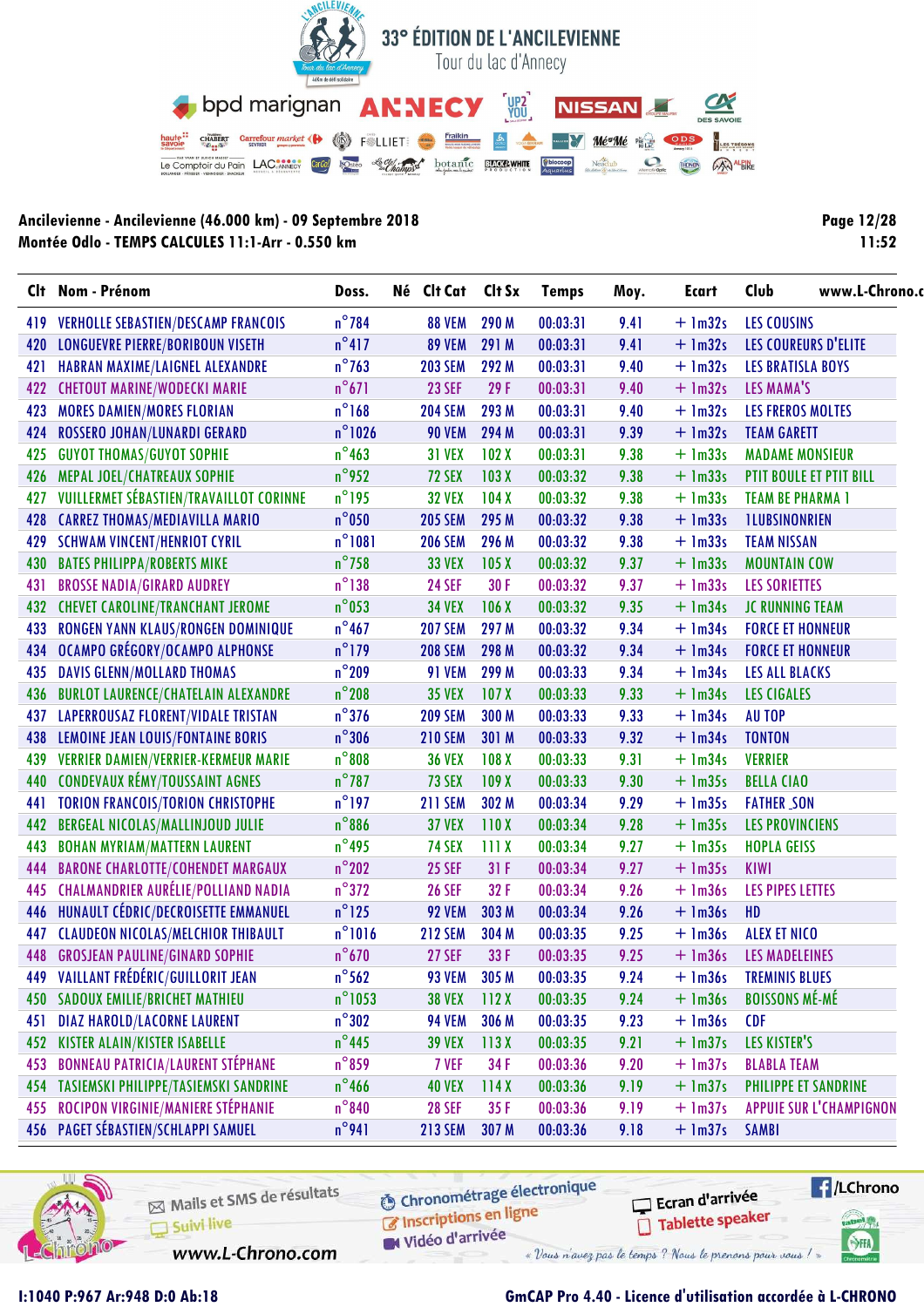# 33° ÉDITION DE L'ANCILEVIENNE

Tour du lac d'Annecy

**Ancilevienne - Ancilevienne (46.000 km) - 09 Septembre 2018**
**Montée Odlo - TEMPS CALCULES 11:1-Arr - 0.550 km**

Page 12/28
11:52

| Clt | Nom - Prénom | Doss. | Né | Clt Cat | Clt Sx | Temps | Moy. | Ecart | Club |
|---|---|---|---|---|---|---|---|---|---|
| 419 | VERHOLLE SEBASTIEN/DESCAMP FRANCOIS | n°784 | | 88 VEM | 290 M | 00:03:31 | 9.41 | + 1m32s | LES COUSINS |
| 420 | LONGUEVRE PIERRE/BORIBOUN VISETH | n°417 | | 89 VEM | 291 M | 00:03:31 | 9.41 | + 1m32s | LES COUREURS D'ELITE |
| 421 | HABRAN MAXIME/LAIGNEL ALEXANDRE | n°763 | | 203 SEM | 292 M | 00:03:31 | 9.40 | + 1m32s | LES BRATISLA BOYS |
| 422 | CHETOUT MARINE/WODECKI MARIE | n°671 | | 23 SEF | 29 F | 00:03:31 | 9.40 | + 1m32s | LES MAMA'S |
| 423 | MORES DAMIEN/MORES FLORIAN | n°168 | | 204 SEM | 293 M | 00:03:31 | 9.40 | + 1m32s | LES FREROS MOLTES |
| 424 | ROSSERO JOHAN/LUNARDI GERARD | n°1026 | | 90 VEM | 294 M | 00:03:31 | 9.39 | + 1m32s | TEAM GARETT |
| 425 | GUYOT THOMAS/GUYOT SOPHIE | n°463 | | 31 VEX | 102 X | 00:03:31 | 9.38 | + 1m33s | MADAME MONSIEUR |
| 426 | MEPAL JOEL/CHATREAUX SOPHIE | n°952 | | 72 SEX | 103 X | 00:03:32 | 9.38 | + 1m33s | PTIT BOULE ET PTIT BILL |
| 427 | VUILLERMET SÉBASTIEN/TRAVAILLOT CORINNE | n°195 | | 32 VEX | 104 X | 00:03:32 | 9.38 | + 1m33s | TEAM BE PHARMA 1 |
| 428 | CARREZ THOMAS/MEDIAVILLA MARIO | n°050 | | 205 SEM | 295 M | 00:03:32 | 9.38 | + 1m33s | 1LUBSINONRIEN |
| 429 | SCHWAM VINCENT/HENRIOT CYRIL | n°1081 | | 206 SEM | 296 M | 00:03:32 | 9.38 | + 1m33s | TEAM NISSAN |
| 430 | BATES PHILIPPA/ROBERTS MIKE | n°758 | | 33 VEX | 105 X | 00:03:32 | 9.37 | + 1m33s | MOUNTAIN COW |
| 431 | BROSSE NADIA/GIRARD AUDREY | n°138 | | 24 SEF | 30 F | 00:03:32 | 9.37 | + 1m33s | LES SORIETTES |
| 432 | CHEVET CAROLINE/TRANCHANT JEROME | n°053 | | 34 VEX | 106 X | 00:03:32 | 9.35 | + 1m34s | JC RUNNING TEAM |
| 433 | RONGEN YANN KLAUS/RONGEN DOMINIQUE | n°467 | | 207 SEM | 297 M | 00:03:32 | 9.34 | + 1m34s | FORCE ET HONNEUR |
| 434 | OCAMPO GRÉGORY/OCAMPO ALPHONSE | n°179 | | 208 SEM | 298 M | 00:03:32 | 9.34 | + 1m34s | FORCE ET HONNEUR |
| 435 | DAVIS GLENN/MOLLARD THOMAS | n°209 | | 91 VEM | 299 M | 00:03:33 | 9.34 | + 1m34s | LES ALL BLACKS |
| 436 | BURLOT LAURENCE/CHATELAIN ALEXANDRE | n°208 | | 35 VEX | 107 X | 00:03:33 | 9.33 | + 1m34s | LES CIGALES |
| 437 | LAPERROUSAZ FLORENT/VIDALE TRISTAN | n°376 | | 209 SEM | 300 M | 00:03:33 | 9.33 | + 1m34s | AU TOP |
| 438 | LEMOINE JEAN LOUIS/FONTAINE BORIS | n°306 | | 210 SEM | 301 M | 00:03:33 | 9.32 | + 1m34s | TONTON |
| 439 | VERRIER DAMIEN/VERRIER-KERMEUR MARIE | n°808 | | 36 VEX | 108 X | 00:03:33 | 9.31 | + 1m34s | VERRIER |
| 440 | CONDEVAUX RÉMY/TOUSSAINT AGNES | n°787 | | 73 SEX | 109 X | 00:03:33 | 9.30 | + 1m35s | BELLA CIAO |
| 441 | TORION FRANCOIS/TORION CHRISTOPHE | n°197 | | 211 SEM | 302 M | 00:03:34 | 9.29 | + 1m35s | FATHER _SON |
| 442 | BERGEAL NICOLAS/MALLINJOUD JULIE | n°886 | | 37 VEX | 110 X | 00:03:34 | 9.28 | + 1m35s | LES PROVINCIENS |
| 443 | BOHAN MYRIAM/MATTERN LAURENT | n°495 | | 74 SEX | 111 X | 00:03:34 | 9.27 | + 1m35s | HOPLA GEISS |
| 444 | BARONE CHARLOTTE/COHENDET MARGAUX | n°202 | | 25 SEF | 31 F | 00:03:34 | 9.27 | + 1m35s | KIWI |
| 445 | CHALMANDRIER AURÉLIE/POLLIAND NADIA | n°372 | | 26 SEF | 32 F | 00:03:34 | 9.26 | + 1m36s | LES PIPES LETTES |
| 446 | HUNAULT CÉDRIC/DECROISETTE EMMANUEL | n°125 | | 92 VEM | 303 M | 00:03:34 | 9.26 | + 1m36s | HD |
| 447 | CLAUDEON NICOLAS/MELCHIOR THIBAULT | n°1016 | | 212 SEM | 304 M | 00:03:35 | 9.25 | + 1m36s | ALEX ET NICO |
| 448 | GROSJEAN PAULINE/GINARD SOPHIE | n°670 | | 27 SEF | 33 F | 00:03:35 | 9.25 | + 1m36s | LES MADELEINES |
| 449 | VAILLANT FRÉDÉRIC/GUILLORIT JEAN | n°562 | | 93 VEM | 305 M | 00:03:35 | 9.24 | + 1m36s | TREMINIS BLUES |
| 450 | SADOUX EMILIE/BRICHET MATHIEU | n°1053 | | 38 VEX | 112 X | 00:03:35 | 9.24 | + 1m36s | BOISSONS MÉ-MÉ |
| 451 | DIAZ HAROLD/LACORNE LAURENT | n°302 | | 94 VEM | 306 M | 00:03:35 | 9.23 | + 1m36s | CDF |
| 452 | KISTER ALAIN/KISTER ISABELLE | n°445 | | 39 VEX | 113 X | 00:03:35 | 9.21 | + 1m37s | LES KISTER'S |
| 453 | BONNEAU PATRICIA/LAURENT STÉPHANE | n°859 | | 7 VEF | 34 F | 00:03:36 | 9.20 | + 1m37s | BLABLA TEAM |
| 454 | TASIEMSKI PHILIPPE/TASIEMSKI SANDRINE | n°466 | | 40 VEX | 114 X | 00:03:36 | 9.19 | + 1m37s | PHILIPPE ET SANDRINE |
| 455 | ROCIPON VIRGINIE/MANIERE STÉPHANIE | n°840 | | 28 SEF | 35 F | 00:03:36 | 9.19 | + 1m37s | APPUIE SUR L'CHAMPIGNON |
| 456 | PAGET SÉBASTIEN/SCHLAPPI SAMUEL | n°941 | | 213 SEM | 307 M | 00:03:36 | 9.18 | + 1m37s | SAMBI |

Mails et SMS de résultats · Suivi live · www.L-Chrono.com · Chronométrage électronique · Inscriptions en ligne · Vidéo d'arrivée · Ecran d'arrivée · Tablette speaker · /LChrono

« Vous n'avez pas le temps ? Nous le prenons pour vous ! »

I:1040 P:967 Ar:948 D:0 Ab:18

GmCAP Pro 4.40 - Licence d'utilisation accordée à L-CHRONO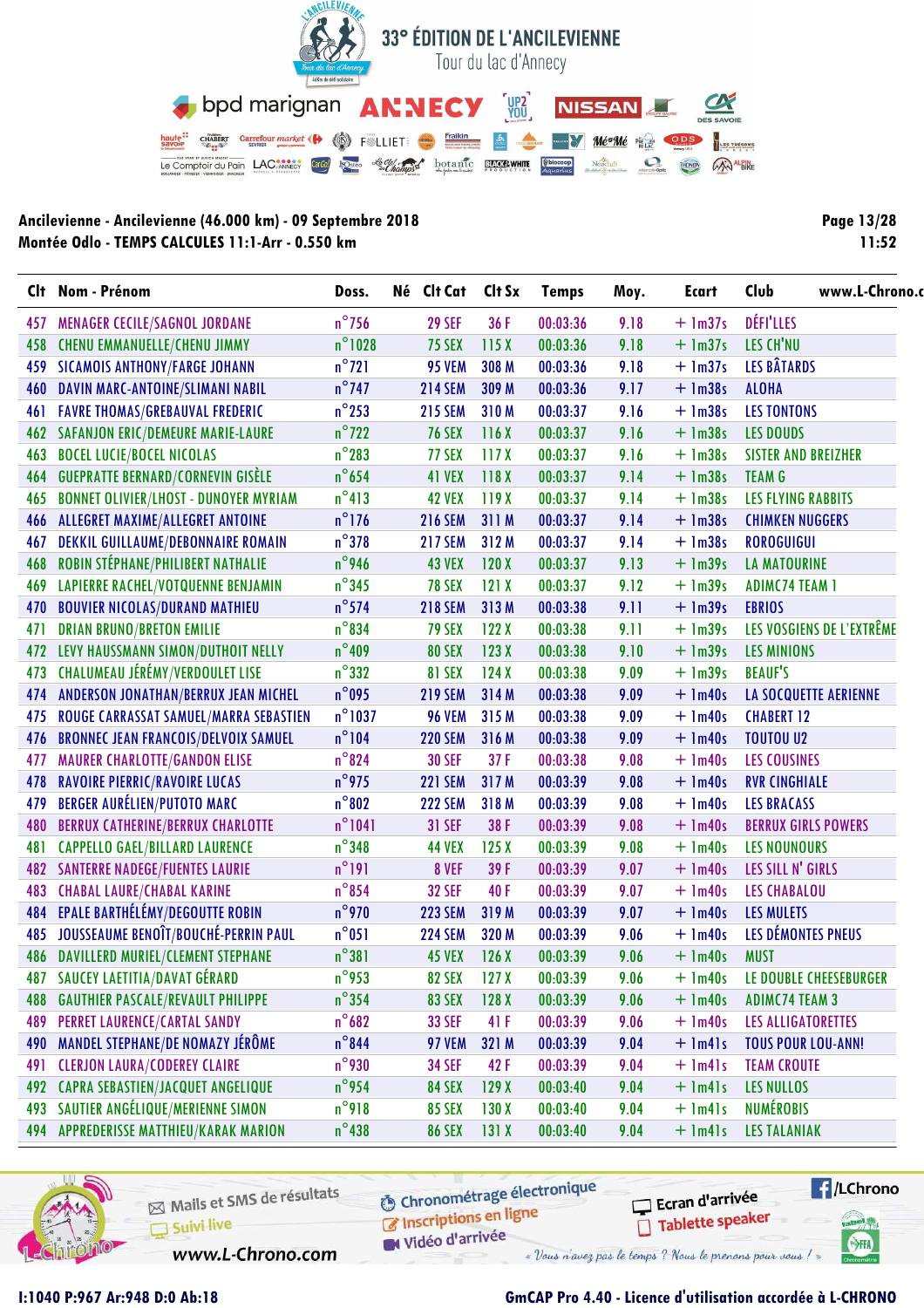# 33° ÉDITION DE L'ANCILEVIENNE

Tour du lac d'Annecy

**Ancilevienne - Ancilevienne (46.000 km) - 09 Septembre 2018**
**Montée Odlo - TEMPS CALCULES 11:1-Arr - 0.550 km**

11:52

| Clt | Nom - Prénom | Doss. | Né | Clt Cat | Clt Sx | Temps | Moy. | Ecart | Club |
|---|---|---|---|---|---|---|---|---|---|
| 457 | MENAGER CECILE/SAGNOL JORDANE | n°756 | | 29 SEF | 36 F | 00:03:36 | 9.18 | + 1m37s | DÉFI'LLES |
| 458 | CHENU EMMANUELLE/CHENU JIMMY | n°1028 | | 75 SEX | 115 X | 00:03:36 | 9.18 | + 1m37s | LES CH'NU |
| 459 | SICAMOIS ANTHONY/FARGE JOHANN | n°721 | | 95 VEM | 308 M | 00:03:36 | 9.18 | + 1m37s | LES BÂTARDS |
| 460 | DAVIN MARC-ANTOINE/SLIMANI NABIL | n°747 | | 214 SEM | 309 M | 00:03:36 | 9.17 | + 1m38s | ALOHA |
| 461 | FAVRE THOMAS/GREBAUVAL FREDERIC | n°253 | | 215 SEM | 310 M | 00:03:37 | 9.16 | + 1m38s | LES TONTONS |
| 462 | SAFANJON ERIC/DEMEURE MARIE-LAURE | n°722 | | 76 SEX | 116 X | 00:03:37 | 9.16 | + 1m38s | LES DOUDS |
| 463 | BOCEL LUCIE/BOCEL NICOLAS | n°283 | | 77 SEX | 117 X | 00:03:37 | 9.16 | + 1m38s | SISTER AND BREIZHER |
| 464 | GUEPRATTE BERNARD/CORNEVIN GISÈLE | n°654 | | 41 VEX | 118 X | 00:03:37 | 9.14 | + 1m38s | TEAM G |
| 465 | BONNET OLIVIER/LHOST - DUNOYER MYRIAM | n°413 | | 42 VEX | 119 X | 00:03:37 | 9.14 | + 1m38s | LES FLYING RABBITS |
| 466 | ALLEGRET MAXIME/ALLEGRET ANTOINE | n°176 | | 216 SEM | 311 M | 00:03:37 | 9.14 | + 1m38s | CHIMKEN NUGGERS |
| 467 | DEKKIL GUILLAUME/DEBONNAIRE ROMAIN | n°378 | | 217 SEM | 312 M | 00:03:37 | 9.14 | + 1m38s | ROROGUIGUI |
| 468 | ROBIN STÉPHANE/PHILIBERT NATHALIE | n°946 | | 43 VEX | 120 X | 00:03:37 | 9.13 | + 1m39s | LA MATOURINE |
| 469 | LAPIERRE RACHEL/VOTQUENNE BENJAMIN | n°345 | | 78 SEX | 121 X | 00:03:37 | 9.12 | + 1m39s | ADIMC74 TEAM 1 |
| 470 | BOUVIER NICOLAS/DURAND MATHIEU | n°574 | | 218 SEM | 313 M | 00:03:38 | 9.11 | + 1m39s | EBRIOS |
| 471 | DRIAN BRUNO/BRETON EMILIE | n°834 | | 79 SEX | 122 X | 00:03:38 | 9.11 | + 1m39s | LES VOSGIENS DE L'EXTRÊME |
| 472 | LEVY HAUSSMANN SIMON/DUTHOIT NELLY | n°409 | | 80 SEX | 123 X | 00:03:38 | 9.10 | + 1m39s | LES MINIONS |
| 473 | CHALUMEAU JÉRÉMY/VERDOULET LISE | n°332 | | 81 SEX | 124 X | 00:03:38 | 9.09 | + 1m39s | BEAUF'S |
| 474 | ANDERSON JONATHAN/BERRUX JEAN MICHEL | n°095 | | 219 SEM | 314 M | 00:03:38 | 9.09 | + 1m40s | LA SOCQUETTE AERIENNE |
| 475 | ROUGE CARRASSAT SAMUEL/MARRA SEBASTIEN | n°1037 | | 96 VEM | 315 M | 00:03:38 | 9.09 | + 1m40s | CHABERT 12 |
| 476 | BRONNEC JEAN FRANCOIS/DELVOIX SAMUEL | n°104 | | 220 SEM | 316 M | 00:03:38 | 9.09 | + 1m40s | TOUTOU U2 |
| 477 | MAURER CHARLOTTE/GANDON ELISE | n°824 | | 30 SEF | 37 F | 00:03:38 | 9.08 | + 1m40s | LES COUSINES |
| 478 | RAVOIRE PIERRIC/RAVOIRE LUCAS | n°975 | | 221 SEM | 317 M | 00:03:39 | 9.08 | + 1m40s | RVR CINGHIALE |
| 479 | BERGER AURÉLIEN/PUTOTO MARC | n°802 | | 222 SEM | 318 M | 00:03:39 | 9.08 | + 1m40s | LES BRACASS |
| 480 | BERRUX CATHERINE/BERRUX CHARLOTTE | n°1041 | | 31 SEF | 38 F | 00:03:39 | 9.08 | + 1m40s | BERRUX GIRLS POWERS |
| 481 | CAPPELLO GAEL/BILLARD LAURENCE | n°348 | | 44 VEX | 125 X | 00:03:39 | 9.08 | + 1m40s | LES NOUNOURS |
| 482 | SANTERRE NADEGE/FUENTES LAURIE | n°191 | | 8 VEF | 39 F | 00:03:39 | 9.07 | + 1m40s | LES SILL N' GIRLS |
| 483 | CHABAL LAURE/CHABAL KARINE | n°854 | | 32 SEF | 40 F | 00:03:39 | 9.07 | + 1m40s | LES CHABALOU |
| 484 | EPALE BARTHÉLÉMY/DEGOUTTE ROBIN | n°970 | | 223 SEM | 319 M | 00:03:39 | 9.07 | + 1m40s | LES MULETS |
| 485 | JOUSSEAUME BENOÎT/BOUCHÉ-PERRIN PAUL | n°051 | | 224 SEM | 320 M | 00:03:39 | 9.06 | + 1m40s | LES DÉMONTES PNEUS |
| 486 | DAVILLERD MURIEL/CLEMENT STEPHANE | n°381 | | 45 VEX | 126 X | 00:03:39 | 9.06 | + 1m40s | MUST |
| 487 | SAUCEY LAETITIA/DAVAT GÉRARD | n°953 | | 82 SEX | 127 X | 00:03:39 | 9.06 | + 1m40s | LE DOUBLE CHEESEBURGER |
| 488 | GAUTHIER PASCALE/REVAULT PHILIPPE | n°354 | | 83 SEX | 128 X | 00:03:39 | 9.06 | + 1m40s | ADIMC74 TEAM 3 |
| 489 | PERRET LAURENCE/CARTAL SANDY | n°682 | | 33 SEF | 41 F | 00:03:39 | 9.06 | + 1m40s | LES ALLIGATORETTES |
| 490 | MANDEL STEPHANE/DE NOMAZY JÉRÔME | n°844 | | 97 VEM | 321 M | 00:03:39 | 9.04 | + 1m41s | TOUS POUR LOU-ANN! |
| 491 | CLERJON LAURA/CODEREY CLAIRE | n°930 | | 34 SEF | 42 F | 00:03:39 | 9.04 | + 1m41s | TEAM CROUTE |
| 492 | CAPRA SEBASTIEN/JACQUET ANGELIQUE | n°954 | | 84 SEX | 129 X | 00:03:40 | 9.04 | + 1m41s | LES NULLOS |
| 493 | SAUTIER ANGÉLIQUE/MERIENNE SIMON | n°918 | | 85 SEX | 130 X | 00:03:40 | 9.04 | + 1m41s | NUMÉROBIS |
| 494 | APPREDERISSE MATTHIEU/KARAK MARION | n°438 | | 86 SEX | 131 X | 00:03:40 | 9.04 | + 1m41s | LES TALANIAK |

I:1040 P:967 Ar:948 D:0 Ab:18

GmCAP Pro 4.40 - Licence d'utilisation accordée à L-CHRONO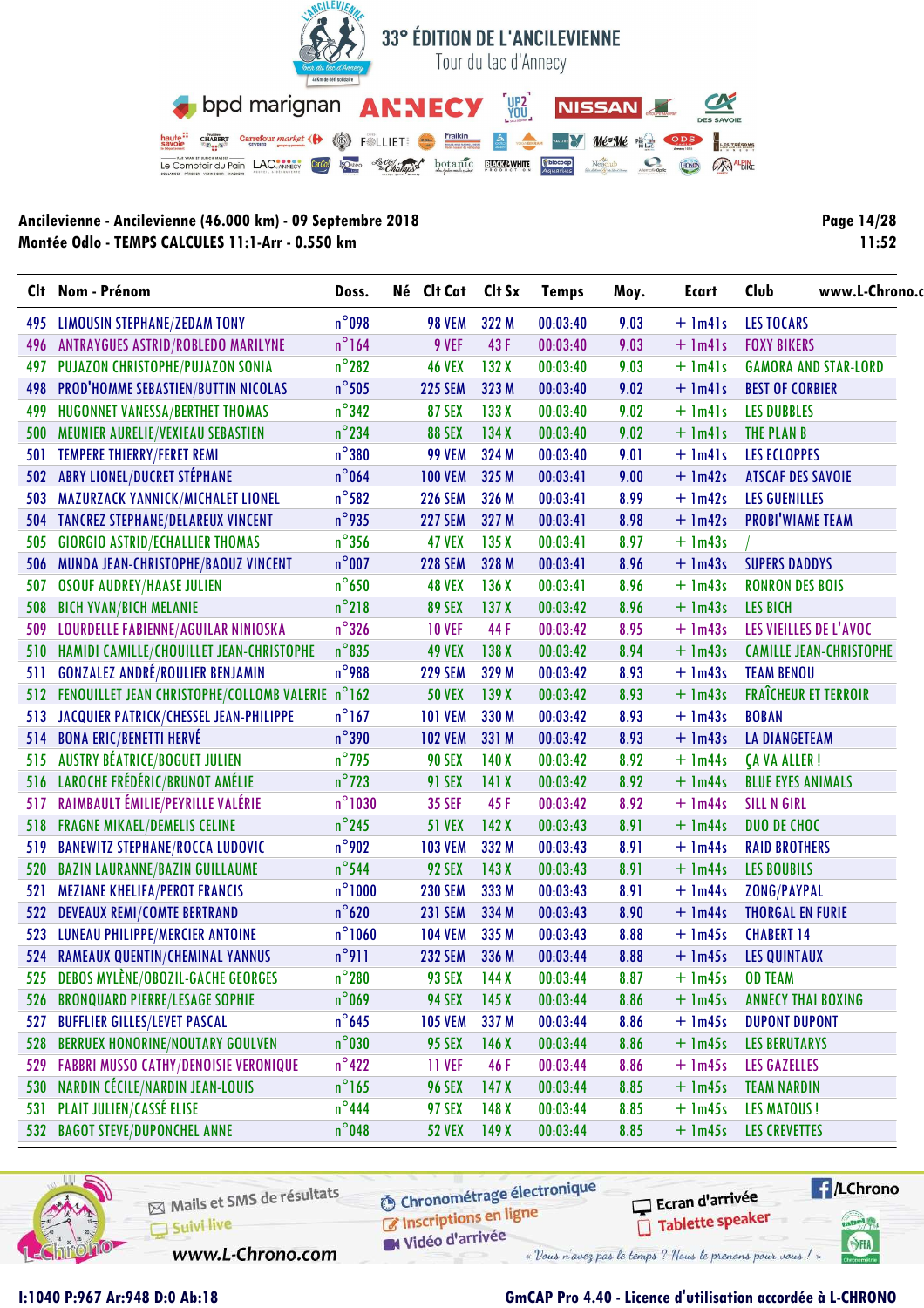# 33° ÉDITION DE L'ANCILEVIENNE

Tour du lac d'Annecy

**Ancilevienne - Ancilevienne (46.000 km) - 09 Septembre 2018**
**Montée Odlo - TEMPS CALCULES 11:1-Arr - 0.550 km**

| Clt | Nom - Prénom | Doss. | Né | Clt Cat | Clt Sx | Temps | Moy. | Ecart | Club |
|---|---|---|---|---|---|---|---|---|---|
| 495 | LIMOUSIN STEPHANE/ZEDAM TONY | n°098 | | 98 VEM | 322 M | 00:03:40 | 9.03 | + 1m41s | LES TOCARS |
| 496 | ANTRAYGUES ASTRID/ROBLEDO MARILYNE | n°164 | | 9 VEF | 43 F | 00:03:40 | 9.03 | + 1m41s | FOXY BIKERS |
| 497 | PUJAZON CHRISTOPHE/PUJAZON SONIA | n°282 | | 46 VEX | 132 X | 00:03:40 | 9.03 | + 1m41s | GAMORA AND STAR-LORD |
| 498 | PROD'HOMME SEBASTIEN/BUTTIN NICOLAS | n°505 | | 225 SEM | 323 M | 00:03:40 | 9.02 | + 1m41s | BEST OF CORBIER |
| 499 | HUGONNET VANESSA/BERTHET THOMAS | n°342 | | 87 SEX | 133 X | 00:03:40 | 9.02 | + 1m41s | LES DUBBLES |
| 500 | MEUNIER AURELIE/VEXIEAU SEBASTIEN | n°234 | | 88 SEX | 134 X | 00:03:40 | 9.02 | + 1m41s | THE PLAN B |
| 501 | TEMPERE THIERRY/FERET REMI | n°380 | | 99 VEM | 324 M | 00:03:40 | 9.01 | + 1m41s | LES ECLOPPES |
| 502 | ABRY LIONEL/DUCRET STÉPHANE | n°064 | | 100 VEM | 325 M | 00:03:41 | 9.00 | + 1m42s | ATSCAF DES SAVOIE |
| 503 | MAZURZACK YANNICK/MICHALET LIONEL | n°582 | | 226 SEM | 326 M | 00:03:41 | 8.99 | + 1m42s | LES GUENILLES |
| 504 | TANCREZ STEPHANE/DELAREUX VINCENT | n°935 | | 227 SEM | 327 M | 00:03:41 | 8.98 | + 1m42s | PROBI'WIAME TEAM |
| 505 | GIORGIO ASTRID/ECHALLIER THOMAS | n°356 | | 47 VEX | 135 X | 00:03:41 | 8.97 | + 1m43s | / |
| 506 | MUNDA JEAN-CHRISTOPHE/BAOUZ VINCENT | n°007 | | 228 SEM | 328 M | 00:03:41 | 8.96 | + 1m43s | SUPERS DADDYS |
| 507 | OSOUF AUDREY/HAASE JULIEN | n°650 | | 48 VEX | 136 X | 00:03:41 | 8.96 | + 1m43s | RONRON DES BOIS |
| 508 | BICH YVAN/BICH MELANIE | n°218 | | 89 SEX | 137 X | 00:03:42 | 8.96 | + 1m43s | LES BICH |
| 509 | LOURDELLE FABIENNE/AGUILAR NINIOSKA | n°326 | | 10 VEF | 44 F | 00:03:42 | 8.95 | + 1m43s | LES VIEILLES DE L'AVOC |
| 510 | HAMIDI CAMILLE/CHOUILLET JEAN-CHRISTOPHE | n°835 | | 49 VEX | 138 X | 00:03:42 | 8.94 | + 1m43s | CAMILLE JEAN-CHRISTOPHE |
| 511 | GONZALEZ ANDRÉ/ROULIER BENJAMIN | n°988 | | 229 SEM | 329 M | 00:03:42 | 8.93 | + 1m43s | TEAM BENOU |
| 512 | FENOUILLET JEAN CHRISTOPHE/COLLOMB VALERIE | n°162 | | 50 VEX | 139 X | 00:03:42 | 8.93 | + 1m43s | FRAÎCHEUR ET TERROIR |
| 513 | JACQUIER PATRICK/CHESSEL JEAN-PHILIPPE | n°167 | | 101 VEM | 330 M | 00:03:42 | 8.93 | + 1m43s | BOBAN |
| 514 | BONA ERIC/BENETTI HERVÉ | n°390 | | 102 VEM | 331 M | 00:03:42 | 8.93 | + 1m43s | LA DIANGETEAM |
| 515 | AUSTRY BÉATRICE/BOGUET JULIEN | n°795 | | 90 SEX | 140 X | 00:03:42 | 8.92 | + 1m44s | ÇA VA ALLER ! |
| 516 | LAROCHE FRÉDÉRIC/BRUNOT AMÉLIE | n°723 | | 91 SEX | 141 X | 00:03:42 | 8.92 | + 1m44s | BLUE EYES ANIMALS |
| 517 | RAIMBAULT ÉMILIE/PEYRILLE VALÉRIE | n°1030 | | 35 SEF | 45 F | 00:03:42 | 8.92 | + 1m44s | SILL N GIRL |
| 518 | FRAGNE MIKAEL/DEMELIS CELINE | n°245 | | 51 VEX | 142 X | 00:03:43 | 8.91 | + 1m44s | DUO DE CHOC |
| 519 | BANEWITZ STEPHANE/ROCCA LUDOVIC | n°902 | | 103 VEM | 332 M | 00:03:43 | 8.91 | + 1m44s | RAID BROTHERS |
| 520 | BAZIN LAURANNE/BAZIN GUILLAUME | n°544 | | 92 SEX | 143 X | 00:03:43 | 8.91 | + 1m44s | LES BOUBILS |
| 521 | MEZIANE KHELIFA/PEROT FRANCIS | n°1000 | | 230 SEM | 333 M | 00:03:43 | 8.91 | + 1m44s | ZONG/PAYPAL |
| 522 | DEVEAUX REMI/COMTE BERTRAND | n°620 | | 231 SEM | 334 M | 00:03:43 | 8.90 | + 1m44s | THORGAL EN FURIE |
| 523 | LUNEAU PHILIPPE/MERCIER ANTOINE | n°1060 | | 104 VEM | 335 M | 00:03:43 | 8.88 | + 1m45s | CHABERT 14 |
| 524 | RAMEAUX QUENTIN/CHEMINAL YANNUS | n°911 | | 232 SEM | 336 M | 00:03:44 | 8.88 | + 1m45s | LES QUINTAUX |
| 525 | DEBOS MYLÈNE/OBOZIL-GACHE GEORGES | n°280 | | 93 SEX | 144 X | 00:03:44 | 8.87 | + 1m45s | OD TEAM |
| 526 | BRONQUARD PIERRE/LESAGE SOPHIE | n°069 | | 94 SEX | 145 X | 00:03:44 | 8.86 | + 1m45s | ANNECY THAI BOXING |
| 527 | BUFFLIER GILLES/LEVET PASCAL | n°645 | | 105 VEM | 337 M | 00:03:44 | 8.86 | + 1m45s | DUPONT DUPONT |
| 528 | BERRUEX HONORINE/NOUTARY GOULVEN | n°030 | | 95 SEX | 146 X | 00:03:44 | 8.86 | + 1m45s | LES BERUTARYS |
| 529 | FABBRI MUSSO CATHY/DENOISIE VERONIQUE | n°422 | | 11 VEF | 46 F | 00:03:44 | 8.86 | + 1m45s | LES GAZELLES |
| 530 | NARDIN CÉCILE/NARDIN JEAN-LOUIS | n°165 | | 96 SEX | 147 X | 00:03:44 | 8.85 | + 1m45s | TEAM NARDIN |
| 531 | PLAIT JULIEN/CASSÉ ELISE | n°444 | | 97 SEX | 148 X | 00:03:44 | 8.85 | + 1m45s | LES MATOUS ! |
| 532 | BAGOT STEVE/DUPONCHEL ANNE | n°048 | | 52 VEX | 149 X | 00:03:44 | 8.85 | + 1m45s | LES CREVETTES |

I:1040 P:967 Ar:948 D:0 Ab:18

GmCAP Pro 4.40 - Licence d'utilisation accordée à L-CHRONO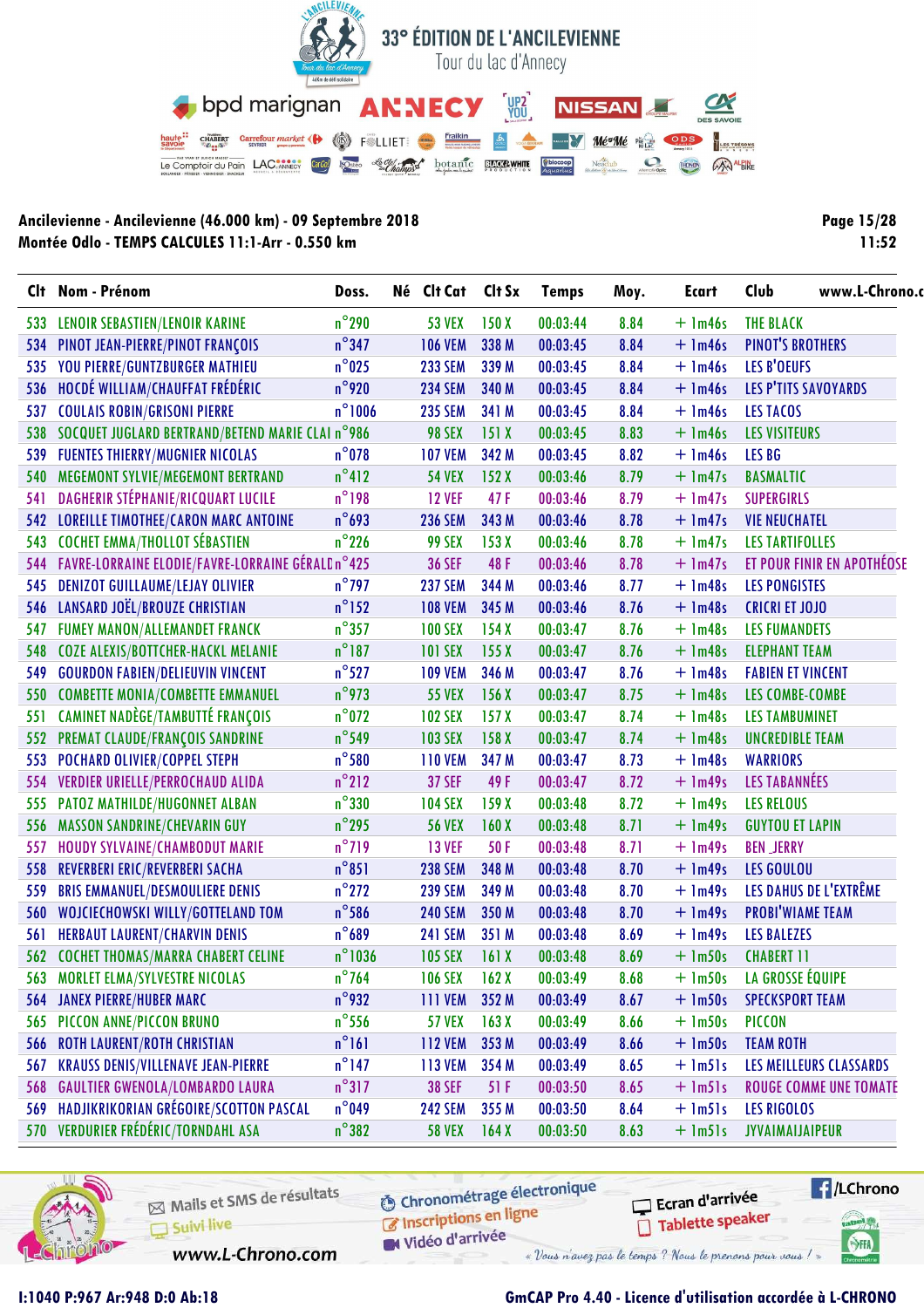# 33° ÉDITION DE L'ANCILEVIENNE

Tour du lac d'Annecy

**Ancilevienne - Ancilevienne (46.000 km) - 09 Septembre 2018**
**Montée Odlo - TEMPS CALCULES 11:1-Arr - 0.550 km**

**Page 15/28**
**11:52**

| Clt | Nom - Prénom | Doss. | Né | Clt Cat | Clt Sx | Temps | Moy. | Ecart | Club |
|---|---|---|---|---|---|---|---|---|---|
| 533 | LENOIR SEBASTIEN/LENOIR KARINE | n°290 | | 53 VEX | 150 X | 00:03:44 | 8.84 | + 1m46s | THE BLACK |
| 534 | PINOT JEAN-PIERRE/PINOT FRANÇOIS | n°347 | | 106 VEM | 338 M | 00:03:45 | 8.84 | + 1m46s | PINOT'S BROTHERS |
| 535 | YOU PIERRE/GUNTZBURGER MATHIEU | n°025 | | 233 SEM | 339 M | 00:03:45 | 8.84 | + 1m46s | LES B'OEUFS |
| 536 | HOCDÉ WILLIAM/CHAUFFAT FRÉDÉRIC | n°920 | | 234 SEM | 340 M | 00:03:45 | 8.84 | + 1m46s | LES P'TITS SAVOYARDS |
| 537 | COULAIS ROBIN/GRISONI PIERRE | n°1006 | | 235 SEM | 341 M | 00:03:45 | 8.84 | + 1m46s | LES TACOS |
| 538 | SOCQUET JUGLARD BERTRAND/BETEND MARIE CLAI | n°986 | | 98 SEX | 151 X | 00:03:45 | 8.83 | + 1m46s | LES VISITEURS |
| 539 | FUENTES THIERRY/MUGNIER NICOLAS | n°078 | | 107 VEM | 342 M | 00:03:45 | 8.82 | + 1m46s | LES BG |
| 540 | MEGEMONT SYLVIE/MEGEMONT BERTRAND | n°412 | | 54 VEX | 152 X | 00:03:46 | 8.79 | + 1m47s | BASMALTIC |
| 541 | DAGHERIR STÉPHANIE/RICQUART LUCILE | n°198 | | 12 VEF | 47 F | 00:03:46 | 8.79 | + 1m47s | SUPERGIRLS |
| 542 | LOREILLE TIMOTHEE/CARON MARC ANTOINE | n°693 | | 236 SEM | 343 M | 00:03:46 | 8.78 | + 1m47s | VIE NEUCHATEL |
| 543 | COCHET EMMA/THOLLOT SÉBASTIEN | n°226 | | 99 SEX | 153 X | 00:03:46 | 8.78 | + 1m47s | LES TARTIFOLLES |
| 544 | FAVRE-LORRAINE ELODIE/FAVRE-LORRAINE GÉRALD | n°425 | | 36 SEF | 48 F | 00:03:46 | 8.78 | + 1m47s | ET POUR FINIR EN APOTHÉOSE |
| 545 | DENIZOT GUILLAUME/LEJAY OLIVIER | n°797 | | 237 SEM | 344 M | 00:03:46 | 8.77 | + 1m48s | LES PONGISTES |
| 546 | LANSARD JOËL/BROUZE CHRISTIAN | n°152 | | 108 VEM | 345 M | 00:03:46 | 8.76 | + 1m48s | CRICRI ET JOJO |
| 547 | FUMEY MANON/ALLEMANDET FRANCK | n°357 | | 100 SEX | 154 X | 00:03:47 | 8.76 | + 1m48s | LES FUMANDETS |
| 548 | COZE ALEXIS/BOTTCHER-HACKL MELANIE | n°187 | | 101 SEX | 155 X | 00:03:47 | 8.76 | + 1m48s | ELEPHANT TEAM |
| 549 | GOURDON FABIEN/DELIEUVIN VINCENT | n°527 | | 109 VEM | 346 M | 00:03:47 | 8.76 | + 1m48s | FABIEN ET VINCENT |
| 550 | COMBETTE MONIA/COMBETTE EMMANUEL | n°973 | | 55 VEX | 156 X | 00:03:47 | 8.75 | + 1m48s | LES COMBE-COMBE |
| 551 | CAMINET NADÈGE/TAMBUTTÉ FRANÇOIS | n°072 | | 102 SEX | 157 X | 00:03:47 | 8.74 | + 1m48s | LES TAMBUMINET |
| 552 | PREMAT CLAUDE/FRANÇOIS SANDRINE | n°549 | | 103 SEX | 158 X | 00:03:47 | 8.74 | + 1m48s | UNCREDIBLE TEAM |
| 553 | POCHARD OLIVIER/COPPEL STEPH | n°580 | | 110 VEM | 347 M | 00:03:47 | 8.73 | + 1m48s | WARRIORS |
| 554 | VERDIER URIELLE/PERROCHAUD ALIDA | n°212 | | 37 SEF | 49 F | 00:03:47 | 8.72 | + 1m49s | LES TABANNÉES |
| 555 | PATOZ MATHILDE/HUGONNET ALBAN | n°330 | | 104 SEX | 159 X | 00:03:48 | 8.72 | + 1m49s | LES RELOUS |
| 556 | MASSON SANDRINE/CHEVARIN GUY | n°295 | | 56 VEX | 160 X | 00:03:48 | 8.71 | + 1m49s | GUYTOU ET LAPIN |
| 557 | HOUDY SYLVAINE/CHAMBODUT MARIE | n°719 | | 13 VEF | 50 F | 00:03:48 | 8.71 | + 1m49s | BEN_JERRY |
| 558 | REVERBERI ERIC/REVERBERI SACHA | n°851 | | 238 SEM | 348 M | 00:03:48 | 8.70 | + 1m49s | LES GOULOU |
| 559 | BRIS EMMANUEL/DESMOULIERE DENIS | n°272 | | 239 SEM | 349 M | 00:03:48 | 8.70 | + 1m49s | LES DAHUS DE L'EXTRÊME |
| 560 | WOJCIECHOWSKI WILLY/GOTTELAND TOM | n°586 | | 240 SEM | 350 M | 00:03:48 | 8.70 | + 1m49s | PROBI'WIAME TEAM |
| 561 | HERBAUT LAURENT/CHARVIN DENIS | n°689 | | 241 SEM | 351 M | 00:03:48 | 8.69 | + 1m49s | LES BALEZES |
| 562 | COCHET THOMAS/MARRA CHABERT CELINE | n°1036 | | 105 SEX | 161 X | 00:03:48 | 8.69 | + 1m50s | CHABERT 11 |
| 563 | MORLET ELMA/SYLVESTRE NICOLAS | n°764 | | 106 SEX | 162 X | 00:03:49 | 8.68 | + 1m50s | LA GROSSE ÉQUIPE |
| 564 | JANEX PIERRE/HUBER MARC | n°932 | | 111 VEM | 352 M | 00:03:49 | 8.67 | + 1m50s | SPECKSPORT TEAM |
| 565 | PICCON ANNE/PICCON BRUNO | n°556 | | 57 VEX | 163 X | 00:03:49 | 8.66 | + 1m50s | PICCON |
| 566 | ROTH LAURENT/ROTH CHRISTIAN | n°161 | | 112 VEM | 353 M | 00:03:49 | 8.66 | + 1m50s | TEAM ROTH |
| 567 | KRAUSS DENIS/VILLENAVE JEAN-PIERRE | n°147 | | 113 VEM | 354 M | 00:03:49 | 8.65 | + 1m51s | LES MEILLEURS CLASSARDS |
| 568 | GAULTIER GWENOLA/LOMBARDO LAURA | n°317 | | 38 SEF | 51 F | 00:03:50 | 8.65 | + 1m51s | ROUGE COMME UNE TOMATE |
| 569 | HADJIKRIKORIAN GRÉGOIRE/SCOTTON PASCAL | n°049 | | 242 SEM | 355 M | 00:03:50 | 8.64 | + 1m51s | LES RIGOLOS |
| 570 | VERDURIER FRÉDÉRIC/TORNDAHL ASA | n°382 | | 58 VEX | 164 X | 00:03:50 | 8.63 | + 1m51s | JYVAIMAIJAIPEUR |

Mails et SMS de résultats · Suivi live · www.L-Chrono.com · Chronométrage électronique · Inscriptions en ligne · Vidéo d'arrivée · Ecran d'arrivée · Tablette speaker · /LChrono

*« Vous n'avez pas le temps ? Nous le prenons pour vous ! »*

I:1040 P:967 Ar:948 D:0 Ab:18

GmCAP Pro 4.40 - Licence d'utilisation accordée à L-CHRONO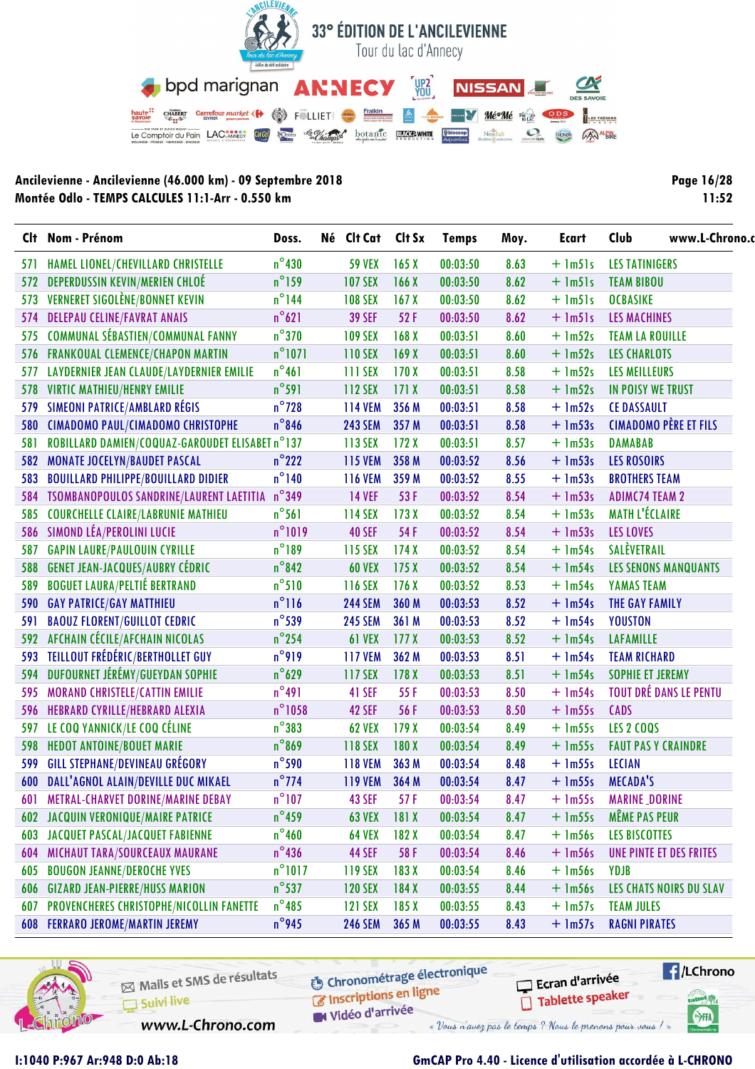# 33° ÉDITION DE L'ANCILEVIENNE

Tour du lac d'Annecy

**Ancilevienne - Ancilevienne (46.000 km) - 09 Septembre 2018**
**Montée Odlo - TEMPS CALCULES 11:1-Arr - 0.550 km**

| Clt | Nom - Prénom | Doss. | Né | Clt Cat | Clt Sx | Temps | Moy. | Ecart | Club |
|---|---|---|---|---|---|---|---|---|---|
| 571 | HAMEL LIONEL/CHEVILLARD CHRISTELLE | n°430 | | 59 VEX | 165 X | 00:03:50 | 8.63 | + 1m51s | LES TATINIGERS |
| 572 | DEPERDUSSIN KEVIN/MERIEN CHLOÉ | n°159 | | 107 SEX | 166 X | 00:03:50 | 8.62 | + 1m51s | TEAM BIBOU |
| 573 | VERNERET SIGOLÈNE/BONNET KEVIN | n°144 | | 108 SEX | 167 X | 00:03:50 | 8.62 | + 1m51s | OCBASIKE |
| 574 | DELEPAU CELINE/FAVRAT ANAIS | n°621 | | 39 SEF | 52 F | 00:03:50 | 8.62 | + 1m51s | LES MACHINES |
| 575 | COMMUNAL SÉBASTIEN/COMMUNAL FANNY | n°370 | | 109 SEX | 168 X | 00:03:51 | 8.60 | + 1m52s | TEAM LA ROUILLE |
| 576 | FRANKOUAL CLEMENCE/CHAPON MARTIN | n°1071 | | 110 SEX | 169 X | 00:03:51 | 8.60 | + 1m52s | LES CHARLOTS |
| 577 | LAYDERNIER JEAN CLAUDE/LAYDERNIER EMILIE | n°461 | | 111 SEX | 170 X | 00:03:51 | 8.58 | + 1m52s | LES MEILLEURS |
| 578 | VIRTIC MATHIEU/HENRY EMILIE | n°591 | | 112 SEX | 171 X | 00:03:51 | 8.58 | + 1m52s | IN POISY WE TRUST |
| 579 | SIMEONI PATRICE/AMBLARD RÉGIS | n°728 | | 114 VEM | 356 M | 00:03:51 | 8.58 | + 1m52s | CE DASSAULT |
| 580 | CIMADOMO PAUL/CIMADOMO CHRISTOPHE | n°846 | | 243 SEM | 357 M | 00:03:51 | 8.58 | + 1m53s | CIMADOMO PÈRE ET FILS |
| 581 | ROBILLARD DAMIEN/COQUAZ-GAROUDET ELISABET | n°137 | | 113 SEX | 172 X | 00:03:51 | 8.57 | + 1m53s | DAMABAB |
| 582 | MONATE JOCELYN/BAUDET PASCAL | n°222 | | 115 VEM | 358 M | 00:03:52 | 8.56 | + 1m53s | LES ROSOIRS |
| 583 | BOUILLARD PHILIPPE/BOUILLARD DIDIER | n°140 | | 116 VEM | 359 M | 00:03:52 | 8.55 | + 1m53s | BROTHERS TEAM |
| 584 | TSOMBANOPOULOS SANDRINE/LAURENT LAETITIA | n°349 | | 14 VEF | 53 F | 00:03:52 | 8.54 | + 1m53s | ADIMC74 TEAM 2 |
| 585 | COURCHELLE CLAIRE/LABRUNIE MATHIEU | n°561 | | 114 SEX | 173 X | 00:03:52 | 8.54 | + 1m53s | MATH L'ÉCLAIRE |
| 586 | SIMOND LÉA/PEROLINI LUCIE | n°1019 | | 40 SEF | 54 F | 00:03:52 | 8.54 | + 1m53s | LES LOVES |
| 587 | GAPIN LAURE/PAULOUIN CYRILLE | n°189 | | 115 SEX | 174 X | 00:03:52 | 8.54 | + 1m54s | SALÈVETRAIL |
| 588 | GENET JEAN-JACQUES/AUBRY CÉDRIC | n°842 | | 60 VEX | 175 X | 00:03:52 | 8.54 | + 1m54s | LES SENONS MANQUANTS |
| 589 | BOGUET LAURA/PELTIÉ BERTRAND | n°510 | | 116 SEX | 176 X | 00:03:52 | 8.53 | + 1m54s | YAMAS TEAM |
| 590 | GAY PATRICE/GAY MATTHIEU | n°116 | | 244 SEM | 360 M | 00:03:53 | 8.52 | + 1m54s | THE GAY FAMILY |
| 591 | BAOUZ FLORENT/GUILLOT CEDRIC | n°539 | | 245 SEM | 361 M | 00:03:53 | 8.52 | + 1m54s | YOUSTON |
| 592 | AFCHAIN CÉCILE/AFCHAIN NICOLAS | n°254 | | 61 VEX | 177 X | 00:03:53 | 8.52 | + 1m54s | LAFAMILLE |
| 593 | TEILLOUT FRÉDÉRIC/BERTHOLLET GUY | n°919 | | 117 VEM | 362 M | 00:03:53 | 8.51 | + 1m54s | TEAM RICHARD |
| 594 | DUFOURNET JÉRÉMY/GUEYDAN SOPHIE | n°629 | | 117 SEX | 178 X | 00:03:53 | 8.51 | + 1m54s | SOPHIE ET JEREMY |
| 595 | MORAND CHRISTELE/CATTIN EMILIE | n°491 | | 41 SEF | 55 F | 00:03:53 | 8.50 | + 1m54s | TOUT DRÉ DANS LE PENTU |
| 596 | HEBRARD CYRILLE/HEBRARD ALEXIA | n°1058 | | 42 SEF | 56 F | 00:03:53 | 8.50 | + 1m55s | CADS |
| 597 | LE COQ YANNICK/LE COQ CÉLINE | n°383 | | 62 VEX | 179 X | 00:03:54 | 8.49 | + 1m55s | LES 2 COQS |
| 598 | HEDOT ANTOINE/BOUET MARIE | n°869 | | 118 SEX | 180 X | 00:03:54 | 8.49 | + 1m55s | FAUT PAS Y CRAINDRE |
| 599 | GILL STEPHANE/DEVINEAU GRÉGORY | n°590 | | 118 VEM | 363 M | 00:03:54 | 8.48 | + 1m55s | LECIAN |
| 600 | DALL'AGNOL ALAIN/DEVILLE DUC MIKAEL | n°774 | | 119 VEM | 364 M | 00:03:54 | 8.47 | + 1m55s | MECADA'S |
| 601 | METRAL-CHARVET DORINE/MARINE DEBAY | n°107 | | 43 SEF | 57 F | 00:03:54 | 8.47 | + 1m55s | MARINE_DORINE |
| 602 | JACQUIN VERONIQUE/MAIRE PATRICE | n°459 | | 63 VEX | 181 X | 00:03:54 | 8.47 | + 1m55s | MÊME PAS PEUR |
| 603 | JACQUET PASCAL/JACQUET FABIENNE | n°460 | | 64 VEX | 182 X | 00:03:54 | 8.47 | + 1m56s | LES BISCOTTES |
| 604 | MICHAUT TARA/SOURCEAUX MAURANE | n°436 | | 44 SEF | 58 F | 00:03:54 | 8.46 | + 1m56s | UNE PINTE ET DES FRITES |
| 605 | BOUGON JEANNE/DEROCHE YVES | n°1017 | | 119 SEX | 183 X | 00:03:54 | 8.46 | + 1m56s | YDJB |
| 606 | GIZARD JEAN-PIERRE/HUSS MARION | n°537 | | 120 SEX | 184 X | 00:03:55 | 8.44 | + 1m56s | LES CHATS NOIRS DU SLAV |
| 607 | PROVENCHERES CHRISTOPHE/NICOLLIN FANETTE | n°485 | | 121 SEX | 185 X | 00:03:55 | 8.43 | + 1m57s | TEAM JULES |
| 608 | FERRARO JEROME/MARTIN JEREMY | n°945 | | 246 SEM | 365 M | 00:03:55 | 8.43 | + 1m57s | RAGNI PIRATES |

I:1040 P:967 Ar:948 D:0 Ab:18

GmCAP Pro 4.40 - Licence d'utilisation accordée à L-CHRONO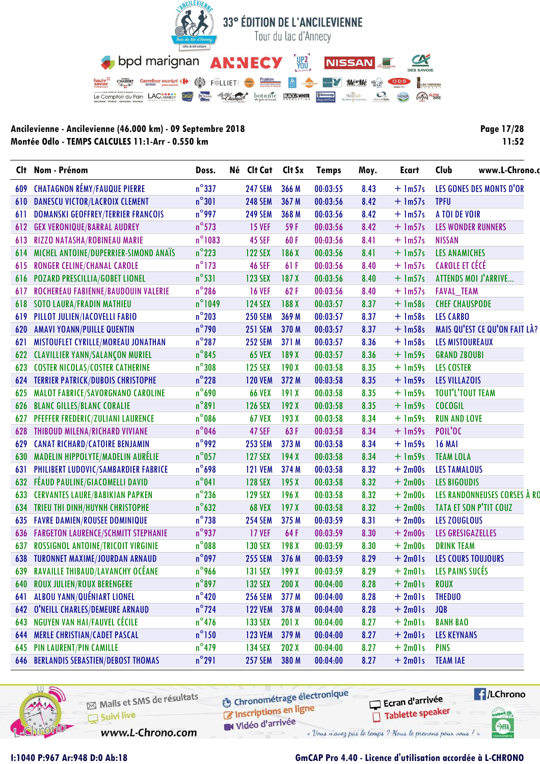# 33° ÉDITION DE L'ANCILEVIENNE

Tour du lac d'Annecy

**Ancilevienne - Ancilevienne (46.000 km) - 09 Septembre 2018**
**Montée Odlo - TEMPS CALCULES 11:1-Arr - 0.550 km**

Page 17/28
11:52

| Clt | Nom - Prénom | Doss. | Né | Clt Cat | Clt Sx | Temps | Moy. | Ecart | Club |
|---|---|---|---|---|---|---|---|---|---|
| 609 | CHATAGNON RÉMY/FAUQUE PIERRE | n°337 | | 247 SEM | 366 M | 00:03:55 | 8.43 | + 1m57s | LES GONES DES MONTS D'OR |
| 610 | DANESCU VICTOR/LACROIX CLEMENT | n°301 | | 248 SEM | 367 M | 00:03:56 | 8.42 | + 1m57s | TPFU |
| 611 | DOMANSKI GEOFFREY/TERRIER FRANCOIS | n°997 | | 249 SEM | 368 M | 00:03:56 | 8.42 | + 1m57s | A TOI DE VOIR |
| 612 | GEX VERONIQUE/BARRAL AUDREY | n°573 | | 15 VEF | 59 F | 00:03:56 | 8.42 | + 1m57s | LES WONDER RUNNERS |
| 613 | RIZZO NATASHA/ROBINEAU MARIE | n°1083 | | 45 SEF | 60 F | 00:03:56 | 8.41 | + 1m57s | NISSAN |
| 614 | MICHEL ANTOINE/DUPERRIER-SIMOND ANAÏS | n°223 | | 122 SEX | 186 X | 00:03:56 | 8.41 | + 1m57s | LES ANAMICHES |
| 615 | RONGER CELINE/CHANAL CAROLE | n°173 | | 46 SEF | 61 F | 00:03:56 | 8.40 | + 1m57s | CAROLE ET CÉCÉ |
| 616 | POZARD PRESCILLIA/GOBET LIONEL | n°531 | | 123 SEX | 187 X | 00:03:56 | 8.40 | + 1m57s | ATTENDS MOI J'ARRIVE... |
| 617 | ROCHEREAU FABIENNE/BAUDOUIN VALERIE | n°286 | | 16 VEF | 62 F | 00:03:56 | 8.40 | + 1m57s | FAVAL_TEAM |
| 618 | SOTO LAURA/FRADIN MATHIEU | n°1049 | | 124 SEX | 188 X | 00:03:57 | 8.37 | + 1m58s | CHEF CHAUSPODE |
| 619 | PILLOT JULIEN/IACOVELLI FABIO | n°203 | | 250 SEM | 369 M | 00:03:57 | 8.37 | + 1m58s | LES CARBO |
| 620 | AMAVI YOANN/PUILLE QUENTIN | n°790 | | 251 SEM | 370 M | 00:03:57 | 8.37 | + 1m58s | MAIS QU'EST CE QU'ON FAIT LÀ? |
| 621 | MISTOUFLET CYRILLE/MOREAU JONATHAN | n°287 | | 252 SEM | 371 M | 00:03:57 | 8.36 | + 1m58s | LES MISTOUREAUX |
| 622 | CLAVILLIER YANN/SALANÇON MURIEL | n°845 | | 65 VEX | 189 X | 00:03:57 | 8.36 | + 1m59s | GRAND ZBOUBI |
| 623 | COSTER NICOLAS/COSTER CATHERINE | n°308 | | 125 SEX | 190 X | 00:03:58 | 8.35 | + 1m59s | LES COSTER |
| 624 | TERRIER PATRICK/DUBOIS CHRISTOPHE | n°228 | | 120 VEM | 372 M | 00:03:58 | 8.35 | + 1m59s | LES VILLAZOIS |
| 625 | MALOT FABRICE/SAVORGNANO CAROLINE | n°690 | | 66 VEX | 191 X | 00:03:58 | 8.35 | + 1m59s | TOUT'L'TOUT TEAM |
| 626 | BLANC GILLES/BLANC CORALIE | n°891 | | 126 SEX | 192 X | 00:03:58 | 8.35 | + 1m59s | COCOGIL |
| 627 | PFEFFER FREDERIC/ZULIANI LAURENCE | n°086 | | 67 VEX | 193 X | 00:03:58 | 8.34 | + 1m59s | RUN AND LOVE |
| 628 | THIBOUD MILENA/RICHARD VIVIANE | n°046 | | 47 SEF | 63 F | 00:03:58 | 8.34 | + 1m59s | POIL'OC |
| 629 | CANAT RICHARD/CATOIRE BENJAMIN | n°992 | | 253 SEM | 373 M | 00:03:58 | 8.34 | + 1m59s | 16 MAI |
| 630 | MADELIN HIPPOLYTE/MADELIN AURÉLIE | n°057 | | 127 SEX | 194 X | 00:03:58 | 8.34 | + 1m59s | TEAM LOLA |
| 631 | PHILIBERT LUDOVIC/SAMBARDIER FABRICE | n°698 | | 121 VEM | 374 M | 00:03:58 | 8.32 | + 2m00s | LES TAMALOUS |
| 632 | FÉAUD PAULINE/GIACOMELLI DAVID | n°041 | | 128 SEX | 195 X | 00:03:58 | 8.32 | + 2m00s | LES BIGOUDIS |
| 633 | CERVANTES LAURE/BABIKIAN PAPKEN | n°236 | | 129 SEX | 196 X | 00:03:58 | 8.32 | + 2m00s | LES RANDONNEUSES CORSES À RO |
| 634 | TRIEU THI DINH/HUYNH CHRISTOPHE | n°632 | | 68 VEX | 197 X | 00:03:58 | 8.32 | + 2m00s | TATA ET SON P'TIT COUZ |
| 635 | FAVRE DAMIEN/ROUSEE DOMINIQUE | n°738 | | 254 SEM | 375 M | 00:03:59 | 8.31 | + 2m00s | LES ZOUGLOUS |
| 636 | FARGETON LAURENCE/SCHMITT STEPHANIE | n°937 | | 17 VEF | 64 F | 00:03:59 | 8.30 | + 2m00s | LES GRESIGAZELLES |
| 637 | ROSSIGNOL ANTOINE/TRICOIT VIRGINIE | n°088 | | 130 SEX | 198 X | 00:03:59 | 8.30 | + 2m00s | DRINK TEAM |
| 638 | TURONNET MAXIME/JOURDAN ARNAUD | n°097 | | 255 SEM | 376 M | 00:03:59 | 8.29 | + 2m01s | LES COURS TOUJOURS |
| 639 | RAVAILLE THIBAUD/LAVANCHY OCÉANE | n°966 | | 131 SEX | 199 X | 00:03:59 | 8.29 | + 2m01s | LES PAINS SUCÉS |
| 640 | ROUX JULIEN/ROUX BERENGERE | n°897 | | 132 SEX | 200 X | 00:04:00 | 8.28 | + 2m01s | ROUX |
| 641 | ALBOU YANN/QUÉNIART LIONEL | n°420 | | 256 SEM | 377 M | 00:04:00 | 8.28 | + 2m01s | THEDUO |
| 642 | O'NEILL CHARLES/DEMEURE ARNAUD | n°724 | | 122 VEM | 378 M | 00:04:00 | 8.28 | + 2m01s | JQB |
| 643 | NGUYEN VAN HAI/FAUVEL CÉCILE | n°476 | | 133 SEX | 201 X | 00:04:00 | 8.27 | + 2m01s | BANH BAO |
| 644 | MERLE CHRISTIAN/CADET PASCAL | n°150 | | 123 VEM | 379 M | 00:04:00 | 8.27 | + 2m01s | LES KEYNANS |
| 645 | PIN LAURENT/PIN CAMILLE | n°479 | | 134 SEX | 202 X | 00:04:00 | 8.27 | + 2m01s | PINS |
| 646 | BERLANDIS SEBASTIEN/DEBOST THOMAS | n°291 | | 257 SEM | 380 M | 00:04:00 | 8.27 | + 2m01s | TEAM IAE |

I:1040 P:967 Ar:948 D:0 Ab:18

GmCAP Pro 4.40 - Licence d'utilisation accordée à L-CHRONO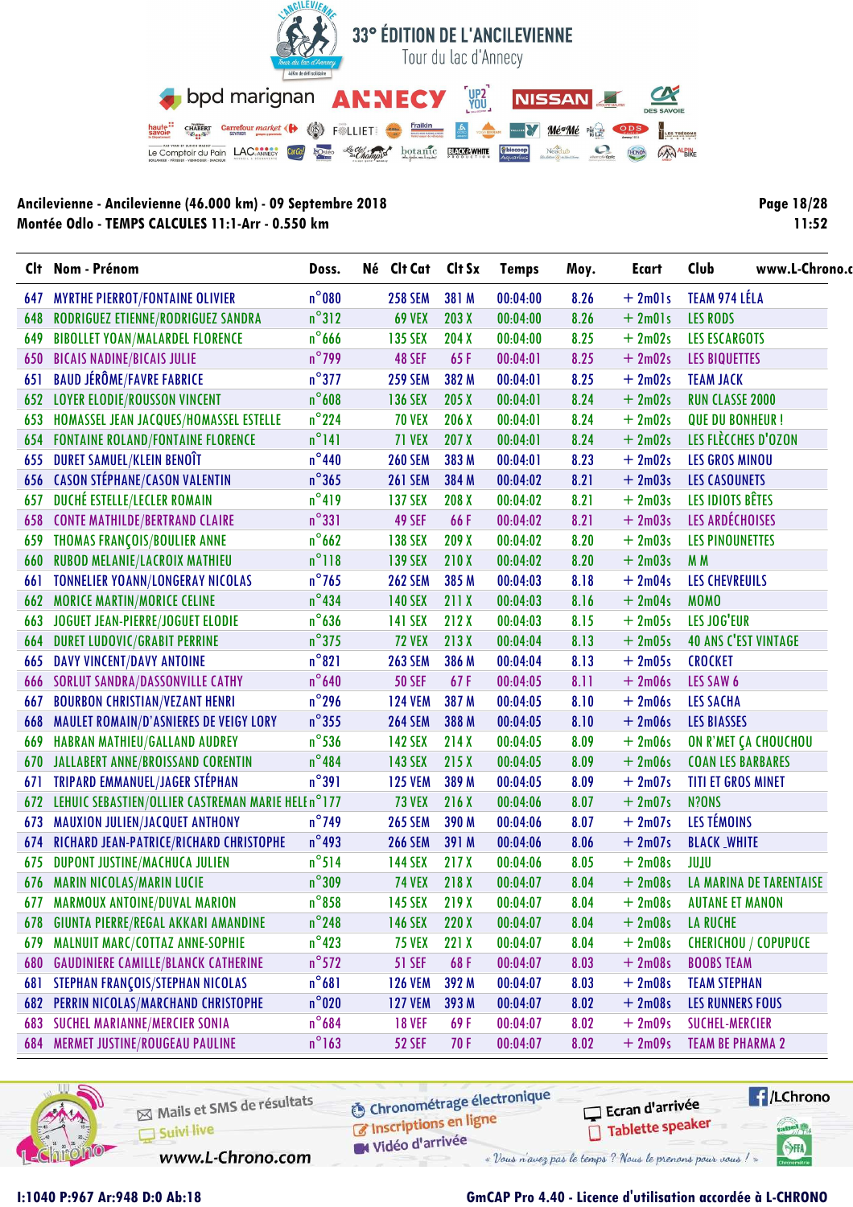# 33° ÉDITION DE L'ANCILEVIENNE

Tour du lac d'Annecy

Ancilevienne - Ancilevienne (46.000 km) - 09 Septembre 2018
Montée Odlo - TEMPS CALCULES 11:1-Arr - 0.550 km

Page 18/28
11:52

| Clt | Nom - Prénom | Doss. | Né | Clt Cat | Clt Sx | Temps | Moy. | Ecart | Club |
|---|---|---|---|---|---|---|---|---|---|
| 647 | MYRTHE PIERROT/FONTAINE OLIVIER | n°080 | | 258 SEM | 381 M | 00:04:00 | 8.26 | + 2m01s | TEAM 974 LÉLA |
| 648 | RODRIGUEZ ETIENNE/RODRIGUEZ SANDRA | n°312 | | 69 VEX | 203 X | 00:04:00 | 8.26 | + 2m01s | LES RODS |
| 649 | BIBOLLET YOAN/MALARDEL FLORENCE | n°666 | | 135 SEX | 204 X | 00:04:00 | 8.25 | + 2m02s | LES ESCARGOTS |
| 650 | BICAIS NADINE/BICAIS JULIE | n°799 | | 48 SEF | 65 F | 00:04:01 | 8.25 | + 2m02s | LES BIQUETTES |
| 651 | BAUD JÉRÔME/FAVRE FABRICE | n°377 | | 259 SEM | 382 M | 00:04:01 | 8.25 | + 2m02s | TEAM JACK |
| 652 | LOYER ELODIE/ROUSSON VINCENT | n°608 | | 136 SEX | 205 X | 00:04:01 | 8.24 | + 2m02s | RUN CLASSE 2000 |
| 653 | HOMASSEL JEAN JACQUES/HOMASSEL ESTELLE | n°224 | | 70 VEX | 206 X | 00:04:01 | 8.24 | + 2m02s | QUE DU BONHEUR ! |
| 654 | FONTAINE ROLAND/FONTAINE FLORENCE | n°141 | | 71 VEX | 207 X | 00:04:01 | 8.24 | + 2m02s | LES FLÈCCHES D'OZON |
| 655 | DURET SAMUEL/KLEIN BENOÎT | n°440 | | 260 SEM | 383 M | 00:04:01 | 8.23 | + 2m02s | LES GROS MINOU |
| 656 | CASON STÉPHANE/CASON VALENTIN | n°365 | | 261 SEM | 384 M | 00:04:02 | 8.21 | + 2m03s | LES CASOUNETS |
| 657 | DUCHÉ ESTELLE/LECLER ROMAIN | n°419 | | 137 SEX | 208 X | 00:04:02 | 8.21 | + 2m03s | LES IDIOTS BÊTES |
| 658 | CONTE MATHILDE/BERTRAND CLAIRE | n°331 | | 49 SEF | 66 F | 00:04:02 | 8.21 | + 2m03s | LES ARDÉCHOISES |
| 659 | THOMAS FRANÇOIS/BOULIER ANNE | n°662 | | 138 SEX | 209 X | 00:04:02 | 8.20 | + 2m03s | LES PINOUNETTES |
| 660 | RUBOD MELANIE/LACROIX MATHIEU | n°118 | | 139 SEX | 210 X | 00:04:02 | 8.20 | + 2m03s | M M |
| 661 | TONNELIER YOANN/LONGERAY NICOLAS | n°765 | | 262 SEM | 385 M | 00:04:03 | 8.18 | + 2m04s | LES CHEVREUILS |
| 662 | MORICE MARTIN/MORICE CELINE | n°434 | | 140 SEX | 211 X | 00:04:03 | 8.16 | + 2m04s | MOMO |
| 663 | JOGUET JEAN-PIERRE/JOGUET ELODIE | n°636 | | 141 SEX | 212 X | 00:04:03 | 8.15 | + 2m05s | LES JOG'EUR |
| 664 | DURET LUDOVIC/GRABIT PERRINE | n°375 | | 72 VEX | 213 X | 00:04:04 | 8.13 | + 2m05s | 40 ANS C'EST VINTAGE |
| 665 | DAVY VINCENT/DAVY ANTOINE | n°821 | | 263 SEM | 386 M | 00:04:04 | 8.13 | + 2m05s | CROCKET |
| 666 | SORLUT SANDRA/DASSONVILLE CATHY | n°640 | | 50 SEF | 67 F | 00:04:05 | 8.11 | + 2m06s | LES SAW 6 |
| 667 | BOURBON CHRISTIAN/VEZANT HENRI | n°296 | | 124 VEM | 387 M | 00:04:05 | 8.10 | + 2m06s | LES SACHA |
| 668 | MAULET ROMAIN/D'ASNIERES DE VEIGY LORY | n°355 | | 264 SEM | 388 M | 00:04:05 | 8.10 | + 2m06s | LES BIASSES |
| 669 | HABRAN MATHIEU/GALLAND AUDREY | n°536 | | 142 SEX | 214 X | 00:04:05 | 8.09 | + 2m06s | ON R'MET ÇA CHOUCHOU |
| 670 | JALLABERT ANNE/BROISSAND CORENTIN | n°484 | | 143 SEX | 215 X | 00:04:05 | 8.09 | + 2m06s | COAN LES BARBARES |
| 671 | TRIPARD EMMANUEL/JAGER STÉPHAN | n°391 | | 125 VEM | 389 M | 00:04:05 | 8.09 | + 2m07s | TITI ET GROS MINET |
| 672 | LEHUIC SEBASTIEN/OLLIER CASTREMAN MARIE HELE | n°177 | | 73 VEX | 216 X | 00:04:06 | 8.07 | + 2m07s | N?ONS |
| 673 | MAUXION JULIEN/JACQUET ANTHONY | n°749 | | 265 SEM | 390 M | 00:04:06 | 8.07 | + 2m07s | LES TÉMOINS |
| 674 | RICHARD JEAN-PATRICE/RICHARD CHRISTOPHE | n°493 | | 266 SEM | 391 M | 00:04:06 | 8.06 | + 2m07s | BLACK _WHITE |
| 675 | DUPONT JUSTINE/MACHUCA JULIEN | n°514 | | 144 SEX | 217 X | 00:04:06 | 8.05 | + 2m08s | JUJU |
| 676 | MARIN NICOLAS/MARIN LUCIE | n°309 | | 74 VEX | 218 X | 00:04:07 | 8.04 | + 2m08s | LA MARINA DE TARENTAISE |
| 677 | MARMOUX ANTOINE/DUVAL MARION | n°858 | | 145 SEX | 219 X | 00:04:07 | 8.04 | + 2m08s | AUTANE ET MANON |
| 678 | GIUNTA PIERRE/REGAL AKKARI AMANDINE | n°248 | | 146 SEX | 220 X | 00:04:07 | 8.04 | + 2m08s | LA RUCHE |
| 679 | MALNUIT MARC/COTTAZ ANNE-SOPHIE | n°423 | | 75 VEX | 221 X | 00:04:07 | 8.04 | + 2m08s | CHERICHOU / COPUPUCE |
| 680 | GAUDINIERE CAMILLE/BLANCK CATHERINE | n°572 | | 51 SEF | 68 F | 00:04:07 | 8.03 | + 2m08s | BOOBS TEAM |
| 681 | STEPHAN FRANÇOIS/STEPHAN NICOLAS | n°681 | | 126 VEM | 392 M | 00:04:07 | 8.03 | + 2m08s | TEAM STEPHAN |
| 682 | PERRIN NICOLAS/MARCHAND CHRISTOPHE | n°020 | | 127 VEM | 393 M | 00:04:07 | 8.02 | + 2m08s | LES RUNNERS FOUS |
| 683 | SUCHEL MARIANNE/MERCIER SONIA | n°684 | | 18 VEF | 69 F | 00:04:07 | 8.02 | + 2m09s | SUCHEL-MERCIER |
| 684 | MERMET JUSTINE/ROUGEAU PAULINE | n°163 | | 52 SEF | 70 F | 00:04:07 | 8.02 | + 2m09s | TEAM BE PHARMA 2 |

I:1040 P:967 Ar:948 D:0 Ab:18

GmCAP Pro 4.40 - Licence d'utilisation accordée à L-CHRONO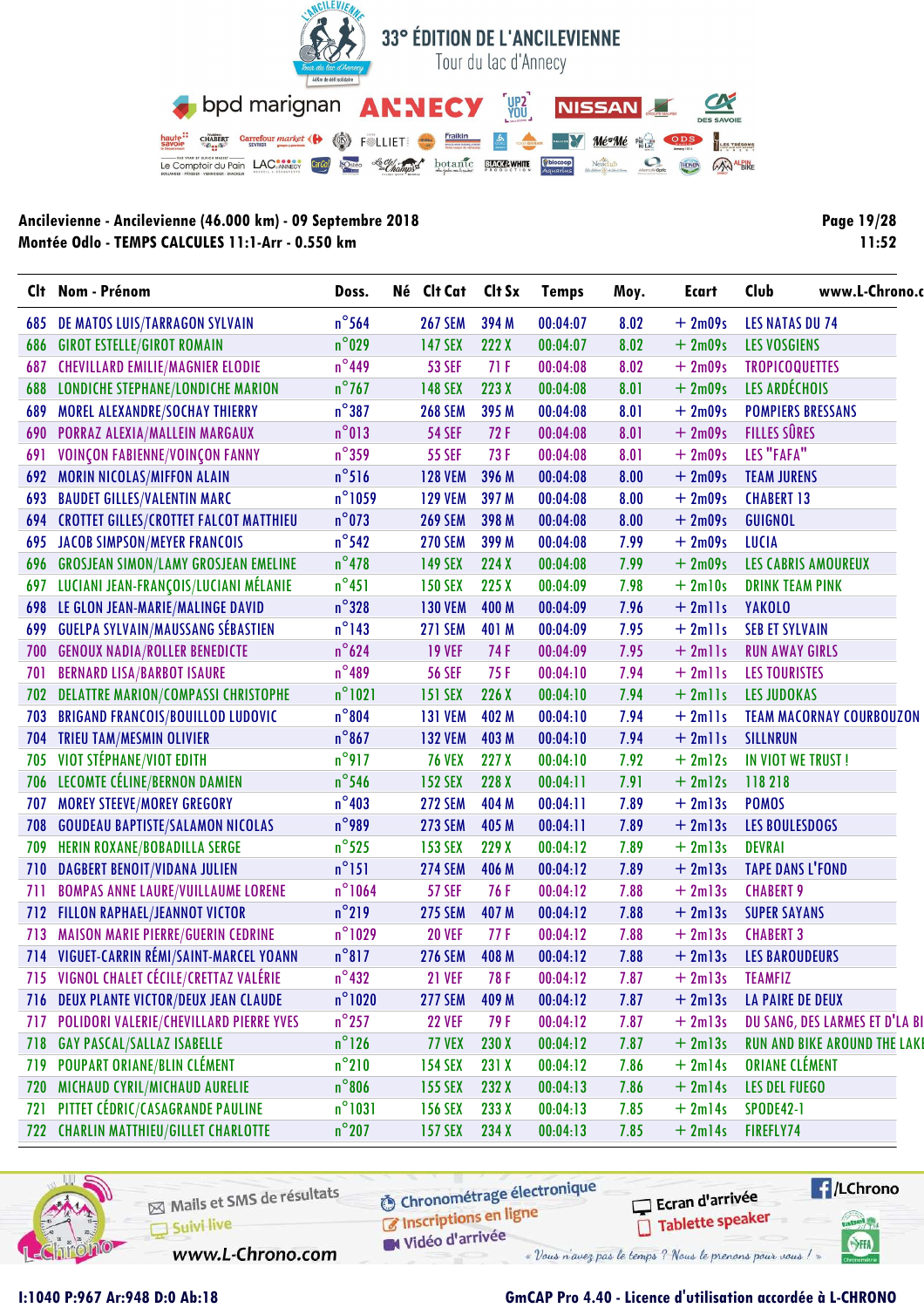# 33° ÉDITION DE L'ANCILEVIENNE

Tour du lac d'Annecy

**Ancilevienne - Ancilevienne (46.000 km) - 09 Septembre 2018**
**Montée Odlo - TEMPS CALCULES 11:1-Arr - 0.550 km**

| Clt | Nom - Prénom | Doss. | Né | Clt Cat | Clt Sx | Temps | Moy. | Ecart | Club |
|---|---|---|---|---|---|---|---|---|---|
| 685 | DE MATOS LUIS/TARRAGON SYLVAIN | n°564 | | 267 SEM | 394 M | 00:04:07 | 8.02 | + 2m09s | LES NATAS DU 74 |
| 686 | GIROT ESTELLE/GIROT ROMAIN | n°029 | | 147 SEX | 222 X | 00:04:07 | 8.02 | + 2m09s | LES VOSGIENS |
| 687 | CHEVILLARD EMILIE/MAGNIER ELODIE | n°449 | | 53 SEF | 71 F | 00:04:08 | 8.02 | + 2m09s | TROPICOQUETTES |
| 688 | LONDICHE STEPHANE/LONDICHE MARION | n°767 | | 148 SEX | 223 X | 00:04:08 | 8.01 | + 2m09s | LES ARDÉCHOIS |
| 689 | MOREL ALEXANDRE/SOCHAY THIERRY | n°387 | | 268 SEM | 395 M | 00:04:08 | 8.01 | + 2m09s | POMPIERS BRESSANS |
| 690 | PORRAZ ALEXIA/MALLEIN MARGAUX | n°013 | | 54 SEF | 72 F | 00:04:08 | 8.01 | + 2m09s | FILLES SÛRES |
| 691 | VOINÇON FABIENNE/VOINÇON FANNY | n°359 | | 55 SEF | 73 F | 00:04:08 | 8.01 | + 2m09s | LES "FAFA" |
| 692 | MORIN NICOLAS/MIFFON ALAIN | n°516 | | 128 VEM | 396 M | 00:04:08 | 8.00 | + 2m09s | TEAM JURENS |
| 693 | BAUDET GILLES/VALENTIN MARC | n°1059 | | 129 VEM | 397 M | 00:04:08 | 8.00 | + 2m09s | CHABERT 13 |
| 694 | CROTTET GILLES/CROTTET FALCOT MATTHIEU | n°073 | | 269 SEM | 398 M | 00:04:08 | 8.00 | + 2m09s | GUIGNOL |
| 695 | JACOB SIMPSON/MEYER FRANCOIS | n°542 | | 270 SEM | 399 M | 00:04:08 | 7.99 | + 2m09s | LUCIA |
| 696 | GROSJEAN SIMON/LAMY GROSJEAN EMELINE | n°478 | | 149 SEX | 224 X | 00:04:08 | 7.99 | + 2m09s | LES CABRIS AMOUREUX |
| 697 | LUCIANI JEAN-FRANÇOIS/LUCIANI MÉLANIE | n°451 | | 150 SEX | 225 X | 00:04:09 | 7.98 | + 2m10s | DRINK TEAM PINK |
| 698 | LE GLON JEAN-MARIE/MALINGE DAVID | n°328 | | 130 VEM | 400 M | 00:04:09 | 7.96 | + 2m11s | YAKOLO |
| 699 | GUELPA SYLVAIN/MAUSSANG SÉBASTIEN | n°143 | | 271 SEM | 401 M | 00:04:09 | 7.95 | + 2m11s | SEB ET SYLVAIN |
| 700 | GENOUX NADIA/ROLLER BENEDICTE | n°624 | | 19 VEF | 74 F | 00:04:09 | 7.95 | + 2m11s | RUN AWAY GIRLS |
| 701 | BERNARD LISA/BARBOT ISAURE | n°489 | | 56 SEF | 75 F | 00:04:10 | 7.94 | + 2m11s | LES TOURISTES |
| 702 | DELATTRE MARION/COMPASSI CHRISTOPHE | n°1021 | | 151 SEX | 226 X | 00:04:10 | 7.94 | + 2m11s | LES JUDOKAS |
| 703 | BRIGAND FRANCOIS/BOUILLOD LUDOVIC | n°804 | | 131 VEM | 402 M | 00:04:10 | 7.94 | + 2m11s | TEAM MACORNAY COURBOUZON |
| 704 | TRIEU TAM/MESMIN OLIVIER | n°867 | | 132 VEM | 403 M | 00:04:10 | 7.94 | + 2m11s | SILLNRUN |
| 705 | VIOT STÉPHANE/VIOT EDITH | n°917 | | 76 VEX | 227 X | 00:04:10 | 7.92 | + 2m12s | IN VIOT WE TRUST ! |
| 706 | LECOMTE CÉLINE/BERNON DAMIEN | n°546 | | 152 SEX | 228 X | 00:04:11 | 7.91 | + 2m12s | 118 218 |
| 707 | MOREY STEEVE/MOREY GREGORY | n°403 | | 272 SEM | 404 M | 00:04:11 | 7.89 | + 2m13s | POMOS |
| 708 | GOUDEAU BAPTISTE/SALAMON NICOLAS | n°989 | | 273 SEM | 405 M | 00:04:11 | 7.89 | + 2m13s | LES BOULESDOGS |
| 709 | HERIN ROXANE/BOBADILLA SERGE | n°525 | | 153 SEX | 229 X | 00:04:12 | 7.89 | + 2m13s | DEVRAI |
| 710 | DAGBERT BENOIT/VIDANA JULIEN | n°151 | | 274 SEM | 406 M | 00:04:12 | 7.89 | + 2m13s | TAPE DANS L'FOND |
| 711 | BOMPAS ANNE LAURE/VUILLAUME LORENE | n°1064 | | 57 SEF | 76 F | 00:04:12 | 7.88 | + 2m13s | CHABERT 9 |
| 712 | FILLON RAPHAEL/JEANNOT VICTOR | n°219 | | 275 SEM | 407 M | 00:04:12 | 7.88 | + 2m13s | SUPER SAYANS |
| 713 | MAISON MARIE PIERRE/GUERIN CEDRINE | n°1029 | | 20 VEF | 77 F | 00:04:12 | 7.88 | + 2m13s | CHABERT 3 |
| 714 | VIGUET-CARRIN RÉMI/SAINT-MARCEL YOANN | n°817 | | 276 SEM | 408 M | 00:04:12 | 7.88 | + 2m13s | LES BAROUDEURS |
| 715 | VIGNOL CHALET CÉCILE/CRETTAZ VALÉRIE | n°432 | | 21 VEF | 78 F | 00:04:12 | 7.87 | + 2m13s | TEAMFIZ |
| 716 | DEUX PLANTE VICTOR/DEUX JEAN CLAUDE | n°1020 | | 277 SEM | 409 M | 00:04:12 | 7.87 | + 2m13s | LA PAIRE DE DEUX |
| 717 | POLIDORI VALERIE/CHEVILLARD PIERRE YVES | n°257 | | 22 VEF | 79 F | 00:04:12 | 7.87 | + 2m13s | DU SANG, DES LARMES ET D'LA BI |
| 718 | GAY PASCAL/SALLAZ ISABELLE | n°126 | | 77 VEX | 230 X | 00:04:12 | 7.87 | + 2m13s | RUN AND BIKE AROUND THE LAKE |
| 719 | POUPART ORIANE/BLIN CLÉMENT | n°210 | | 154 SEX | 231 X | 00:04:12 | 7.86 | + 2m14s | ORIANE CLÉMENT |
| 720 | MICHAUD CYRIL/MICHAUD AURELIE | n°806 | | 155 SEX | 232 X | 00:04:13 | 7.86 | + 2m14s | LES DEL FUEGO |
| 721 | PITTET CÉDRIC/CASAGRANDE PAULINE | n°1031 | | 156 SEX | 233 X | 00:04:13 | 7.85 | + 2m14s | SPODE42-1 |
| 722 | CHARLIN MATTHIEU/GILLET CHARLOTTE | n°207 | | 157 SEX | 234 X | 00:04:13 | 7.85 | + 2m14s | FIREFLY74 |

I:1040 P:967 Ar:948 D:0 Ab:18

GmCAP Pro 4.40 - Licence d'utilisation accordée à L-CHRONO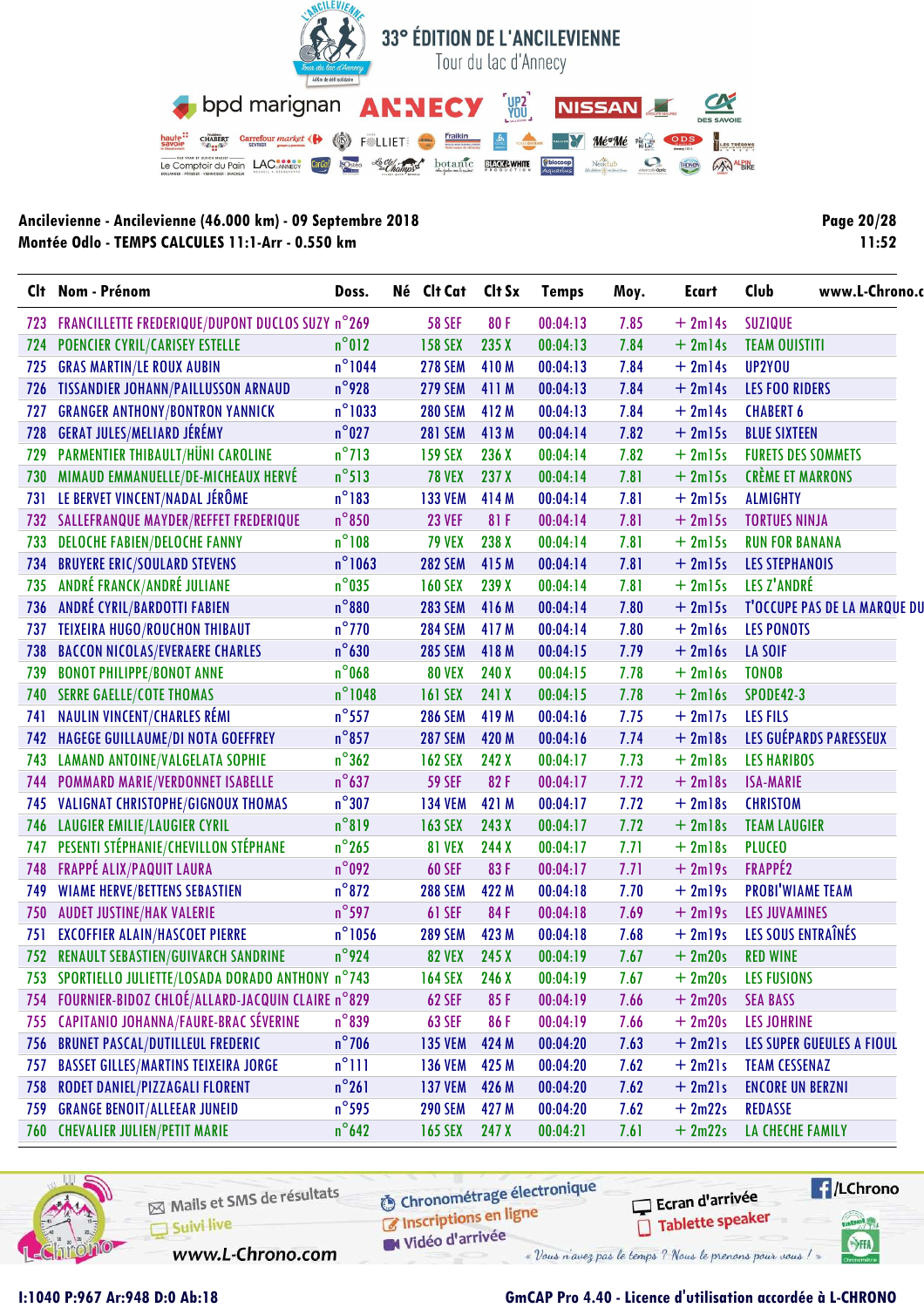# 33° ÉDITION DE L'ANCILEVIENNE

Tour du lac d'Annecy

**Ancilevienne - Ancilevienne (46.000 km) - 09 Septembre 2018**
**Montée Odlo - TEMPS CALCULES 11:1-Arr - 0.550 km**

11:52

| Clt | Nom - Prénom | Doss. | Né | Clt Cat | Clt Sx | Temps | Moy. | Ecart | Club | www.L-Chrono.c |
|---|---|---|---|---|---|---|---|---|---|---|
| 723 | FRANCILLETTE FREDERIQUE/DUPONT DUCLOS SUZY | n°269 | | 58 SEF | 80 F | 00:04:13 | 7.85 | + 2m14s | SUZIQUE | |
| 724 | POENCIER CYRIL/CARISEY ESTELLE | n°012 | | 158 SEX | 235 X | 00:04:13 | 7.84 | + 2m14s | TEAM OUISTITI | |
| 725 | GRAS MARTIN/LE ROUX AUBIN | n°1044 | | 278 SEM | 410 M | 00:04:13 | 7.84 | + 2m14s | UP2YOU | |
| 726 | TISSANDIER JOHANN/PAILLUSSON ARNAUD | n°928 | | 279 SEM | 411 M | 00:04:13 | 7.84 | + 2m14s | LES FOO RIDERS | |
| 727 | GRANGER ANTHONY/BONTRON YANNICK | n°1033 | | 280 SEM | 412 M | 00:04:13 | 7.84 | + 2m14s | CHABERT 6 | |
| 728 | GERAT JULES/MELIARD JÉRÉMY | n°027 | | 281 SEM | 413 M | 00:04:14 | 7.82 | + 2m15s | BLUE SIXTEEN | |
| 729 | PARMENTIER THIBAULT/HÜNI CAROLINE | n°713 | | 159 SEX | 236 X | 00:04:14 | 7.82 | + 2m15s | FURETS DES SOMMETS | |
| 730 | MIMAUD EMMANUELLE/DE-MICHEAUX HERVÉ | n°513 | | 78 VEX | 237 X | 00:04:14 | 7.81 | + 2m15s | CRÈME ET MARRONS | |
| 731 | LE BERVET VINCENT/NADAL JÉRÔME | n°183 | | 133 VEM | 414 M | 00:04:14 | 7.81 | + 2m15s | ALMIGHTY | |
| 732 | SALLEFRANQUE MAYDER/REFFET FREDERIQUE | n°850 | | 23 VEF | 81 F | 00:04:14 | 7.81 | + 2m15s | TORTUES NINJA | |
| 733 | DELOCHE FABIEN/DELOCHE FANNY | n°108 | | 79 VEX | 238 X | 00:04:14 | 7.81 | + 2m15s | RUN FOR BANANA | |
| 734 | BRUYERE ERIC/SOULARD STEVENS | n°1063 | | 282 SEM | 415 M | 00:04:14 | 7.81 | + 2m15s | LES STEPHANOIS | |
| 735 | ANDRÉ FRANCK/ANDRÉ JULIANE | n°035 | | 160 SEX | 239 X | 00:04:14 | 7.81 | + 2m15s | LES Z'ANDRÉ | |
| 736 | ANDRÉ CYRIL/BARDOTTI FABIEN | n°880 | | 283 SEM | 416 M | 00:04:14 | 7.80 | + 2m15s | T'OCCUPE PAS DE LA MARQUE DU | |
| 737 | TEIXEIRA HUGO/ROUCHON THIBAUT | n°770 | | 284 SEM | 417 M | 00:04:14 | 7.80 | + 2m16s | LES PONOTS | |
| 738 | BACCON NICOLAS/EVERAERE CHARLES | n°630 | | 285 SEM | 418 M | 00:04:15 | 7.79 | + 2m16s | LA SOIF | |
| 739 | BONOT PHILIPPE/BONOT ANNE | n°068 | | 80 VEX | 240 X | 00:04:15 | 7.78 | + 2m16s | TONOB | |
| 740 | SERRE GAELLE/COTE THOMAS | n°1048 | | 161 SEX | 241 X | 00:04:15 | 7.78 | + 2m16s | SPODE42-3 | |
| 741 | NAULIN VINCENT/CHARLES RÉMI | n°557 | | 286 SEM | 419 M | 00:04:16 | 7.75 | + 2m17s | LES FILS | |
| 742 | HAGEGE GUILLAUME/DI NOTA GOEFFREY | n°857 | | 287 SEM | 420 M | 00:04:16 | 7.74 | + 2m18s | LES GUÉPARDS PARESSEUX | |
| 743 | LAMAND ANTOINE/VALGELATA SOPHIE | n°362 | | 162 SEX | 242 X | 00:04:17 | 7.73 | + 2m18s | LES HARIBOS | |
| 744 | POMMARD MARIE/VERDONNET ISABELLE | n°637 | | 59 SEF | 82 F | 00:04:17 | 7.72 | + 2m18s | ISA-MARIE | |
| 745 | VALIGNAT CHRISTOPHE/GIGNOUX THOMAS | n°307 | | 134 VEM | 421 M | 00:04:17 | 7.72 | + 2m18s | CHRISTOM | |
| 746 | LAUGIER EMILIE/LAUGIER CYRIL | n°819 | | 163 SEX | 243 X | 00:04:17 | 7.72 | + 2m18s | TEAM LAUGIER | |
| 747 | PESENTI STÉPHANIE/CHEVILLON STÉPHANE | n°265 | | 81 VEX | 244 X | 00:04:17 | 7.71 | + 2m18s | PLUCEO | |
| 748 | FRAPPÉ ALIX/PAQUIT LAURA | n°092 | | 60 SEF | 83 F | 00:04:17 | 7.71 | + 2m19s | FRAPPÉ2 | |
| 749 | WIAME HERVE/BETTENS SEBASTIEN | n°872 | | 288 SEM | 422 M | 00:04:18 | 7.70 | + 2m19s | PROBI'WIAME TEAM | |
| 750 | AUDET JUSTINE/HAK VALERIE | n°597 | | 61 SEF | 84 F | 00:04:18 | 7.69 | + 2m19s | LES JUVAMINES | |
| 751 | EXCOFFIER ALAIN/HASCOET PIERRE | n°1056 | | 289 SEM | 423 M | 00:04:18 | 7.68 | + 2m19s | LES SOUS ENTRAÎNÉS | |
| 752 | RENAULT SEBASTIEN/GUIVARCH SANDRINE | n°466 | | 82 VEX | 245 X | 00:04:19 | 7.67 | + 2m20s | RED WINE | |
| 753 | SPORTIELLO JULIETTE/LOSADA DORADO ANTHONY | n°743 | | 164 SEX | 246 X | 00:04:19 | 7.67 | + 2m20s | LES FUSIONS | |
| 754 | FOURNIER-BIDOZ CHLOÉ/ALLARD-JACQUIN CLAIRE | n°829 | | 62 SEF | 85 F | 00:04:19 | 7.66 | + 2m20s | SEA BASS | |
| 755 | CAPITANIO JOHANNA/FAURE-BRAC SÉVERINE | n°839 | | 63 SEF | 86 F | 00:04:19 | 7.66 | + 2m20s | LES JOHRINE | |
| 756 | BRUNET PASCAL/DUTILLEUL FREDERIC | n°706 | | 135 VEM | 424 M | 00:04:20 | 7.63 | + 2m21s | LES SUPER GUEULES A FIOUL | |
| 757 | BASSET GILLES/MARTINS TEIXEIRA JORGE | n°111 | | 136 VEM | 425 M | 00:04:20 | 7.62 | + 2m21s | TEAM CESSENAZ | |
| 758 | RODET DANIEL/PIZZAGALI FLORENT | n°261 | | 137 VEM | 426 M | 00:04:20 | 7.62 | + 2m21s | ENCORE UN BERZNI | |
| 759 | GRANGE BENOIT/ALLEAR JUNEID | n°595 | | 290 SEM | 427 M | 00:04:20 | 7.62 | + 2m22s | REDASSE | |
| 760 | CHEVALIER JULIEN/PETIT MARIE | n°642 | | 165 SEX | 247 X | 00:04:21 | 7.61 | + 2m22s | LA CHECHE FAMILY | |

Mails et SMS de résultats — Suivi live — www.L-Chrono.com — Chronométrage électronique — Inscriptions en ligne — Vidéo d'arrivée — Ecran d'arrivée — Tablette speaker — /LChrono

« Vous n'avez pas le temps ? Nous le prenons pour vous ! »

I:1040 P:967 Ar:948 D:0 Ab:18

GmCAP Pro 4.40 - Licence d'utilisation accordée à L-CHRONO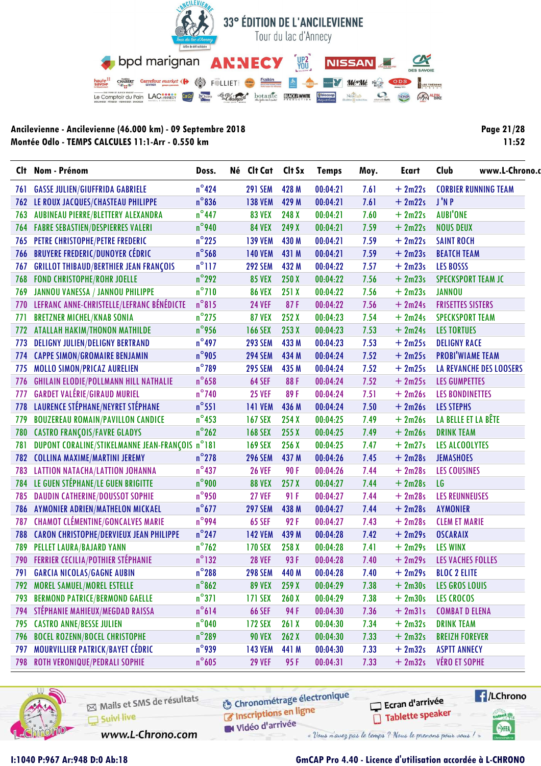# 33° ÉDITION DE L'ANCILEVIENNE

Tour du lac d'Annecy

**Ancilevienne - Ancilevienne (46.000 km) - 09 Septembre 2018**
**Montée Odlo - TEMPS CALCULES 11:1-Arr - 0.550 km**

Page 21/28
11:52

| Clt | Nom - Prénom | Doss. | Né | Clt Cat | Clt Sx | Temps | Moy. | Ecart | Club |
|---|---|---|---|---|---|---|---|---|---|
| 761 | GASSE JULIEN/GIUFFRIDA GABRIELE | n°424 | | 291 SEM | 428 M | 00:04:21 | 7.61 | + 2m22s | CORBIER RUNNING TEAM |
| 762 | LE ROUX JACQUES/CHASTEAU PHILIPPE | n°836 | | 138 VEM | 429 M | 00:04:21 | 7.61 | + 2m22s | J 'N P |
| 763 | AUBINEAU PIERRE/BLETTERY ALEXANDRA | n°447 | | 83 VEX | 248 X | 00:04:21 | 7.60 | + 2m22s | AUBI'ONE |
| 764 | FABRE SEBASTIEN/DESPIERRES VALERI | n°940 | | 84 VEX | 249 X | 00:04:21 | 7.59 | + 2m22s | NOUS DEUX |
| 765 | PETRE CHRISTOPHE/PETRE FREDERIC | n°225 | | 139 VEM | 430 M | 00:04:21 | 7.59 | + 2m22s | SAINT ROCH |
| 766 | BRUYERE FREDERIC/DUNOYER CÉDRIC | n°568 | | 140 VEM | 431 M | 00:04:21 | 7.59 | + 2m23s | BEATCH TEAM |
| 767 | GRILLOT THIBAUD/BERTHIER JEAN FRANÇOIS | n°117 | | 292 SEM | 432 M | 00:04:22 | 7.57 | + 2m23s | LES BOSSS |
| 768 | FOND CHRISTOPHE/ROHR JOELLE | n°292 | | 85 VEX | 250 X | 00:04:22 | 7.56 | + 2m23s | SPECKSPORT TEAM JC |
| 769 | JANNOU VANESSA / JANNOU PHILIPPE | n°710 | | 86 VEX | 251 X | 00:04:22 | 7.56 | + 2m23s | JANNOU |
| 770 | LEFRANC ANNE-CHRISTELLE/LEFRANC BÉNÉDICTE | n°815 | | 24 VEF | 87 F | 00:04:22 | 7.56 | + 2m24s | FRISETTES SISTERS |
| 771 | BRETZNER MICHEL/KNAB SONIA | n°275 | | 87 VEX | 252 X | 00:04:23 | 7.54 | + 2m24s | SPECKSPORT TEAM |
| 772 | ATALLAH HAKIM/THONON MATHILDE | n°956 | | 166 SEX | 253 X | 00:04:23 | 7.53 | + 2m24s | LES TORTUES |
| 773 | DELIGNY JULIEN/DELIGNY BERTRAND | n°497 | | 293 SEM | 433 M | 00:04:23 | 7.53 | + 2m25s | DELIGNY RACE |
| 774 | CAPPE SIMON/GROMAIRE BENJAMIN | n°905 | | 294 SEM | 434 M | 00:04:24 | 7.52 | + 2m25s | PROBI'WIAME TEAM |
| 775 | MOLLO SIMON/PRICAZ AURELIEN | n°789 | | 295 SEM | 435 M | 00:04:24 | 7.52 | + 2m25s | LA REVANCHE DES LOOSERS |
| 776 | GHILAIN ELODIE/POLLMANN HILL NATHALIE | n°658 | | 64 SEF | 88 F | 00:04:24 | 7.52 | + 2m25s | LES GUMPETTES |
| 777 | GARDET VALÉRIE/GIRAUD MURIEL | n°740 | | 25 VEF | 89 F | 00:04:24 | 7.51 | + 2m26s | LES BONDINETTES |
| 778 | LAURENCE STÉPHANE/NEYRET STÉPHANE | n°551 | | 141 VEM | 436 M | 00:04:24 | 7.50 | + 2m26s | LES STEPHS |
| 779 | BOUZEREAU ROMAIN/PAVILLON CANDICE | n°453 | | 167 SEX | 254 X | 00:04:25 | 7.49 | + 2m26s | LA BELLE ET LA BÊTE |
| 780 | CASTRO FRANÇOIS/FAVRE GLADYS | n°262 | | 168 SEX | 255 X | 00:04:25 | 7.49 | + 2m26s | DRINK TEAM |
| 781 | DUPONT CORALINE/STIKELMANNE JEAN-FRANÇOIS | n°181 | | 169 SEX | 256 X | 00:04:25 | 7.47 | + 2m27s | LES ALCOOLYTES |
| 782 | COLLINA MAXIME/MARTINI JEREMY | n°278 | | 296 SEM | 437 M | 00:04:26 | 7.45 | + 2m28s | JEMASHOES |
| 783 | LATTION NATACHA/LATTION JOHANNA | n°437 | | 26 VEF | 90 F | 00:04:26 | 7.44 | + 2m28s | LES COUSINES |
| 784 | LE GUEN STÉPHANE/LE GUEN BRIGITTE | n°900 | | 88 VEX | 257 X | 00:04:27 | 7.44 | + 2m28s | LG |
| 785 | DAUDIN CATHERINE/DOUSSOT SOPHIE | n°950 | | 27 VEF | 91 F | 00:04:27 | 7.44 | + 2m28s | LES REUNNEUSES |
| 786 | AYMONIER ADRIEN/MATHELON MICKAEL | n°677 | | 297 SEM | 438 M | 00:04:27 | 7.44 | + 2m28s | AYMONIER |
| 787 | CHAMOT CLÉMENTINE/GONCALVES MARIE | n°994 | | 65 SEF | 92 F | 00:04:27 | 7.43 | + 2m28s | CLEM ET MARIE |
| 788 | CARON CHRISTOPHE/DERVIEUX JEAN PHILIPPE | n°247 | | 142 VEM | 439 M | 00:04:28 | 7.42 | + 2m29s | OSCARAIX |
| 789 | PELLET LAURA/BAJARD YANN | n°762 | | 170 SEX | 258 X | 00:04:28 | 7.41 | + 2m29s | LES WINX |
| 790 | FERRIER CECILIA/POTHIER STÉPHANIE | n°132 | | 28 VEF | 93 F | 00:04:28 | 7.40 | + 2m29s | LES VACHES FOLLES |
| 791 | GARCIA NICOLAS/GAGNE AUBIN | n°288 | | 298 SEM | 440 M | 00:04:28 | 7.40 | + 2m29s | BLOC 2 ELITE |
| 792 | MOREL SAMUEL/MOREL ESTELLE | n°862 | | 89 VEX | 259 X | 00:04:29 | 7.38 | + 2m30s | LES GROS LOUIS |
| 793 | BERMOND PATRICE/BERMOND GAELLE | n°371 | | 171 SEX | 260 X | 00:04:29 | 7.38 | + 2m30s | LES CROCOS |
| 794 | STÉPHANIE MAHIEUX/MEGDAD RAISSA | n°614 | | 66 SEF | 94 F | 00:04:30 | 7.36 | + 2m31s | COMBAT D ELENA |
| 795 | CASTRO ANNE/BESSE JULIEN | n°040 | | 172 SEX | 261 X | 00:04:30 | 7.34 | + 2m32s | DRINK TEAM |
| 796 | BOCEL ROZENN/BOCEL CHRISTOPHE | n°289 | | 90 VEX | 262 X | 00:04:30 | 7.33 | + 2m32s | BREIZH FOREVER |
| 797 | MOURVILLIER PATRICK/BAYET CÉDRIC | n°939 | | 143 VEM | 441 M | 00:04:30 | 7.33 | + 2m32s | ASPTT ANNECY |
| 798 | ROTH VERONIQUE/PEDRALI SOPHIE | n°605 | | 29 VEF | 95 F | 00:04:31 | 7.33 | + 2m32s | VÉRO ET SOPHE |

Mails et SMS de résultats · Suivi live · www.L-Chrono.com · Chronométrage électronique · Inscriptions en ligne · Vidéo d'arrivée · Ecran d'arrivée · Tablette speaker · /LChrono

« Vous n'avez pas le temps ? Nous le prenons pour vous ! »

I:1040 P:967 Ar:948 D:0 Ab:18

GmCAP Pro 4.40 - Licence d'utilisation accordée à L-CHRONO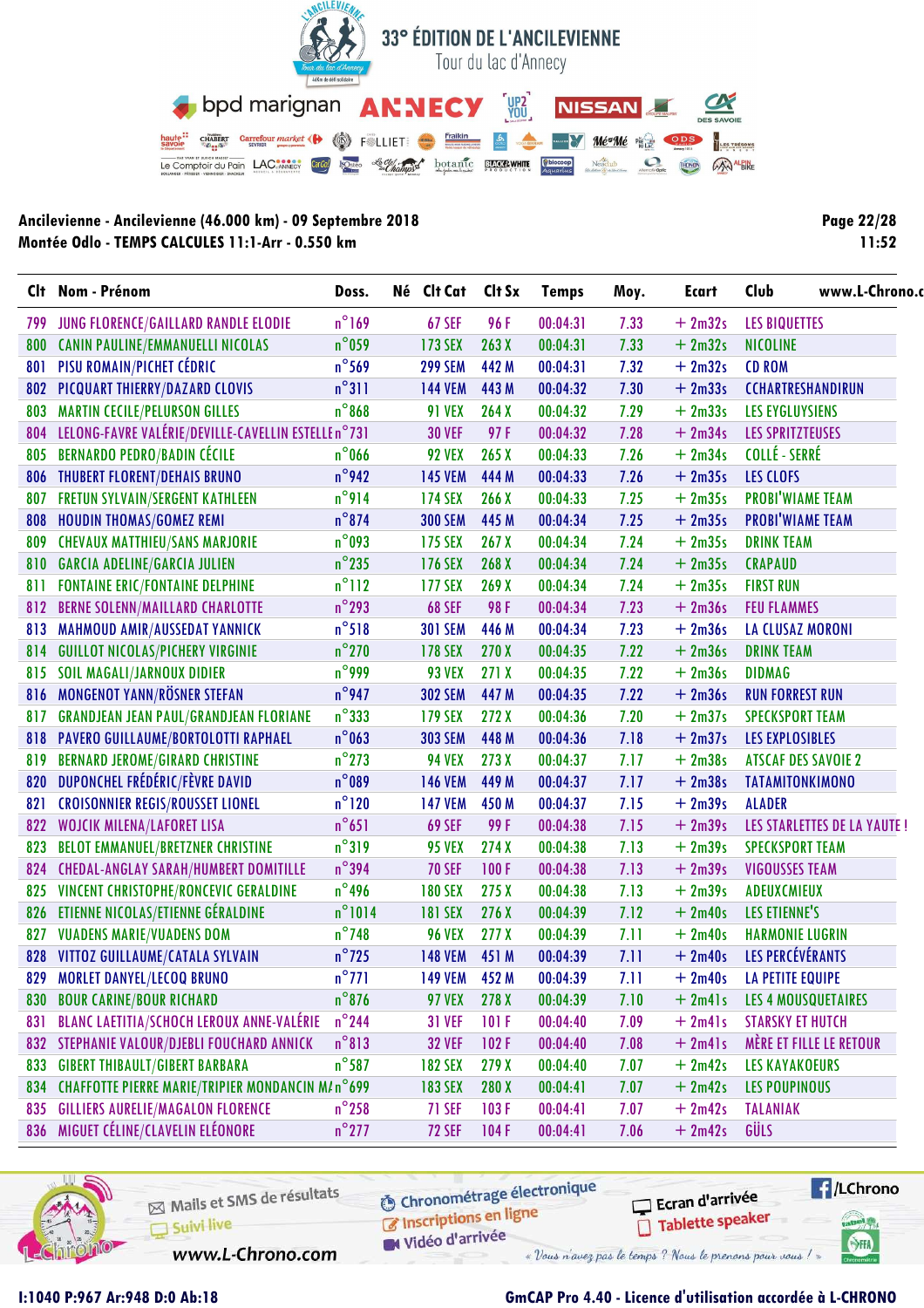# 33° ÉDITION DE L'ANCILEVIENNE

Tour du lac d'Annecy

**Ancilevienne - Ancilevienne (46.000 km) - 09 Septembre 2018**
**Montée Odlo - TEMPS CALCULES 11:1-Arr - 0.550 km**

11:52

| Clt | Nom - Prénom | Doss. | Né | Clt Cat | Clt Sx | Temps | Moy. | Ecart | Club |
|---|---|---|---|---|---|---|---|---|---|
| 799 | JUNG FLORENCE/GAILLARD RANDLE ELODIE | n°169 | | 67 SEF | 96 F | 00:04:31 | 7.33 | + 2m32s | LES BIQUETTES |
| 800 | CANIN PAULINE/EMMANUELLI NICOLAS | n°059 | | 173 SEX | 263 X | 00:04:31 | 7.33 | + 2m32s | NICOLINE |
| 801 | PISU ROMAIN/PICHET CÉDRIC | n°569 | | 299 SEM | 442 M | 00:04:31 | 7.32 | + 2m32s | CD ROM |
| 802 | PICQUART THIERRY/DAZARD CLOVIS | n°311 | | 144 VEM | 443 M | 00:04:32 | 7.30 | + 2m33s | CCHARTRESHANDIRUN |
| 803 | MARTIN CECILE/PELURSON GILLES | n°868 | | 91 VEX | 264 X | 00:04:32 | 7.29 | + 2m33s | LES EYGLUYSIENS |
| 804 | LELONG-FAVRE VALÉRIE/DEVILLE-CAVELLIN ESTELLE | n°731 | | 30 VEF | 97 F | 00:04:32 | 7.28 | + 2m34s | LES SPRITZTEUSES |
| 805 | BERNARDO PEDRO/BADIN CÉCILE | n°066 | | 92 VEX | 265 X | 00:04:33 | 7.26 | + 2m34s | COLLÉ - SERRÉ |
| 806 | THUBERT FLORENT/DEHAIS BRUNO | n°942 | | 145 VEM | 444 M | 00:04:33 | 7.26 | + 2m35s | LES CLOFS |
| 807 | FRETUN SYLVAIN/SERGENT KATHLEEN | n°914 | | 174 SEX | 266 X | 00:04:33 | 7.25 | + 2m35s | PROBI'WIAME TEAM |
| 808 | HOUDIN THOMAS/GOMEZ REMI | n°874 | | 300 SEM | 445 M | 00:04:34 | 7.25 | + 2m35s | PROBI'WIAME TEAM |
| 809 | CHEVAUX MATTHIEU/SANS MARJORIE | n°093 | | 175 SEX | 267 X | 00:04:34 | 7.24 | + 2m35s | DRINK TEAM |
| 810 | GARCIA ADELINE/GARCIA JULIEN | n°235 | | 176 SEX | 268 X | 00:04:34 | 7.24 | + 2m35s | CRAPAUD |
| 811 | FONTAINE ERIC/FONTAINE DELPHINE | n°112 | | 177 SEX | 269 X | 00:04:34 | 7.24 | + 2m35s | FIRST RUN |
| 812 | BERNE SOLENN/MAILLARD CHARLOTTE | n°293 | | 68 SEF | 98 F | 00:04:34 | 7.23 | + 2m36s | FEU FLAMMES |
| 813 | MAHMOUD AMIR/AUSSEDAT YANNICK | n°518 | | 301 SEM | 446 M | 00:04:34 | 7.23 | + 2m36s | LA CLUSAZ MORONI |
| 814 | GUILLOT NICOLAS/PICHERY VIRGINIE | n°270 | | 178 SEX | 270 X | 00:04:35 | 7.22 | + 2m36s | DRINK TEAM |
| 815 | SOIL MAGALI/JARNOUX DIDIER | n°999 | | 93 VEX | 271 X | 00:04:35 | 7.22 | + 2m36s | DIDMAG |
| 816 | MONGENOT YANN/RÖSNER STEFAN | n°947 | | 302 SEM | 447 M | 00:04:35 | 7.22 | + 2m36s | RUN FORREST RUN |
| 817 | GRANDJEAN JEAN PAUL/GRANDJEAN FLORIANE | n°333 | | 179 SEX | 272 X | 00:04:36 | 7.20 | + 2m37s | SPECKSPORT TEAM |
| 818 | PAVERO GUILLAUME/BORTOLOTTI RAPHAEL | n°063 | | 303 SEM | 448 M | 00:04:36 | 7.18 | + 2m37s | LES EXPLOSIBLES |
| 819 | BERNARD JEROME/GIRARD CHRISTINE | n°273 | | 94 VEX | 273 X | 00:04:37 | 7.17 | + 2m38s | ATSCAF DES SAVOIE 2 |
| 820 | DUPONCHEL FRÉDÉRIC/FÈVRE DAVID | n°089 | | 146 VEM | 449 M | 00:04:37 | 7.17 | + 2m38s | TATAMITONKIMONO |
| 821 | CROISONNIER REGIS/ROUSSET LIONEL | n°120 | | 147 VEM | 450 M | 00:04:37 | 7.15 | + 2m39s | ALADER |
| 822 | WOJCIK MILENA/LAFORET LISA | n°651 | | 69 SEF | 99 F | 00:04:38 | 7.15 | + 2m39s | LES STARLETTES DE LA YAUTE ! |
| 823 | BELOT EMMANUEL/BRETZNER CHRISTINE | n°319 | | 95 VEX | 274 X | 00:04:38 | 7.13 | + 2m39s | SPECKSPORT TEAM |
| 824 | CHEDAL-ANGLAY SARAH/HUMBERT DOMITILLE | n°394 | | 70 SEF | 100 F | 00:04:38 | 7.13 | + 2m39s | VIGOUSSES TEAM |
| 825 | VINCENT CHRISTOPHE/RONCEVIC GERALDINE | n°496 | | 180 SEX | 275 X | 00:04:38 | 7.13 | + 2m39s | ADEUXCMIEUX |
| 826 | ETIENNE NICOLAS/ETIENNE GÉRALDINE | n°1014 | | 181 SEX | 276 X | 00:04:39 | 7.12 | + 2m40s | LES ETIENNE'S |
| 827 | VUADENS MARIE/VUADENS DOM | n°748 | | 96 VEX | 277 X | 00:04:39 | 7.11 | + 2m40s | HARMONIE LUGRIN |
| 828 | VITTOZ GUILLAUME/CATALA SYLVAIN | n°725 | | 148 VEM | 451 M | 00:04:39 | 7.11 | + 2m40s | LES PERCÉVÉRANTS |
| 829 | MORLET DANYEL/LECOQ BRUNO | n°771 | | 149 VEM | 452 M | 00:04:39 | 7.11 | + 2m40s | LA PETITE EQUIPE |
| 830 | BOUR CARINE/BOUR RICHARD | n°876 | | 97 VEX | 278 X | 00:04:39 | 7.10 | + 2m41s | LES 4 MOUSQUETAIRES |
| 831 | BLANC LAETITIA/SCHOCH LEROUX ANNE-VALÉRIE | n°244 | | 31 VEF | 101 F | 00:04:40 | 7.09 | + 2m41s | STARSKY ET HUTCH |
| 832 | STEPHANIE VALOUR/DJEBLI FOUCHARD ANNICK | n°813 | | 32 VEF | 102 F | 00:04:40 | 7.08 | + 2m41s | MÈRE ET FILLE LE RETOUR |
| 833 | GIBERT THIBAULT/GIBERT BARBARA | n°587 | | 182 SEX | 279 X | 00:04:40 | 7.07 | + 2m42s | LES KAYAKOEURS |
| 834 | CHAFFOTTE PIERRE MARIE/TRIPIER MONDANCIN MA | n°699 | | 183 SEX | 280 X | 00:04:41 | 7.07 | + 2m42s | LES POUPINOUS |
| 835 | GILLIERS AURELIE/MAGALON FLORENCE | n°258 | | 71 SEF | 103 F | 00:04:41 | 7.07 | + 2m42s | TALANIAK |
| 836 | MIGUET CÉLINE/CLAVELIN ELÉONORE | n°277 | | 72 SEF | 104 F | 00:04:41 | 7.06 | + 2m42s | GÜLS |

I:1040 P:967 Ar:948 D:0 Ab:18

GmCAP Pro 4.40 - Licence d'utilisation accordée à L-CHRONO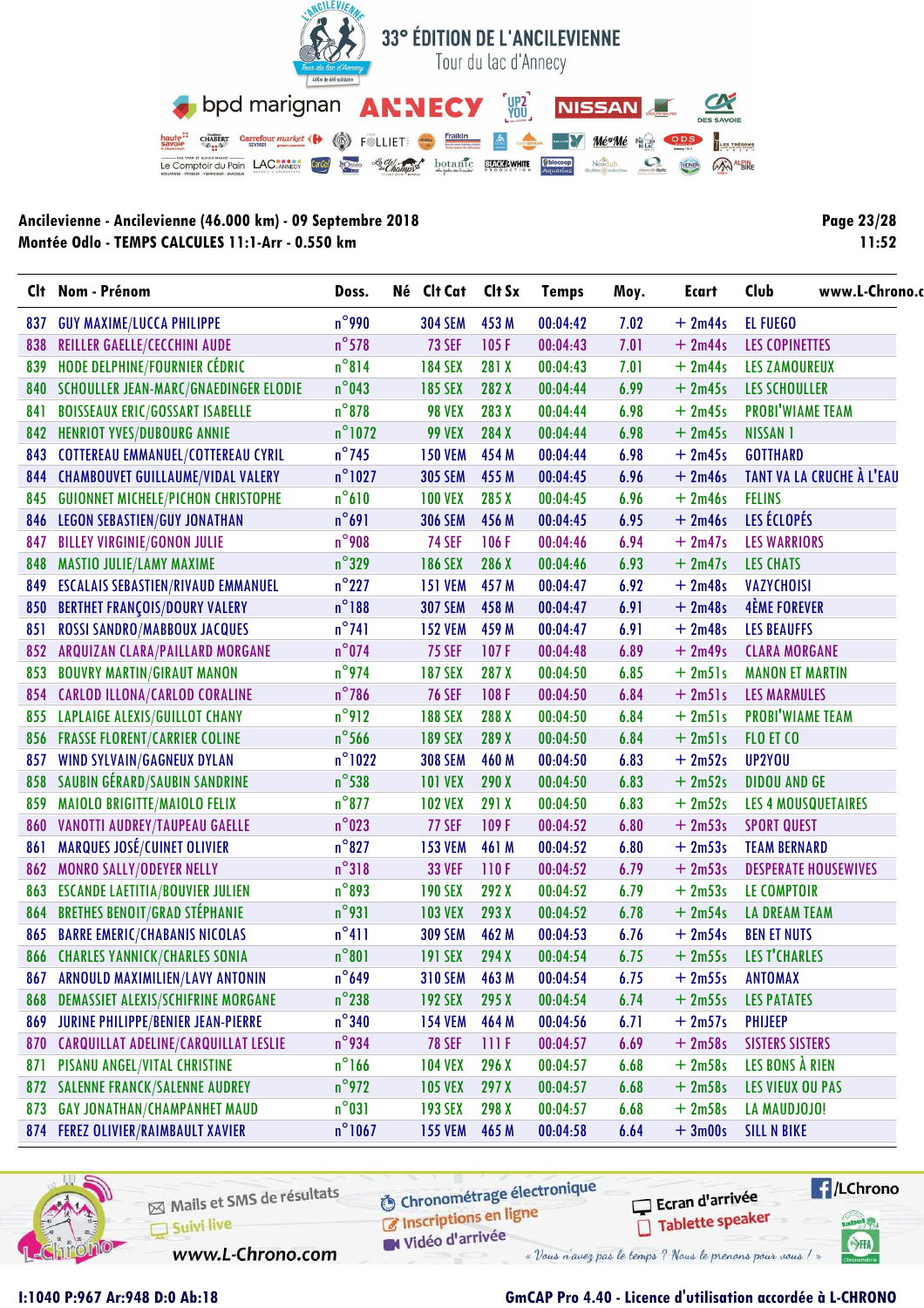# 33° ÉDITION DE L'ANCILEVIENNE

Tour du lac d'Annecy

**Ancilevienne - Ancilevienne (46.000 km) - 09 Septembre 2018**

**Montée Odlo - TEMPS CALCULES 11:1-Arr - 0.550 km**

| Clt | Nom - Prénom | Doss. | Né | Clt Cat | Clt Sx | Temps | Moy. | Ecart | Club |
|---|---|---|---|---|---|---|---|---|---|
| 837 | GUY MAXIME/LUCCA PHILIPPE | n°990 | | 304 SEM | 453 M | 00:04:42 | 7.02 | + 2m44s | EL FUEGO |
| 838 | REILLER GAELLE/CECCHINI AUDE | n°578 | | 73 SEF | 105 F | 00:04:43 | 7.01 | + 2m44s | LES COPINETTES |
| 839 | HODE DELPHINE/FOURNIER CÉDRIC | n°814 | | 184 SEX | 281 X | 00:04:43 | 7.01 | + 2m44s | LES ZAMOUREUX |
| 840 | SCHOULLER JEAN-MARC/GNAEDINGER ELODIE | n°043 | | 185 SEX | 282 X | 00:04:44 | 6.99 | + 2m45s | LES SCHOULLER |
| 841 | BOISSEAUX ERIC/GOSSART ISABELLE | n°878 | | 98 VEX | 283 X | 00:04:44 | 6.98 | + 2m45s | PROBI'WIAME TEAM |
| 842 | HENRIOT YVES/DUBOURG ANNIE | n°1072 | | 99 VEX | 284 X | 00:04:44 | 6.98 | + 2m45s | NISSAN 1 |
| 843 | COTTEREAU EMMANUEL/COTTEREAU CYRIL | n°745 | | 150 VEM | 454 M | 00:04:44 | 6.98 | + 2m45s | GOTTHARD |
| 844 | CHAMBOUVET GUILLAUME/VIDAL VALERY | n°1027 | | 305 SEM | 455 M | 00:04:45 | 6.96 | + 2m46s | TANT VA LA CRUCHE À L'EAU |
| 845 | GUIONNET MICHELE/PICHON CHRISTOPHE | n°610 | | 100 VEX | 285 X | 00:04:45 | 6.96 | + 2m46s | FELINS |
| 846 | LEGON SEBASTIEN/GUY JONATHAN | n°691 | | 306 SEM | 456 M | 00:04:45 | 6.95 | + 2m46s | LES ÉCLOPÉS |
| 847 | BILLEY VIRGINIE/GONON JULIE | n°908 | | 74 SEF | 106 F | 00:04:46 | 6.94 | + 2m47s | LES WARRIORS |
| 848 | MASTIO JULIE/LAMY MAXIME | n°329 | | 186 SEX | 286 X | 00:04:46 | 6.93 | + 2m47s | LES CHATS |
| 849 | ESCALAIS SEBASTIEN/RIVAUD EMMANUEL | n°227 | | 151 VEM | 457 M | 00:04:47 | 6.92 | + 2m48s | VAZYCHOISI |
| 850 | BERTHET FRANÇOIS/DOURY VALERY | n°188 | | 307 SEM | 458 M | 00:04:47 | 6.91 | + 2m48s | 4ÈME FOREVER |
| 851 | ROSSI SANDRO/MABBOUX JACQUES | n°741 | | 152 VEM | 459 M | 00:04:47 | 6.91 | + 2m48s | LES BEAUFFS |
| 852 | ARQUIZAN CLARA/PAILLARD MORGANE | n°074 | | 75 SEF | 107 F | 00:04:48 | 6.89 | + 2m49s | CLARA MORGANE |
| 853 | BOUVRY MARTIN/GIRAUT MANON | n°974 | | 187 SEX | 287 X | 00:04:50 | 6.85 | + 2m51s | MANON ET MARTIN |
| 854 | CARLOD ILLONA/CARLOD CORALINE | n°786 | | 76 SEF | 108 F | 00:04:50 | 6.84 | + 2m51s | LES MARMULES |
| 855 | LAPLAIGE ALEXIS/GUILLOT CHANY | n°912 | | 188 SEX | 288 X | 00:04:50 | 6.84 | + 2m51s | PROBI'WIAME TEAM |
| 856 | FRASSE FLORENT/CARRIER COLINE | n°566 | | 189 SEX | 289 X | 00:04:50 | 6.84 | + 2m51s | FLO ET CO |
| 857 | WIND SYLVAIN/GAGNEUX DYLAN | n°1022 | | 308 SEM | 460 M | 00:04:50 | 6.83 | + 2m52s | UP2YOU |
| 858 | SAUBIN GÉRARD/SAUBIN SANDRINE | n°538 | | 101 VEX | 290 X | 00:04:50 | 6.83 | + 2m52s | DIDOU AND GE |
| 859 | MAIOLO BRIGITTE/MAIOLO FELIX | n°877 | | 102 VEX | 291 X | 00:04:50 | 6.83 | + 2m52s | LES 4 MOUSQUETAIRES |
| 860 | VANOTTI AUDREY/TAUPEAU GAELLE | n°023 | | 77 SEF | 109 F | 00:04:52 | 6.80 | + 2m53s | SPORT QUEST |
| 861 | MARQUES JOSÉ/CUINET OLIVIER | n°827 | | 153 VEM | 461 M | 00:04:52 | 6.80 | + 2m53s | TEAM BERNARD |
| 862 | MONRO SALLY/ODEYER NELLY | n°318 | | 33 VEF | 110 F | 00:04:52 | 6.79 | + 2m53s | DESPERATE HOUSEWIVES |
| 863 | ESCANDE LAETITIA/BOUVIER JULIEN | n°893 | | 190 SEX | 292 X | 00:04:52 | 6.79 | + 2m53s | LE COMPTOIR |
| 864 | BRETHES BENOIT/GRAD STÉPHANIE | n°931 | | 103 VEX | 293 X | 00:04:52 | 6.78 | + 2m54s | LA DREAM TEAM |
| 865 | BARRE EMERIC/CHABANIS NICOLAS | n°411 | | 309 SEM | 462 M | 00:04:53 | 6.76 | + 2m54s | BEN ET NUTS |
| 866 | CHARLES YANNICK/CHARLES SONIA | n°801 | | 191 SEX | 294 X | 00:04:54 | 6.75 | + 2m55s | LES T'CHARLES |
| 867 | ARNOULD MAXIMILIEN/LAVY ANTONIN | n°649 | | 310 SEM | 463 M | 00:04:54 | 6.75 | + 2m55s | ANTOMAX |
| 868 | DEMASSIET ALEXIS/SCHIFRINE MORGANE | n°238 | | 192 SEX | 295 X | 00:04:54 | 6.74 | + 2m55s | LES PATATES |
| 869 | JURINE PHILIPPE/BENIER JEAN-PIERRE | n°340 | | 154 VEM | 464 M | 00:04:56 | 6.71 | + 2m57s | PHIJEEP |
| 870 | CARQUILLAT ADELINE/CARQUILLAT LESLIE | n°934 | | 78 SEF | 111 F | 00:04:57 | 6.69 | + 2m58s | SISTERS SISTERS |
| 871 | PISANU ANGEL/VITAL CHRISTINE | n°166 | | 104 VEX | 296 X | 00:04:57 | 6.68 | + 2m58s | LES BONS À RIEN |
| 872 | SALENNE FRANCK/SALENNE AUDREY | n°972 | | 105 VEX | 297 X | 00:04:57 | 6.68 | + 2m58s | LES VIEUX OU PAS |
| 873 | GAY JONATHAN/CHAMPANHET MAUD | n°031 | | 193 SEX | 298 X | 00:04:57 | 6.68 | + 2m58s | LA MAUDJOJO! |
| 874 | FEREZ OLIVIER/RAIMBAULT XAVIER | n°1067 | | 155 VEM | 465 M | 00:04:58 | 6.64 | + 3m00s | SILL N BIKE |

I:1040 P:967 Ar:948 D:0 Ab:18

GmCAP Pro 4.40 - Licence d'utilisation accordée à L-CHRONO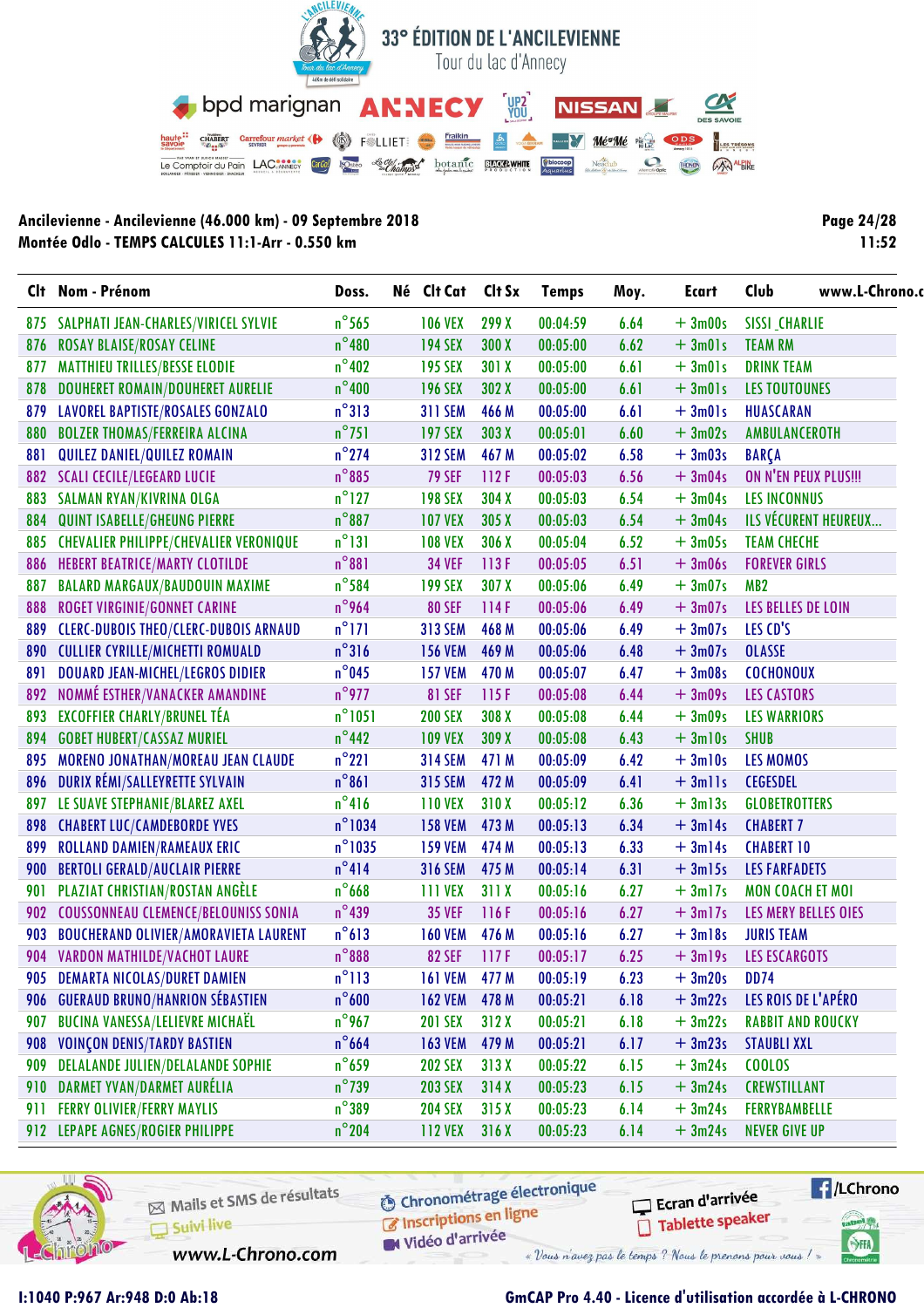# 33° ÉDITION DE L'ANCILEVIENNE

Tour du lac d'Annecy

**Ancilevienne - Ancilevienne (46.000 km) - 09 Septembre 2018**
**Montée Odlo - TEMPS CALCULES 11:1-Arr - 0.550 km**

| Clt | Nom - Prénom | Doss. | Né | Clt Cat | Clt Sx | Temps | Moy. | Ecart | Club |
|---|---|---|---|---|---|---|---|---|---|
| 875 | SALPHATI JEAN-CHARLES/VIRICEL SYLVIE | n°565 | | 106 VEX | 299 X | 00:04:59 | 6.64 | + 3m00s | SISSI_CHARLIE |
| 876 | ROSAY BLAISE/ROSAY CELINE | n°480 | | 194 SEX | 300 X | 00:05:00 | 6.62 | + 3m01s | TEAM RM |
| 877 | MATTHIEU TRILLES/BESSE ELODIE | n°402 | | 195 SEX | 301 X | 00:05:00 | 6.61 | + 3m01s | DRINK TEAM |
| 878 | DOUHERET ROMAIN/DOUHERET AURELIE | n°400 | | 196 SEX | 302 X | 00:05:00 | 6.61 | + 3m01s | LES TOUTOUNES |
| 879 | LAVOREL BAPTISTE/ROSALES GONZALO | n°313 | | 311 SEM | 466 M | 00:05:00 | 6.61 | + 3m01s | HUASCARAN |
| 880 | BOLZER THOMAS/FERREIRA ALCINA | n°751 | | 197 SEX | 303 X | 00:05:01 | 6.60 | + 3m02s | AMBULANCEROTH |
| 881 | QUILEZ DANIEL/QUILEZ ROMAIN | n°274 | | 312 SEM | 467 M | 00:05:02 | 6.58 | + 3m03s | BARÇA |
| 882 | SCALI CECILE/LEGEARD LUCIE | n°885 | | 79 SEF | 112 F | 00:05:03 | 6.56 | + 3m04s | ON N'EN PEUX PLUS!!! |
| 883 | SALMAN RYAN/KIVRINA OLGA | n°127 | | 198 SEX | 304 X | 00:05:03 | 6.54 | + 3m04s | LES INCONNUS |
| 884 | QUINT ISABELLE/GHEUNG PIERRE | n°887 | | 107 VEX | 305 X | 00:05:03 | 6.54 | + 3m04s | ILS VÉCURENT HEUREUX... |
| 885 | CHEVALIER PHILIPPE/CHEVALIER VERONIQUE | n°131 | | 108 VEX | 306 X | 00:05:04 | 6.52 | + 3m05s | TEAM CHECHE |
| 886 | HEBERT BEATRICE/MARTY CLOTILDE | n°881 | | 34 VEF | 113 F | 00:05:05 | 6.51 | + 3m06s | FOREVER GIRLS |
| 887 | BALARD MARGAUX/BAUDOUIN MAXIME | n°584 | | 199 SEX | 307 X | 00:05:06 | 6.49 | + 3m07s | MB2 |
| 888 | ROGET VIRGINIE/GONNET CARINE | n°964 | | 80 SEF | 114 F | 00:05:06 | 6.49 | + 3m07s | LES BELLES DE LOIN |
| 889 | CLERC-DUBOIS THEO/CLERC-DUBOIS ARNAUD | n°171 | | 313 SEM | 468 M | 00:05:06 | 6.49 | + 3m07s | LES CD'S |
| 890 | CULLIER CYRILLE/MICHETTI ROMUALD | n°316 | | 156 VEM | 469 M | 00:05:06 | 6.48 | + 3m07s | OLASSE |
| 891 | DOUARD JEAN-MICHEL/LEGROS DIDIER | n°045 | | 157 VEM | 470 M | 00:05:07 | 6.47 | + 3m08s | COCHONOUX |
| 892 | NOMMÉ ESTHER/VANACKER AMANDINE | n°977 | | 81 SEF | 115 F | 00:05:08 | 6.44 | + 3m09s | LES CASTORS |
| 893 | EXCOFFIER CHARLY/BRUNEL TÉA | n°1051 | | 200 SEX | 308 X | 00:05:08 | 6.44 | + 3m09s | LES WARRIORS |
| 894 | GOBET HUBERT/CASSAZ MURIEL | n°442 | | 109 VEX | 309 X | 00:05:08 | 6.43 | + 3m10s | SHUB |
| 895 | MORENO JONATHAN/MOREAU JEAN CLAUDE | n°221 | | 314 SEM | 471 M | 00:05:09 | 6.42 | + 3m10s | LES MOMOS |
| 896 | DURIX RÉMI/SALLEYRETTE SYLVAIN | n°861 | | 315 SEM | 472 M | 00:05:09 | 6.41 | + 3m11s | CEGESDEL |
| 897 | LE SUAVE STEPHANIE/BLAREZ AXEL | n°416 | | 110 VEX | 310 X | 00:05:12 | 6.36 | + 3m13s | GLOBETROTTERS |
| 898 | CHABERT LUC/CAMDEBORDE YVES | n°1034 | | 158 VEM | 473 M | 00:05:13 | 6.34 | + 3m14s | CHABERT 7 |
| 899 | ROLLAND DAMIEN/RAMEAUX ERIC | n°1035 | | 159 VEM | 474 M | 00:05:13 | 6.33 | + 3m14s | CHABERT 10 |
| 900 | BERTOLI GERALD/AUCLAIR PIERRE | n°414 | | 316 SEM | 475 M | 00:05:14 | 6.31 | + 3m15s | LES FARFADETS |
| 901 | PLAZIAT CHRISTIAN/ROSTAN ANGÈLE | n°668 | | 111 VEX | 311 X | 00:05:16 | 6.27 | + 3m17s | MON COACH ET MOI |
| 902 | COUSSONNEAU CLEMENCE/BELOUNISS SONIA | n°439 | | 35 VEF | 116 F | 00:05:16 | 6.27 | + 3m17s | LES MERY BELLES OIES |
| 903 | BOUCHERAND OLIVIER/AMORAVIETA LAURENT | n°613 | | 160 VEM | 476 M | 00:05:16 | 6.27 | + 3m18s | JURIS TEAM |
| 904 | VARDON MATHILDE/VACHOT LAURE | n°888 | | 82 SEF | 117 F | 00:05:17 | 6.25 | + 3m19s | LES ESCARGOTS |
| 905 | DEMARTA NICOLAS/DURET DAMIEN | n°113 | | 161 VEM | 477 M | 00:05:19 | 6.23 | + 3m20s | DD74 |
| 906 | GUERAUD BRUNO/HANRION SÉBASTIEN | n°600 | | 162 VEM | 478 M | 00:05:21 | 6.18 | + 3m22s | LES ROIS DE L'APÉRO |
| 907 | BUCINA VANESSA/LELIEVRE MICHAËL | n°967 | | 201 SEX | 312 X | 00:05:21 | 6.18 | + 3m22s | RABBIT AND ROUCKY |
| 908 | VOINÇON DENIS/TARDY BASTIEN | n°664 | | 163 VEM | 479 M | 00:05:21 | 6.17 | + 3m23s | STAUBLI XXL |
| 909 | DELALANDE JULIEN/DELALANDE SOPHIE | n°659 | | 202 SEX | 313 X | 00:05:22 | 6.15 | + 3m24s | COOLOS |
| 910 | DARMET YVAN/DARMET AURÉLIA | n°739 | | 203 SEX | 314 X | 00:05:23 | 6.15 | + 3m24s | CREWSTILLANT |
| 911 | FERRY OLIVIER/FERRY MAYLIS | n°389 | | 204 SEX | 315 X | 00:05:23 | 6.14 | + 3m24s | FERRYBAMBELLE |
| 912 | LEPAPE AGNES/ROGIER PHILIPPE | n°204 | | 112 VEX | 316 X | 00:05:23 | 6.14 | + 3m24s | NEVER GIVE UP |

I:1040 P:967 Ar:948 D:0 Ab:18

GmCAP Pro 4.40 - Licence d'utilisation accordée à L-CHRONO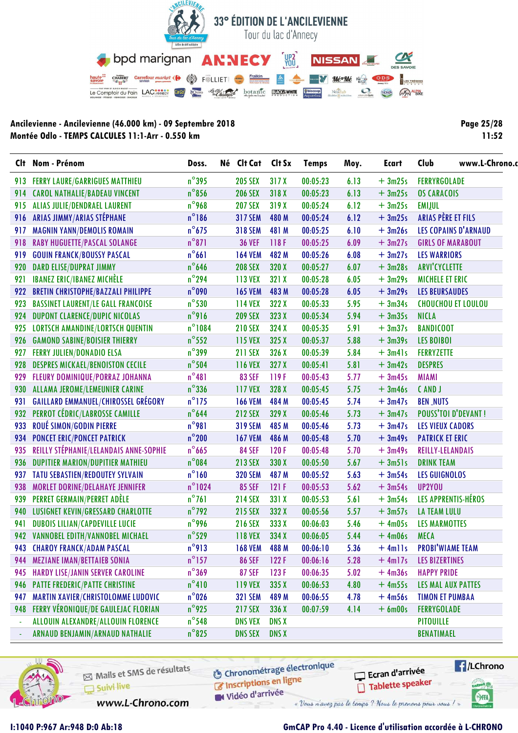# 33° ÉDITION DE L'ANCILEVIENNE

Tour du lac d'Annecy

**Ancilevienne - Ancilevienne (46.000 km) - 09 Septembre 2018**
**Montée Odlo - TEMPS CALCULES 11:1-Arr - 0.550 km**

**Page 25/28**
**11:52**

| Clt | Nom - Prénom | Doss. | Né | Clt Cat | Clt Sx | Temps | Moy. | Ecart | Club |
|---|---|---|---|---|---|---|---|---|---|
| 913 | FERRY LAURE/GARRIGUES MATTHIEU | n°395 | | 205 SEX | 317 X | 00:05:23 | 6.13 | + 3m25s | FERRYRGOLADE |
| 914 | CAROL NATHALIE/BADEAU VINCENT | n°856 | | 206 SEX | 318 X | 00:05:23 | 6.13 | + 3m25s | OS CARACOIS |
| 915 | ALIAS JULIE/DENDRAEL LAURENT | n°968 | | 207 SEX | 319 X | 00:05:24 | 6.12 | + 3m25s | EMIJUL |
| 916 | ARIAS JIMMY/ARIAS STÉPHANE | n°186 | | 317 SEM | 480 M | 00:05:24 | 6.12 | + 3m25s | ARIAS PÈRE ET FILS |
| 917 | MAGNIN YANN/DEMOLIS ROMAIN | n°675 | | 318 SEM | 481 M | 00:05:25 | 6.10 | + 3m26s | LES COPAINS D'ARNAUD |
| 918 | RABY HUGUETTE/PASCAL SOLANGE | n°871 | | 36 VEF | 118 F | 00:05:25 | 6.09 | + 3m27s | GIRLS OF MARABOUT |
| 919 | GOUIN FRANCK/BOUSSY PASCAL | n°661 | | 164 VEM | 482 M | 00:05:26 | 6.08 | + 3m27s | LES WARRIORS |
| 920 | DARD ELISE/DUPRAT JIMMY | n°646 | | 208 SEX | 320 X | 00:05:27 | 6.07 | + 3m28s | ARVI'CYCLETTE |
| 921 | IBANEZ ERIC/IBANEZ MICHÈLE | n°294 | | 113 VEX | 321 X | 00:05:28 | 6.05 | + 3m29s | MICHELE ET ERIC |
| 922 | BRETIN CHRISTOPHE/BAZZALI PHILIPPE | n°090 | | 165 VEM | 483 M | 00:05:28 | 6.05 | + 3m29s | LES BEURSAUDES |
| 923 | BASSINET LAURENT/LE GALL FRANCOISE | n°530 | | 114 VEX | 322 X | 00:05:33 | 5.95 | + 3m34s | CHOUCHOU ET LOULOU |
| 924 | DUPONT CLARENCE/DUPIC NICOLAS | n°916 | | 209 SEX | 323 X | 00:05:34 | 5.94 | + 3m35s | NICLA |
| 925 | LORTSCH AMANDINE/LORTSCH QUENTIN | n°1084 | | 210 SEX | 324 X | 00:05:35 | 5.91 | + 3m37s | BANDICOOT |
| 926 | GAMOND SABINE/BOISIER THIERRY | n°552 | | 115 VEX | 325 X | 00:05:37 | 5.88 | + 3m39s | LES BOIBOI |
| 927 | FERRY JULIEN/DONADIO ELSA | n°399 | | 211 SEX | 326 X | 00:05:39 | 5.84 | + 3m41s | FERRYZETTE |
| 928 | DESPRES MICKAEL/BENOISTON CECILE | n°504 | | 116 VEX | 327 X | 00:05:41 | 5.81 | + 3m42s | DESPRES |
| 929 | FLEURY DOMINIQUE/PORRAZ JOHANNA | n°481 | | 83 SEF | 119 F | 00:05:43 | 5.77 | + 3m45s | MIAMI |
| 930 | ALLAMA JEROME/LEMEUNIER CARINE | n°336 | | 117 VEX | 328 X | 00:05:45 | 5.75 | + 3m46s | C AND J |
| 931 | GAILLARD EMMANUEL/CHIROSSEL GRÉGORY | n°175 | | 166 VEM | 484 M | 00:05:45 | 5.74 | + 3m47s | BEN _NUTS |
| 932 | PERROT CÉDRIC/LABROSSE CAMILLE | n°644 | | 212 SEX | 329 X | 00:05:46 | 5.73 | + 3m47s | POUSS'TOI D'DEVANT ! |
| 933 | ROUÉ SIMON/GODIN PIERRE | n°981 | | 319 SEM | 485 M | 00:05:46 | 5.73 | + 3m47s | LES VIEUX CADORS |
| 934 | PONCET ERIC/PONCET PATRICK | n°200 | | 167 VEM | 486 M | 00:05:48 | 5.70 | + 3m49s | PATRICK ET ERIC |
| 935 | REILLY STÉPHANIE/LELANDAIS ANNE-SOPHIE | n°665 | | 84 SEF | 120 F | 00:05:48 | 5.70 | + 3m49s | REILLY-LELANDAIS |
| 936 | DUPITIER MARION/DUPITIER MATHIEU | n°084 | | 213 SEX | 330 X | 00:05:50 | 5.67 | + 3m51s | DRINK TEAM |
| 937 | TATU SEBASTIEN/REDOUTEY SYLVAIN | n°160 | | 320 SEM | 487 M | 00:05:52 | 5.63 | + 3m54s | LES GUIGNOLOS |
| 938 | MORLET DORINE/DELAHAYE JENNIFER | n°1024 | | 85 SEF | 121 F | 00:05:53 | 5.62 | + 3m54s | UP2YOU |
| 939 | PERRET GERMAIN/PERRET ADÈLE | n°761 | | 214 SEX | 331 X | 00:05:53 | 5.61 | + 3m54s | LES APPRENTIS-HÉROS |
| 940 | LUSIGNET KEVIN/GRESSARD CHARLOTTE | n°792 | | 215 SEX | 332 X | 00:05:56 | 5.57 | + 3m57s | LA TEAM LULU |
| 941 | DUBOIS LILIAN/CAPDEVILLE LUCIE | n°996 | | 216 SEX | 333 X | 00:06:03 | 5.46 | + 4m05s | LES MARMOTTES |
| 942 | VANNOBEL EDITH/VANNOBEL MICHAEL | n°529 | | 118 VEX | 334 X | 00:06:05 | 5.44 | + 4m06s | MECA |
| 943 | CHAROY FRANCK/ADAM PASCAL | n°913 | | 168 VEM | 488 M | 00:06:10 | 5.36 | + 4m11s | PROBI'WIAME TEAM |
| 944 | MEZIANE IMAN/BETTAIEB SONIA | n°157 | | 86 SEF | 122 F | 00:06:16 | 5.28 | + 4m17s | LES BIZERTINES |
| 945 | HARDY LISE/JANIN SERVER CAROLINE | n°369 | | 87 SEF | 123 F | 00:06:35 | 5.02 | + 4m36s | HAPPY PRIDE |
| 946 | PATTE FREDERIC/PATTE CHRISTINE | n°410 | | 119 VEX | 335 X | 00:06:53 | 4.80 | + 4m55s | LES MAL AUX PATTES |
| 947 | MARTIN XAVIER/CHRISTOLOMME LUDOVIC | n°026 | | 321 SEM | 489 M | 00:06:55 | 4.78 | + 4m56s | TIMON ET PUMBAA |
| 948 | FERRY VÉRONIQUE/DE GAULEJAC FLORIAN | n°925 | | 217 SEX | 336 X | 00:07:59 | 4.14 | + 6m00s | FERRYGOLADE |
| - | ALLOUIN ALEXANDRE/ALLOUIN FLORENCE | n°548 | | DNS VEX | DNS X | | | | PITOUILLE |
| - | ARNAUD BENJAMIN/ARNAUD NATHALIE | n°825 | | DNS SEX | DNS X | | | | BENATIMAEL |

I:1040 P:967 Ar:948 D:0 Ab:18

GmCAP Pro 4.40 - Licence d'utilisation accordée à L-CHRONO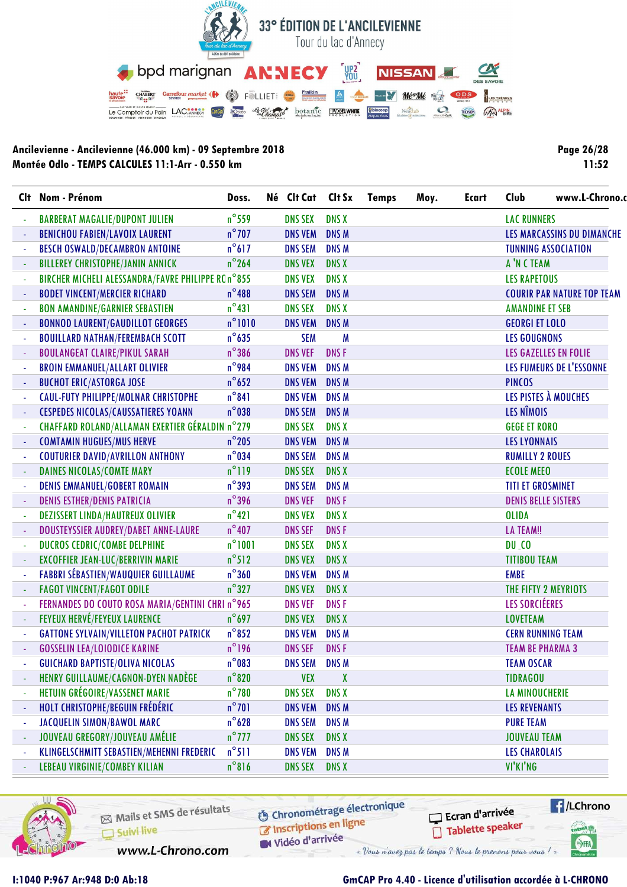# 33° ÉDITION DE L'ANCILEVIENNE

Tour du lac d'Annecy

**Ancilevienne - Ancilevienne (46.000 km) - 09 Septembre 2018**
**Montée Odlo - TEMPS CALCULES 11:1-Arr - 0.550 km**

11:52

| Clt | Nom - Prénom | Doss. | Né | Clt Cat | Clt Sx | Temps | Moy. | Ecart | Club |
|---|---|---|---|---|---|---|---|---|---|
| - | BARBERAT MAGALIE/DUPONT JULIEN | n°559 | | DNS SEX | DNS X | | | | LAC RUNNERS |
| - | BENICHOU FABIEN/LAVOIX LAURENT | n°707 | | DNS VEM | DNS M | | | | LES MARCASSINS DU DIMANCHE |
| - | BESCH OSWALD/DECAMBRON ANTOINE | n°617 | | DNS SEM | DNS M | | | | TUNNING ASSOCIATION |
| - | BILLEREY CHRISTOPHE/JANIN ANNICK | n°264 | | DNS VEX | DNS X | | | | A 'N C TEAM |
| - | BIRCHER MICHELI ALESSANDRA/FAVRE PHILIPPE RO | n°855 | | DNS VEX | DNS X | | | | LES RAPETOUS |
| - | BODET VINCENT/MERCIER RICHARD | n°488 | | DNS SEM | DNS M | | | | COURIR PAR NATURE TOP TEAM |
| - | BON AMANDINE/GARNIER SEBASTIEN | n°431 | | DNS SEX | DNS X | | | | AMANDINE ET SEB |
| - | BONNOD LAURENT/GAUDILLOT GEORGES | n°1010 | | DNS VEM | DNS M | | | | GEORGI ET LOLO |
| - | BOUILLARD NATHAN/FEREMBACH SCOTT | n°635 | | SEM | M | | | | LES GOUGNONS |
| - | BOULANGEAT CLAIRE/PIKUL SARAH | n°386 | | DNS VEF | DNS F | | | | LES GAZELLES EN FOLIE |
| - | BROIN EMMANUEL/ALLART OLIVIER | n°984 | | DNS VEM | DNS M | | | | LES FUMEURS DE L'ESSONNE |
| - | BUCHOT ERIC/ASTORGA JOSE | n°652 | | DNS VEM | DNS M | | | | PINCOS |
| - | CAUL-FUTY PHILIPPE/MOLNAR CHRISTOPHE | n°841 | | DNS VEM | DNS M | | | | LES PISTES À MOUCHES |
| - | CESPEDES NICOLAS/CAUSSATIERES YOANN | n°038 | | DNS SEM | DNS M | | | | LES NÎMOIS |
| - | CHAFFARD ROLAND/ALLAMAN EXERTIER GÉRALDIN | n°279 | | DNS SEX | DNS X | | | | GEGE ET RORO |
| - | COMTAMIN HUGUES/MUS HERVE | n°205 | | DNS VEM | DNS M | | | | LES LYONNAIS |
| - | COUTURIER DAVID/AVRILLON ANTHONY | n°034 | | DNS SEM | DNS M | | | | RUMILLY 2 ROUES |
| - | DAINES NICOLAS/COMTE MARY | n°119 | | DNS SEX | DNS X | | | | ECOLE MEEO |
| - | DENIS EMMANUEL/GOBERT ROMAIN | n°393 | | DNS SEM | DNS M | | | | TITI ET GROSMINET |
| - | DENIS ESTHER/DENIS PATRICIA | n°396 | | DNS VEF | DNS F | | | | DENIS BELLE SISTERS |
| - | DEZISSERT LINDA/HAUTREUX OLIVIER | n°421 | | DNS VEX | DNS X | | | | OLIDA |
| - | DOUSTEYSSIER AUDREY/DABET ANNE-LAURE | n°407 | | DNS SEF | DNS F | | | | LA TEAM!! |
| - | DUCROS CEDRIC/COMBE DELPHINE | n°1001 | | DNS SEX | DNS X | | | | DU_CO |
| - | EXCOFFIER JEAN-LUC/BERRIVIN MARIE | n°512 | | DNS VEX | DNS X | | | | TITIBOU TEAM |
| - | FABBRI SÉBASTIEN/WAUQUIER GUILLAUME | n°360 | | DNS VEM | DNS M | | | | EMBE |
| - | FAGOT VINCENT/FAGOT ODILE | n°327 | | DNS VEX | DNS X | | | | THE FIFTY 2 MEYRIOTS |
| - | FERNANDES DO COUTO ROSA MARIA/GENTINI CHRI | n°965 | | DNS VEF | DNS F | | | | LES SORCIÉERES |
| - | FEYEUX HERVÉ/FEYEUX LAURENCE | n°697 | | DNS VEX | DNS X | | | | LOVETEAM |
| - | GATTONE SYLVAIN/VILLETON PACHOT PATRICK | n°852 | | DNS VEM | DNS M | | | | CERN RUNNING TEAM |
| - | GOSSELIN LEA/LOIODICE KARINE | n°196 | | DNS SEF | DNS F | | | | TEAM BE PHARMA 3 |
| - | GUICHARD BAPTISTE/OLIVA NICOLAS | n°083 | | DNS SEM | DNS M | | | | TEAM OSCAR |
| - | HENRY GUILLAUME/CAGNON-DYEN NADÈGE | n°820 | | VEX | X | | | | TIDRAGOU |
| - | HETUIN GRÉGOIRE/VASSENET MARIE | n°780 | | DNS SEX | DNS X | | | | LA MINOUCHERIE |
| - | HOLT CHRISTOPHE/BEGUIN FRÉDÉRIC | n°701 | | DNS VEM | DNS M | | | | LES REVENANTS |
| - | JACQUELIN SIMON/BAWOL MARC | n°628 | | DNS SEM | DNS M | | | | PURE TEAM |
| - | JOUVEAU GREGORY/JOUVEAU AMÉLIE | n°777 | | DNS SEX | DNS X | | | | JOUVEAU TEAM |
| - | KLINGELSCHMITT SEBASTIEN/MEHENNI FREDERIC | n°511 | | DNS VEM | DNS M | | | | LES CHAROLAIS |
| - | LEBEAU VIRGINIE/COMBEY KILIAN | n°816 | | DNS SEX | DNS X | | | | VI'KI'NG |

I:1040 P:967 Ar:948 D:0 Ab:18

GmCAP Pro 4.40 - Licence d'utilisation accordée à L-CHRONO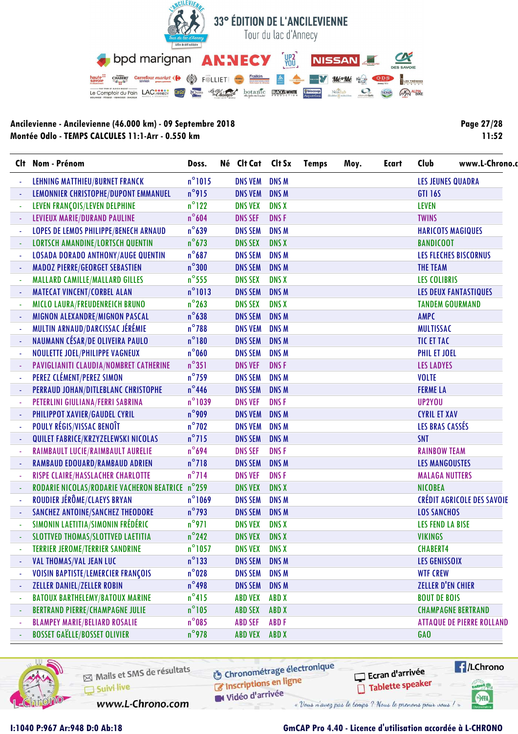## 33° ÉDITION DE L'ANCILEVIENNE

Tour du lac d'Annecy

**Ancilevienne - Ancilevienne (46.000 km) - 09 Septembre 2018**
**Montée Odlo - TEMPS CALCULES 11:1-Arr - 0.550 km**

| Clt | Nom - Prénom | Doss. | Né | Clt Cat | Clt Sx | Temps | Moy. | Ecart | Club |
|---|---|---|---|---|---|---|---|---|---|
| - | LEHNING MATTHIEU/BURNET FRANCK | n°1015 | | DNS VEM | DNS M | | | | LES JEUNES QUADRA |
| - | LEMONNIER CHRISTOPHE/DUPONT EMMANUEL | n°915 | | DNS VEM | DNS M | | | | GTI 16S |
| - | LEVEN FRANÇOIS/LEVEN DELPHINE | n°122 | | DNS VEX | DNS X | | | | LEVEN |
| - | LEVIEUX MARIE/DURAND PAULINE | n°604 | | DNS SEF | DNS F | | | | TWINS |
| - | LOPES DE LEMOS PHILIPPE/BENECH ARNAUD | n°639 | | DNS SEM | DNS M | | | | HARICOTS MAGIQUES |
| - | LORTSCH AMANDINE/LORTSCH QUENTIN | n°673 | | DNS SEX | DNS X | | | | BANDICOOT |
| - | LOSADA DORADO ANTHONY/AUGE QUENTIN | n°687 | | DNS SEM | DNS M | | | | LES FLECHES BISCORNUS |
| - | MADOZ PIERRE/GEORGET SEBASTIEN | n°300 | | DNS SEM | DNS M | | | | THE TEAM |
| - | MALLARD CAMILLE/MALLARD GILLES | n°555 | | DNS SEX | DNS X | | | | LES COLIBRIS |
| - | MATECAT VINCENT/CORBEL ALAN | n°1013 | | DNS SEM | DNS M | | | | LES DEUX FANTASTIQUES |
| - | MICLO LAURA/FREUDENREICH BRUNO | n°263 | | DNS SEX | DNS X | | | | TANDEM GOURMAND |
| - | MIGNON ALEXANDRE/MIGNON PASCAL | n°638 | | DNS SEM | DNS M | | | | AMPC |
| - | MULTIN ARNAUD/DARCISSAC JÉRÉMIE | n°788 | | DNS VEM | DNS M | | | | MULTISSAC |
| - | NAUMANN CÉSAR/DE OLIVEIRA PAULO | n°180 | | DNS SEM | DNS M | | | | TIC ET TAC |
| - | NOULETTE JOEL/PHILIPPE VAGNEUX | n°060 | | DNS SEM | DNS M | | | | PHIL ET JOEL |
| - | PAVIGLIANITI CLAUDIA/NOMBRET CATHERINE | n°351 | | DNS VEF | DNS F | | | | LES LADYES |
| - | PEREZ CLÉMENT/PEREZ SIMON | n°759 | | DNS SEM | DNS M | | | | VOLTE |
| - | PERRAUD JOHAN/DITLEBLANC CHRISTOPHE | n°446 | | DNS SEM | DNS M | | | | FERME LA |
| - | PETERLINI GIULIANA/FERRI SABRINA | n°1039 | | DNS VEF | DNS F | | | | UP2YOU |
| - | PHILIPPOT XAVIER/GAUDEL CYRIL | n°909 | | DNS VEM | DNS M | | | | CYRIL ET XAV |
| - | POULY RÉGIS/VISSAC BENOÎT | n°702 | | DNS VEM | DNS M | | | | LES BRAS CASSÉS |
| - | QUILET FABRICE/KRZYZELEWSKI NICOLAS | n°715 | | DNS SEM | DNS M | | | | SNT |
| - | RAIMBAULT LUCIE/RAIMBAULT AURELIE | n°694 | | DNS SEF | DNS F | | | | RAINBOW TEAM |
| - | RAMBAUD EDOUARD/RAMBAUD ADRIEN | n°718 | | DNS SEM | DNS M | | | | LES MANGOUSTES |
| - | RISPE CLAIRE/HASSLACHER CHARLOTTE | n°714 | | DNS VEF | DNS F | | | | MALAGA NUTTERS |
| - | RODARIE NICOLAS/RODARIE VACHERON BEATRICE | n°259 | | DNS VEX | DNS X | | | | NICOBEA |
| - | ROUDIER JÉRÔME/CLAEYS BRYAN | n°1069 | | DNS SEM | DNS M | | | | CRÉDIT AGRICOLE DES SAVOIE |
| - | SANCHEZ ANTOINE/SANCHEZ THEODORE | n°793 | | DNS SEM | DNS M | | | | LOS SANCHOS |
| - | SIMONIN LAETITIA/SIMONIN FRÉDÉRIC | n°971 | | DNS VEX | DNS X | | | | LES FEND LA BISE |
| - | SLOTTVED THOMAS/SLOTTVED LAETITIA | n°242 | | DNS VEX | DNS X | | | | VIKINGS |
| - | TERRIER JEROME/TERRIER SANDRINE | n°1057 | | DNS VEX | DNS X | | | | CHABERT4 |
| - | VAL THOMAS/VAL JEAN LUC | n°133 | | DNS SEM | DNS M | | | | LES GENISSOIX |
| - | VOISIN BAPTISTE/LEMERCIER FRANÇOIS | n°028 | | DNS SEM | DNS M | | | | WTF CREW |
| - | ZELLER DANIEL/ZELLER ROBIN | n°498 | | DNS SEM | DNS M | | | | ZELLER D'EN CHIER |
| - | BATOUX BARTHELEMY/BATOUX MARINE | n°415 | | ABD VEX | ABD X | | | | BOUT DE BOIS |
| - | BERTRAND PIERRE/CHAMPAGNE JULIE | n°105 | | ABD SEX | ABD X | | | | CHAMPAGNE BERTRAND |
| - | BLAMPEY MARIE/BELIARD ROSALIE | n°085 | | ABD SEF | ABD F | | | | ATTAQUE DE PIERRE ROLLAND |
| - | BOSSET GAËLLE/BOSSET OLIVIER | n°978 | | ABD VEX | ABD X | | | | GAO |

I:1040 P:967 Ar:948 D:0 Ab:18

GmCAP Pro 4.40 - Licence d'utilisation accordée à L-CHRONO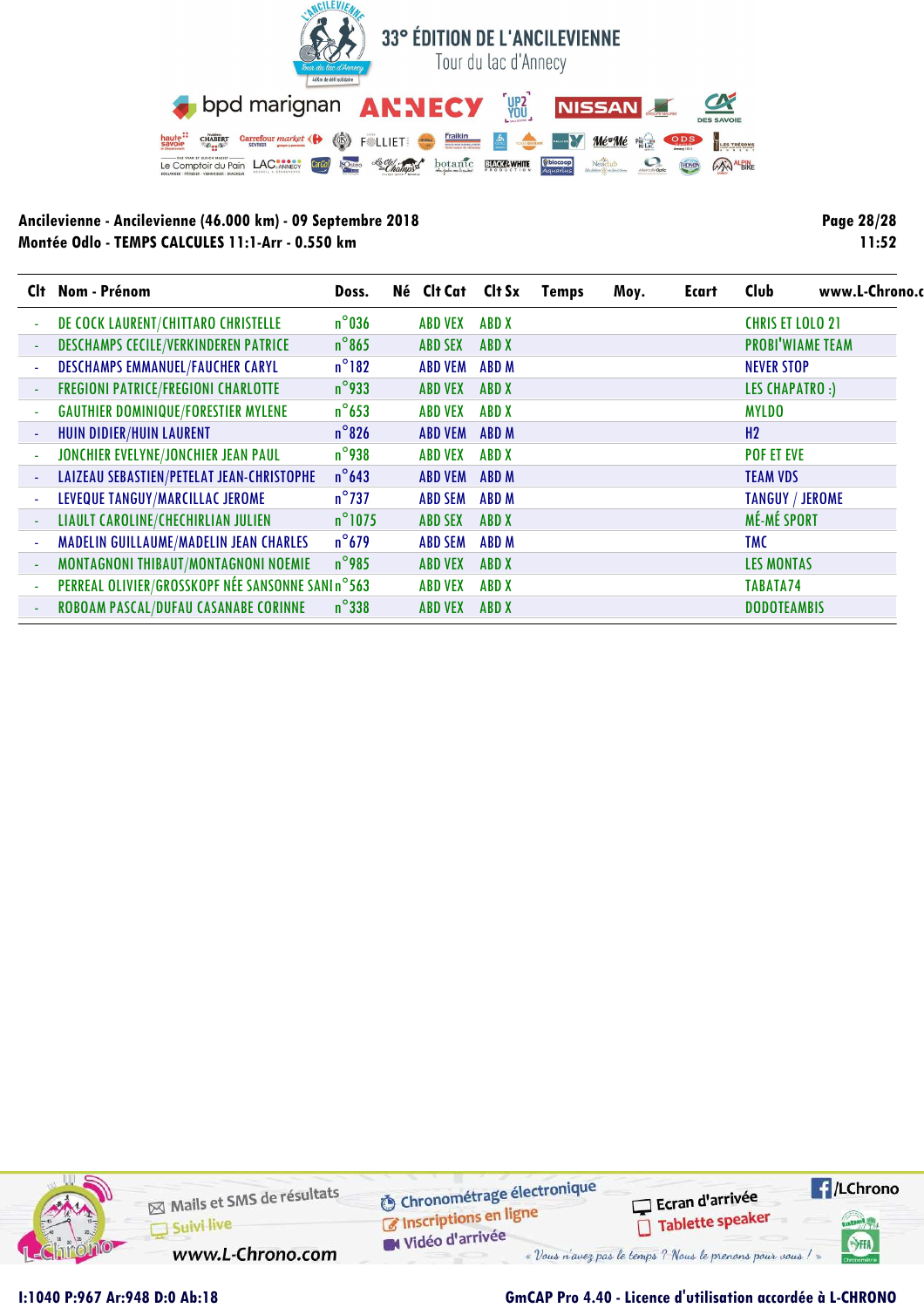# 33° ÉDITION DE L'ANCILEVIENNE

Tour du lac d'Annecy

**Ancilevienne - Ancilevienne (46.000 km) - 09 Septembre 2018**

**Montée Odlo - TEMPS CALCULES 11:1-Arr - 0.550 km**

11:52

| Clt | Nom - Prénom | Doss. | Né | Clt Cat | Clt Sx | Temps | Moy. | Ecart | Club |
|---|---|---|---|---|---|---|---|---|---|
| - | DE COCK LAURENT/CHITTARO CHRISTELLE | n°036 | | ABD VEX | ABD X | | | | CHRIS ET LOLO 21 |
| - | DESCHAMPS CECILE/VERKINDEREN PATRICE | n°865 | | ABD SEX | ABD X | | | | PROBI'WIAME TEAM |
| - | DESCHAMPS EMMANUEL/FAUCHER CARYL | n°182 | | ABD VEM | ABD M | | | | NEVER STOP |
| - | FREGIONI PATRICE/FREGIONI CHARLOTTE | n°933 | | ABD VEX | ABD X | | | | LES CHAPATRO :) |
| - | GAUTHIER DOMINIQUE/FORESTIER MYLENE | n°653 | | ABD VEX | ABD X | | | | MYLDO |
| - | HUIN DIDIER/HUIN LAURENT | n°826 | | ABD VEM | ABD M | | | | H2 |
| - | JONCHIER EVELYNE/JONCHIER JEAN PAUL | n°938 | | ABD VEX | ABD X | | | | POF ET EVE |
| - | LAIZEAU SEBASTIEN/PETELAT JEAN-CHRISTOPHE | n°643 | | ABD VEM | ABD M | | | | TEAM VDS |
| - | LEVEQUE TANGUY/MARCILLAC JEROME | n°737 | | ABD SEM | ABD M | | | | TANGUY / JEROME |
| - | LIAULT CAROLINE/CHECHIRLIAN JULIEN | n°1075 | | ABD SEX | ABD X | | | | MÉ-MÉ SPORT |
| - | MADELIN GUILLAUME/MADELIN JEAN CHARLES | n°679 | | ABD SEM | ABD M | | | | TMC |
| - | MONTAGNONI THIBAUT/MONTAGNONI NOEMIE | n°985 | | ABD VEX | ABD X | | | | LES MONTAS |
| - | PERREAL OLIVIER/GROSSKOPF NÉE SANSONNE SANI | n°563 | | ABD VEX | ABD X | | | | TABATA74 |
| - | ROBOAM PASCAL/DUFAU CASANABE CORINNE | n°338 | | ABD VEX | ABD X | | | | DODOTEAMBIS |

I:1040 P:967 Ar:948 D:0 Ab:18

GmCAP Pro 4.40 - Licence d'utilisation accordée à L-CHRONO